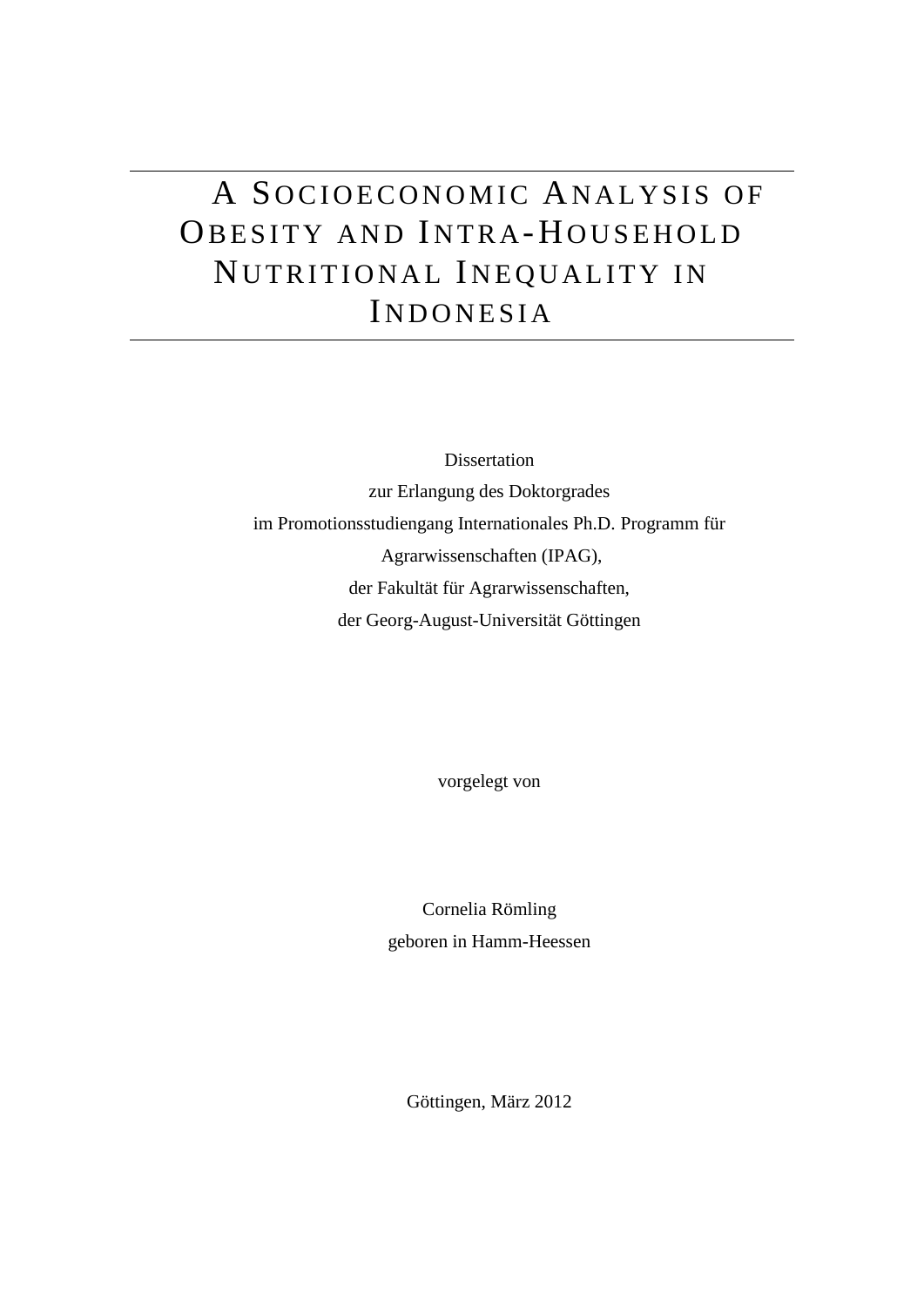# A Socioeconomic Analysis of Obesity and Intra-Household Nutritional Inequality in Indonesia

Dissertation
zur Erlangung des Doktorgrades
im Promotionsstudiengang Internationales Ph.D. Programm für
Agrarwissenschaften (IPAG),
der Fakultät für Agrarwissenschaften,
der Georg-August-Universität Göttingen

vorgelegt von

Cornelia Römling
geboren in Hamm-Heessen

Göttingen, März 2012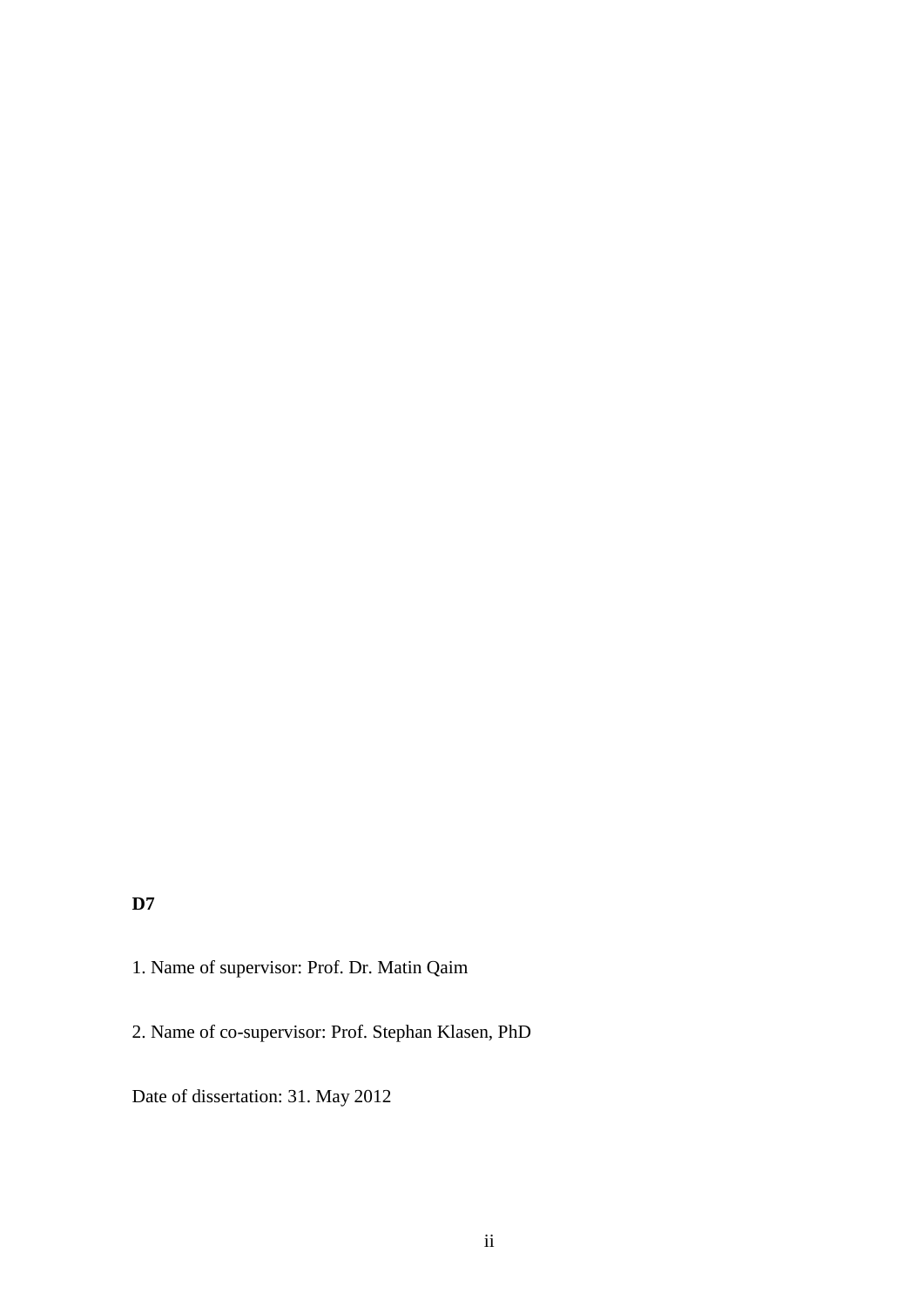**D7**

1. Name of supervisor: Prof. Dr. Matin Qaim

2. Name of co-supervisor: Prof. Stephan Klasen, PhD

Date of dissertation: 31. May 2012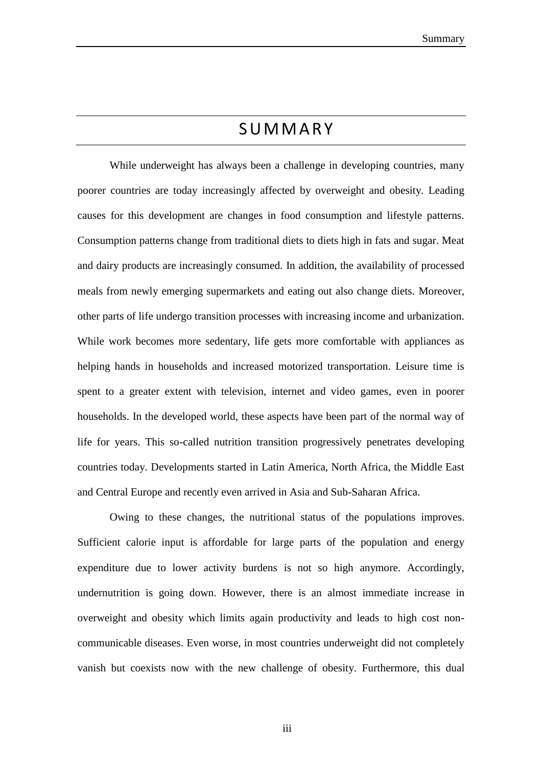# SUMMARY

While underweight has always been a challenge in developing countries, many poorer countries are today increasingly affected by overweight and obesity. Leading causes for this development are changes in food consumption and lifestyle patterns. Consumption patterns change from traditional diets to diets high in fats and sugar. Meat and dairy products are increasingly consumed. In addition, the availability of processed meals from newly emerging supermarkets and eating out also change diets. Moreover, other parts of life undergo transition processes with increasing income and urbanization. While work becomes more sedentary, life gets more comfortable with appliances as helping hands in households and increased motorized transportation. Leisure time is spent to a greater extent with television, internet and video games, even in poorer households. In the developed world, these aspects have been part of the normal way of life for years. This so-called nutrition transition progressively penetrates developing countries today. Developments started in Latin America, North Africa, the Middle East and Central Europe and recently even arrived in Asia and Sub-Saharan Africa.

Owing to these changes, the nutritional status of the populations improves. Sufficient calorie input is affordable for large parts of the population and energy expenditure due to lower activity burdens is not so high anymore. Accordingly, undernutrition is going down. However, there is an almost immediate increase in overweight and obesity which limits again productivity and leads to high cost non-communicable diseases. Even worse, in most countries underweight did not completely vanish but coexists now with the new challenge of obesity. Furthermore, this dual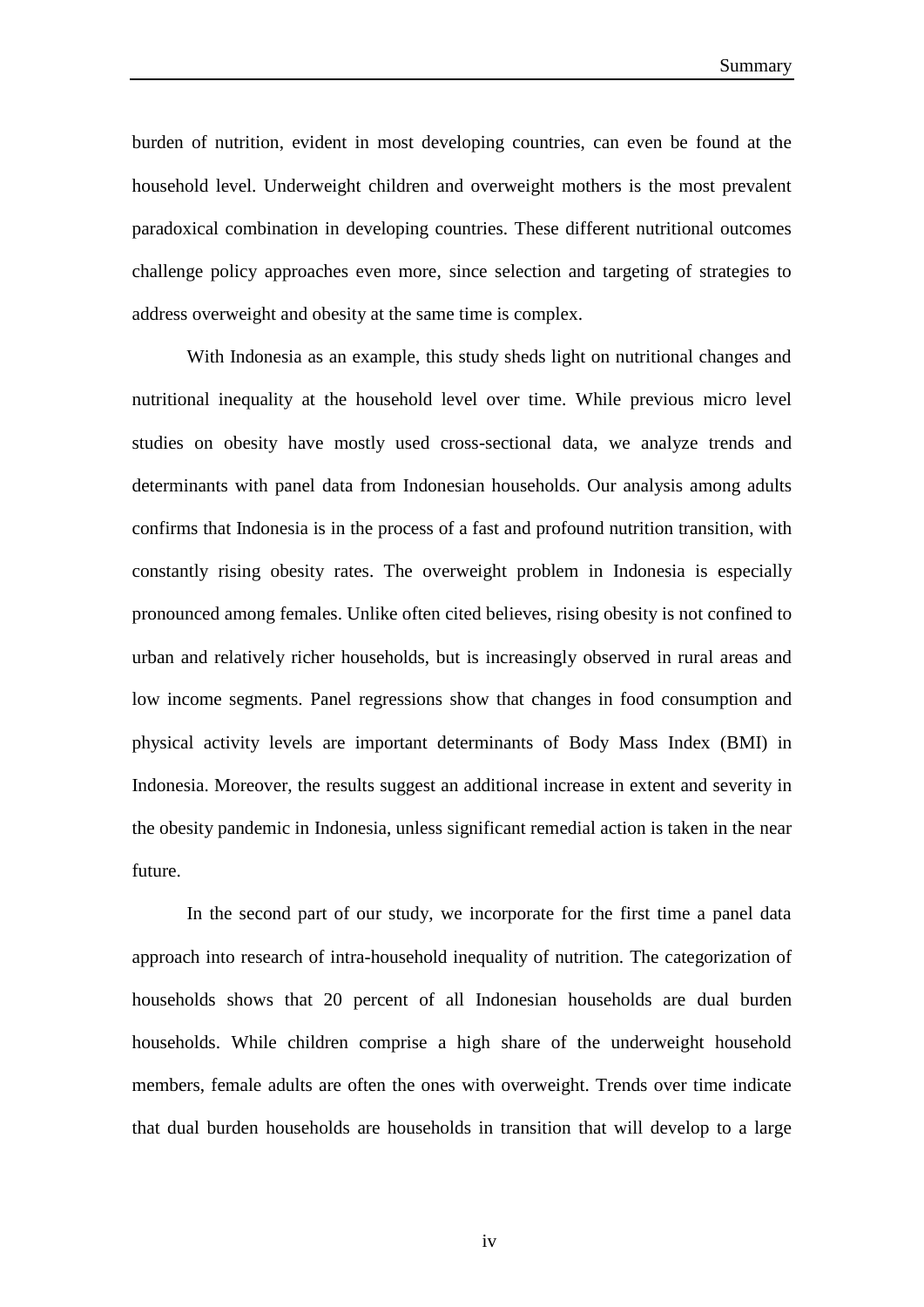burden of nutrition, evident in most developing countries, can even be found at the household level. Underweight children and overweight mothers is the most prevalent paradoxical combination in developing countries. These different nutritional outcomes challenge policy approaches even more, since selection and targeting of strategies to address overweight and obesity at the same time is complex.

With Indonesia as an example, this study sheds light on nutritional changes and nutritional inequality at the household level over time. While previous micro level studies on obesity have mostly used cross-sectional data, we analyze trends and determinants with panel data from Indonesian households. Our analysis among adults confirms that Indonesia is in the process of a fast and profound nutrition transition, with constantly rising obesity rates. The overweight problem in Indonesia is especially pronounced among females. Unlike often cited believes, rising obesity is not confined to urban and relatively richer households, but is increasingly observed in rural areas and low income segments. Panel regressions show that changes in food consumption and physical activity levels are important determinants of Body Mass Index (BMI) in Indonesia. Moreover, the results suggest an additional increase in extent and severity in the obesity pandemic in Indonesia, unless significant remedial action is taken in the near future.

In the second part of our study, we incorporate for the first time a panel data approach into research of intra-household inequality of nutrition. The categorization of households shows that 20 percent of all Indonesian households are dual burden households. While children comprise a high share of the underweight household members, female adults are often the ones with overweight. Trends over time indicate that dual burden households are households in transition that will develop to a large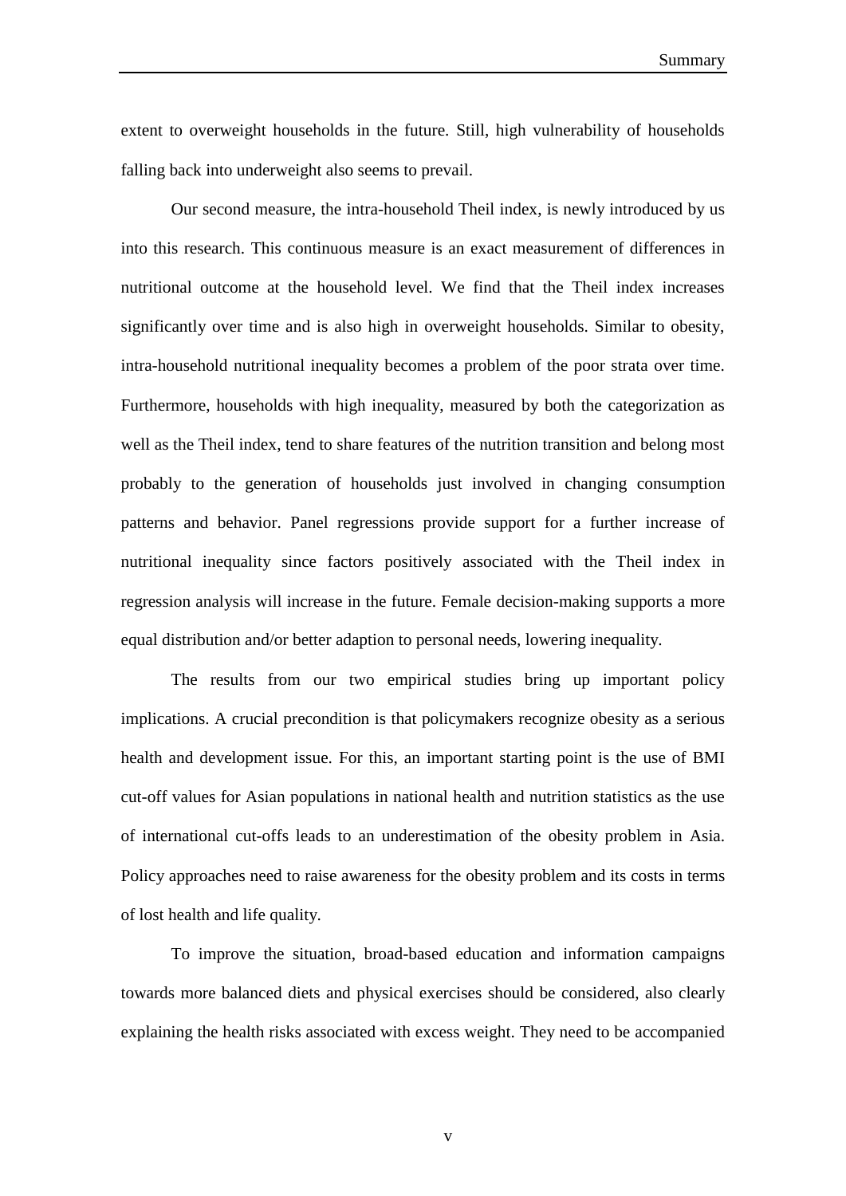extent to overweight households in the future. Still, high vulnerability of households falling back into underweight also seems to prevail.

Our second measure, the intra-household Theil index, is newly introduced by us into this research. This continuous measure is an exact measurement of differences in nutritional outcome at the household level. We find that the Theil index increases significantly over time and is also high in overweight households. Similar to obesity, intra-household nutritional inequality becomes a problem of the poor strata over time. Furthermore, households with high inequality, measured by both the categorization as well as the Theil index, tend to share features of the nutrition transition and belong most probably to the generation of households just involved in changing consumption patterns and behavior. Panel regressions provide support for a further increase of nutritional inequality since factors positively associated with the Theil index in regression analysis will increase in the future. Female decision-making supports a more equal distribution and/or better adaption to personal needs, lowering inequality.

The results from our two empirical studies bring up important policy implications. A crucial precondition is that policymakers recognize obesity as a serious health and development issue. For this, an important starting point is the use of BMI cut-off values for Asian populations in national health and nutrition statistics as the use of international cut-offs leads to an underestimation of the obesity problem in Asia. Policy approaches need to raise awareness for the obesity problem and its costs in terms of lost health and life quality.

To improve the situation, broad-based education and information campaigns towards more balanced diets and physical exercises should be considered, also clearly explaining the health risks associated with excess weight. They need to be accompanied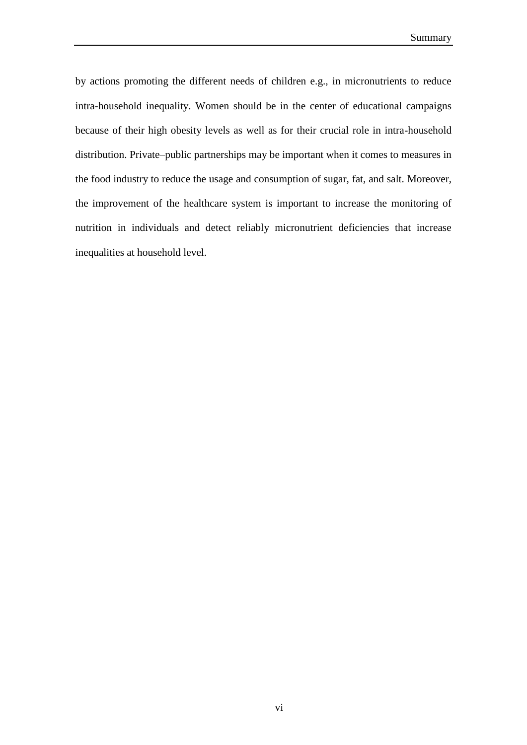by actions promoting the different needs of children e.g., in micronutrients to reduce intra-household inequality. Women should be in the center of educational campaigns because of their high obesity levels as well as for their crucial role in intra-household distribution. Private–public partnerships may be important when it comes to measures in the food industry to reduce the usage and consumption of sugar, fat, and salt. Moreover, the improvement of the healthcare system is important to increase the monitoring of nutrition in individuals and detect reliably micronutrient deficiencies that increase inequalities at household level.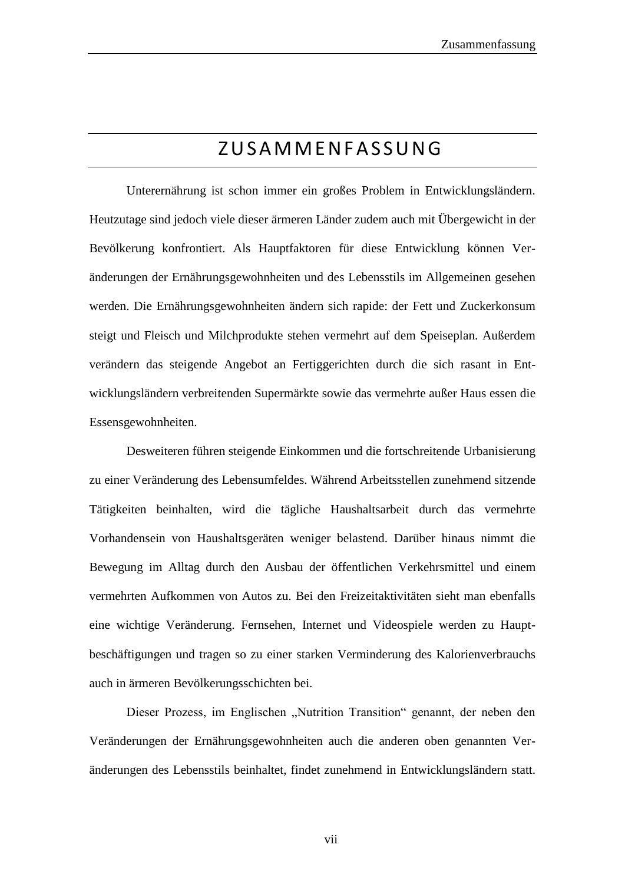# ZUSAMMENFASSUNG

Unterernährung ist schon immer ein großes Problem in Entwicklungsländern. Heutzutage sind jedoch viele dieser ärmeren Länder zudem auch mit Übergewicht in der Bevölkerung konfrontiert. Als Hauptfaktoren für diese Entwicklung können Veränderungen der Ernährungsgewohnheiten und des Lebensstils im Allgemeinen gesehen werden. Die Ernährungsgewohnheiten ändern sich rapide: der Fett und Zuckerkonsum steigt und Fleisch und Milchprodukte stehen vermehrt auf dem Speiseplan. Außerdem verändern das steigende Angebot an Fertiggerichten durch die sich rasant in Entwicklungsländern verbreitenden Supermärkte sowie das vermehrte außer Haus essen die Essensgewohnheiten.

Desweiteren führen steigende Einkommen und die fortschreitende Urbanisierung zu einer Veränderung des Lebensumfeldes. Während Arbeitsstellen zunehmend sitzende Tätigkeiten beinhalten, wird die tägliche Haushaltsarbeit durch das vermehrte Vorhandensein von Haushaltsgeräten weniger belastend. Darüber hinaus nimmt die Bewegung im Alltag durch den Ausbau der öffentlichen Verkehrsmittel und einem vermehrten Aufkommen von Autos zu. Bei den Freizeitaktivitäten sieht man ebenfalls eine wichtige Veränderung. Fernsehen, Internet und Videospiele werden zu Hauptbeschäftigungen und tragen so zu einer starken Verminderung des Kalorienverbrauchs auch in ärmeren Bevölkerungsschichten bei.

Dieser Prozess, im Englischen „Nutrition Transition" genannt, der neben den Veränderungen der Ernährungsgewohnheiten auch die anderen oben genannten Veränderungen des Lebensstils beinhaltet, findet zunehmend in Entwicklungsländern statt.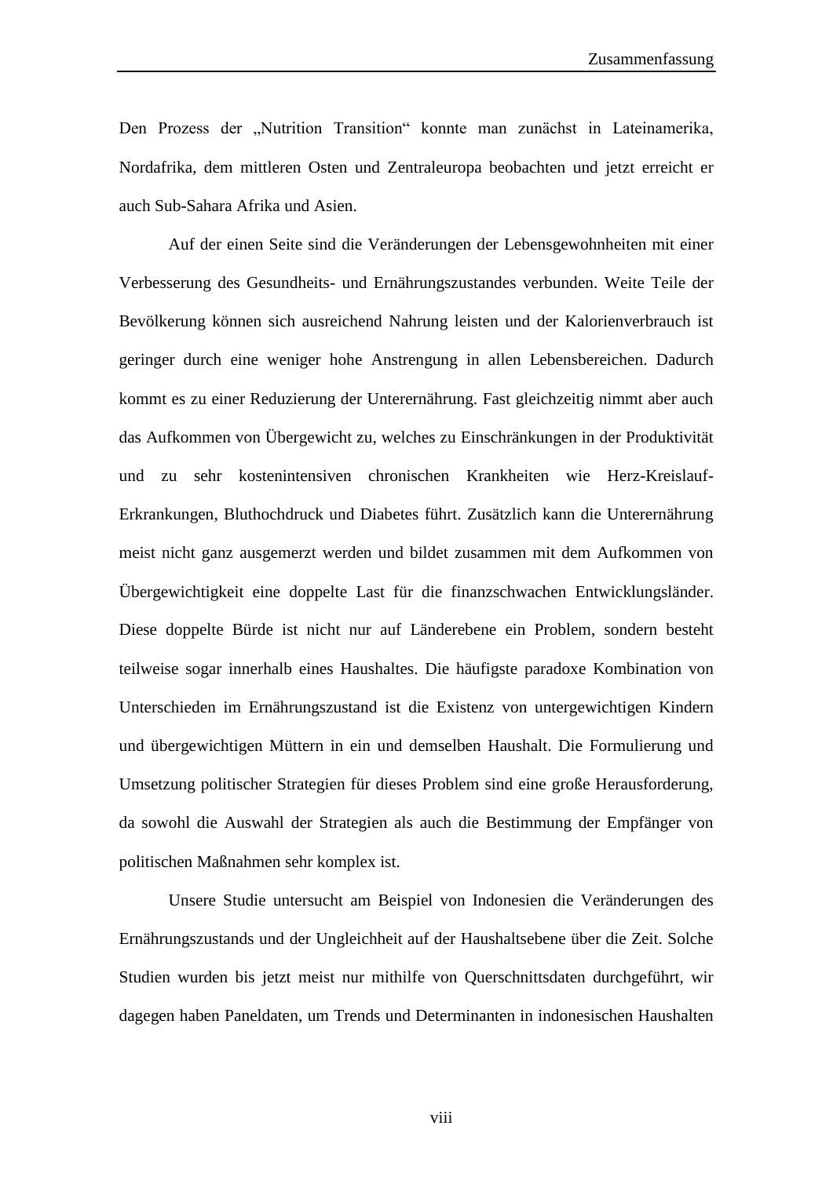Den Prozess der „Nutrition Transition“ konnte man zunächst in Lateinamerika, Nordafrika, dem mittleren Osten und Zentraleuropa beobachten und jetzt erreicht er auch Sub-Sahara Afrika und Asien.

Auf der einen Seite sind die Veränderungen der Lebensgewohnheiten mit einer Verbesserung des Gesundheits- und Ernährungszustandes verbunden. Weite Teile der Bevölkerung können sich ausreichend Nahrung leisten und der Kalorienverbrauch ist geringer durch eine weniger hohe Anstrengung in allen Lebensbereichen. Dadurch kommt es zu einer Reduzierung der Unterernährung. Fast gleichzeitig nimmt aber auch das Aufkommen von Übergewicht zu, welches zu Einschränkungen in der Produktivität und zu sehr kostenintensiven chronischen Krankheiten wie Herz-Kreislauf-Erkrankungen, Bluthochdruck und Diabetes führt. Zusätzlich kann die Unterernährung meist nicht ganz ausgemerzt werden und bildet zusammen mit dem Aufkommen von Übergewichtigkeit eine doppelte Last für die finanzschwachen Entwicklungsländer. Diese doppelte Bürde ist nicht nur auf Länderebene ein Problem, sondern besteht teilweise sogar innerhalb eines Haushaltes. Die häufigste paradoxe Kombination von Unterschieden im Ernährungszustand ist die Existenz von untergewichtigen Kindern und übergewichtigen Müttern in ein und demselben Haushalt. Die Formulierung und Umsetzung politischer Strategien für dieses Problem sind eine große Herausforderung, da sowohl die Auswahl der Strategien als auch die Bestimmung der Empfänger von politischen Maßnahmen sehr komplex ist.

Unsere Studie untersucht am Beispiel von Indonesien die Veränderungen des Ernährungszustands und der Ungleichheit auf der Haushaltsebene über die Zeit. Solche Studien wurden bis jetzt meist nur mithilfe von Querschnittsdaten durchgeführt, wir dagegen haben Paneldaten, um Trends und Determinanten in indonesischen Haushalten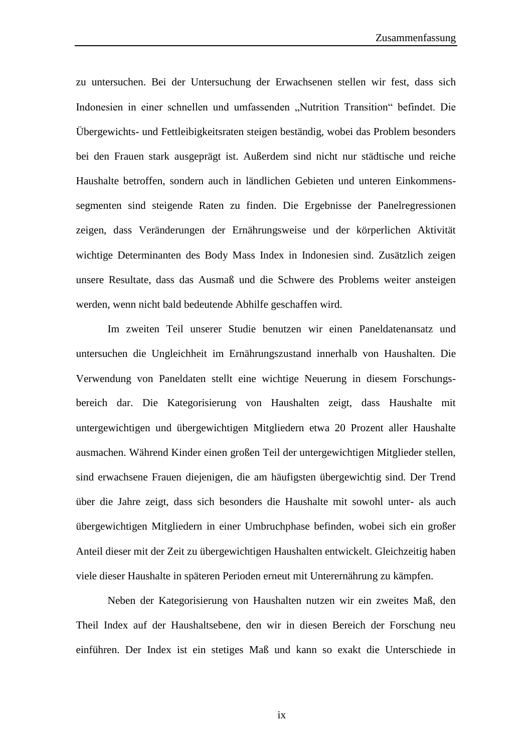zu untersuchen. Bei der Untersuchung der Erwachsenen stellen wir fest, dass sich Indonesien in einer schnellen und umfassenden „Nutrition Transition" befindet. Die Übergewichts- und Fettleibigkeitsraten steigen beständig, wobei das Problem besonders bei den Frauen stark ausgeprägt ist. Außerdem sind nicht nur städtische und reiche Haushalte betroffen, sondern auch in ländlichen Gebieten und unteren Einkommens-segmenten sind steigende Raten zu finden. Die Ergebnisse der Panelregressionen zeigen, dass Veränderungen der Ernährungsweise und der körperlichen Aktivität wichtige Determinanten des Body Mass Index in Indonesien sind. Zusätzlich zeigen unsere Resultate, dass das Ausmaß und die Schwere des Problems weiter ansteigen werden, wenn nicht bald bedeutende Abhilfe geschaffen wird.

Im zweiten Teil unserer Studie benutzen wir einen Paneldatenansatz und untersuchen die Ungleichheit im Ernährungszustand innerhalb von Haushalten. Die Verwendung von Paneldaten stellt eine wichtige Neuerung in diesem Forschungs-bereich dar. Die Kategorisierung von Haushalten zeigt, dass Haushalte mit untergewichtigen und übergewichtigen Mitgliedern etwa 20 Prozent aller Haushalte ausmachen. Während Kinder einen großen Teil der untergewichtigen Mitglieder stellen, sind erwachsene Frauen diejenigen, die am häufigsten übergewichtig sind. Der Trend über die Jahre zeigt, dass sich besonders die Haushalte mit sowohl unter- als auch übergewichtigen Mitgliedern in einer Umbruchphase befinden, wobei sich ein großer Anteil dieser mit der Zeit zu übergewichtigen Haushalten entwickelt. Gleichzeitig haben viele dieser Haushalte in späteren Perioden erneut mit Unterernährung zu kämpfen.

Neben der Kategorisierung von Haushalten nutzen wir ein zweites Maß, den Theil Index auf der Haushaltsebene, den wir in diesen Bereich der Forschung neu einführen. Der Index ist ein stetiges Maß und kann so exakt die Unterschiede in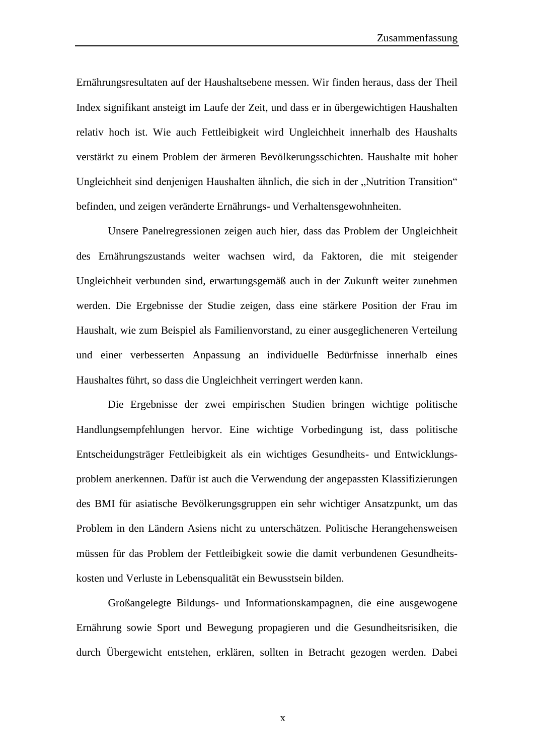Ernährungsresultaten auf der Haushaltsebene messen. Wir finden heraus, dass der Theil Index signifikant ansteigt im Laufe der Zeit, und dass er in übergewichtigen Haushalten relativ hoch ist. Wie auch Fettleibigkeit wird Ungleichheit innerhalb des Haushalts verstärkt zu einem Problem der ärmeren Bevölkerungsschichten. Haushalte mit hoher Ungleichheit sind denjenigen Haushalten ähnlich, die sich in der „Nutrition Transition" befinden, und zeigen veränderte Ernährungs- und Verhaltensgewohnheiten.

Unsere Panelregressionen zeigen auch hier, dass das Problem der Ungleichheit des Ernährungszustands weiter wachsen wird, da Faktoren, die mit steigender Ungleichheit verbunden sind, erwartungsgemäß auch in der Zukunft weiter zunehmen werden. Die Ergebnisse der Studie zeigen, dass eine stärkere Position der Frau im Haushalt, wie zum Beispiel als Familienvorstand, zu einer ausgeglicheneren Verteilung und einer verbesserten Anpassung an individuelle Bedürfnisse innerhalb eines Haushaltes führt, so dass die Ungleichheit verringert werden kann.

Die Ergebnisse der zwei empirischen Studien bringen wichtige politische Handlungsempfehlungen hervor. Eine wichtige Vorbedingung ist, dass politische Entscheidungsträger Fettleibigkeit als ein wichtiges Gesundheits- und Entwicklungsproblem anerkennen. Dafür ist auch die Verwendung der angepassten Klassifizierungen des BMI für asiatische Bevölkerungsgruppen ein sehr wichtiger Ansatzpunkt, um das Problem in den Ländern Asiens nicht zu unterschätzen. Politische Herangehensweisen müssen für das Problem der Fettleibigkeit sowie die damit verbundenen Gesundheitskosten und Verluste in Lebensqualität ein Bewusstsein bilden.

Großangelegte Bildungs- und Informationskampagnen, die eine ausgewogene Ernährung sowie Sport und Bewegung propagieren und die Gesundheitsrisiken, die durch Übergewicht entstehen, erklären, sollten in Betracht gezogen werden. Dabei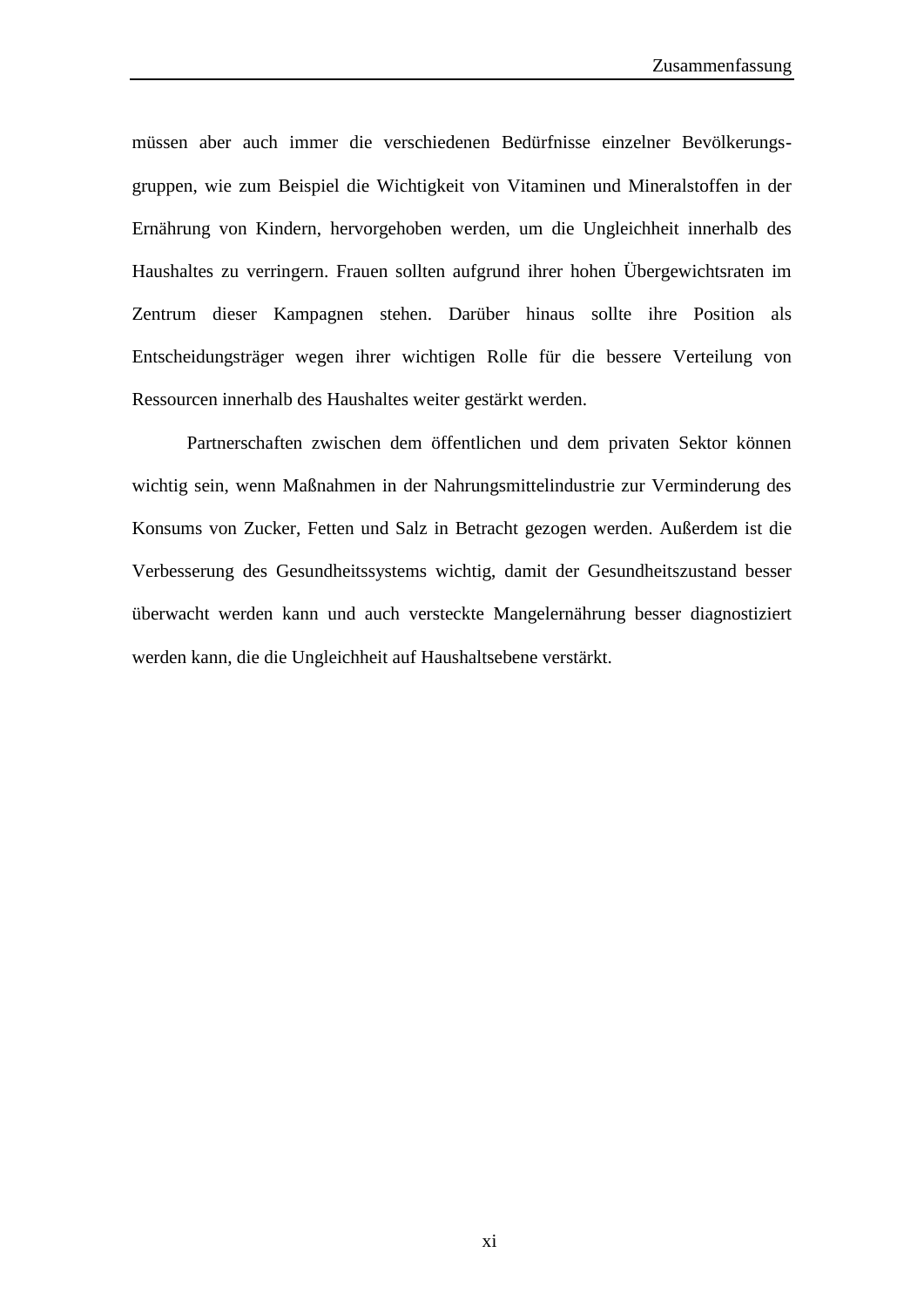müssen aber auch immer die verschiedenen Bedürfnisse einzelner Bevölkerungsgruppen, wie zum Beispiel die Wichtigkeit von Vitaminen und Mineralstoffen in der Ernährung von Kindern, hervorgehoben werden, um die Ungleichheit innerhalb des Haushaltes zu verringern. Frauen sollten aufgrund ihrer hohen Übergewichtsraten im Zentrum dieser Kampagnen stehen. Darüber hinaus sollte ihre Position als Entscheidungsträger wegen ihrer wichtigen Rolle für die bessere Verteilung von Ressourcen innerhalb des Haushaltes weiter gestärkt werden.

Partnerschaften zwischen dem öffentlichen und dem privaten Sektor können wichtig sein, wenn Maßnahmen in der Nahrungsmittelindustrie zur Verminderung des Konsums von Zucker, Fetten und Salz in Betracht gezogen werden. Außerdem ist die Verbesserung des Gesundheitssystems wichtig, damit der Gesundheitszustand besser überwacht werden kann und auch versteckte Mangelernährung besser diagnostiziert werden kann, die die Ungleichheit auf Haushaltsebene verstärkt.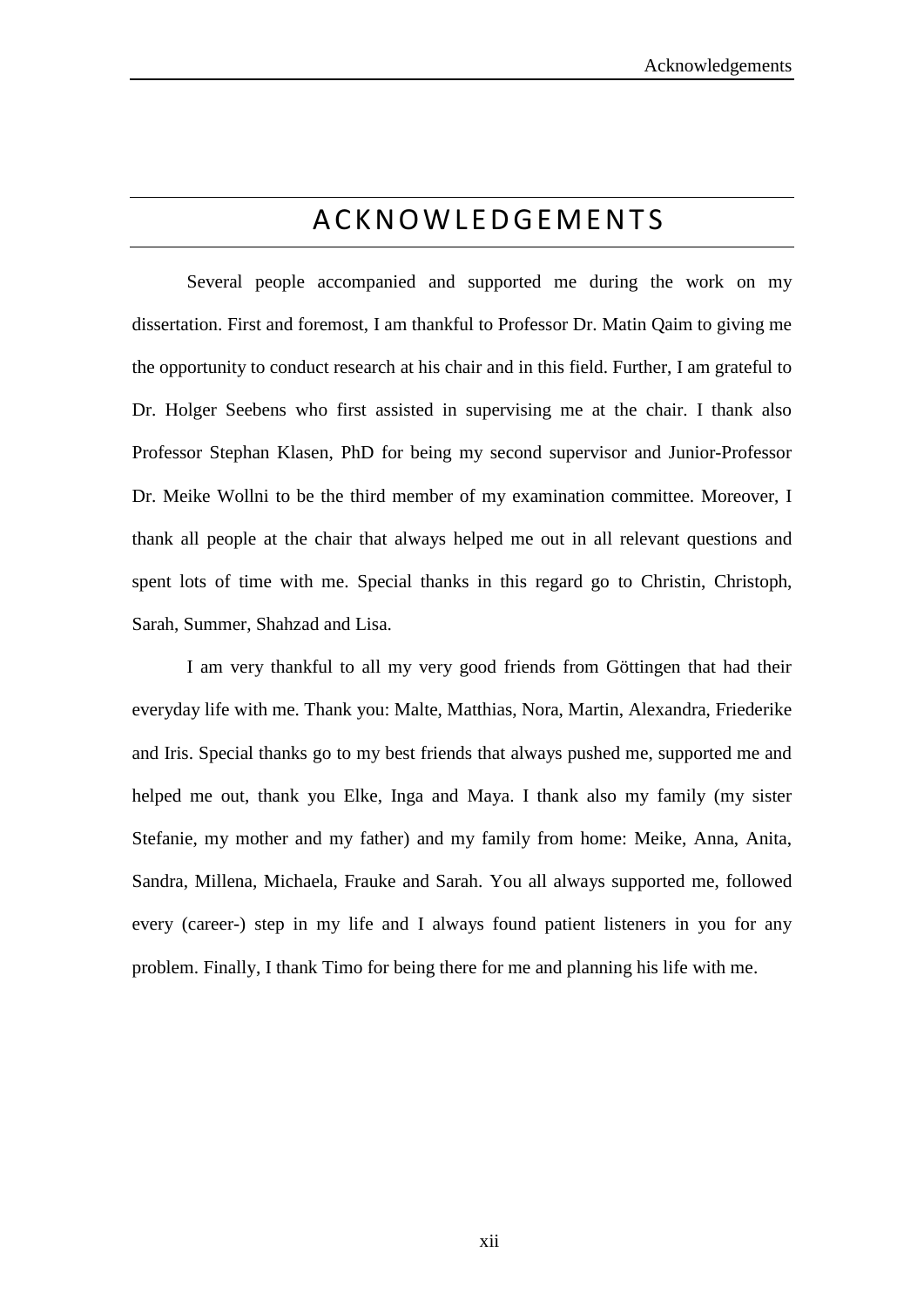# ACKNOWLEDGEMENTS

Several people accompanied and supported me during the work on my dissertation. First and foremost, I am thankful to Professor Dr. Matin Qaim to giving me the opportunity to conduct research at his chair and in this field. Further, I am grateful to Dr. Holger Seebens who first assisted in supervising me at the chair. I thank also Professor Stephan Klasen, PhD for being my second supervisor and Junior-Professor Dr. Meike Wollni to be the third member of my examination committee. Moreover, I thank all people at the chair that always helped me out in all relevant questions and spent lots of time with me. Special thanks in this regard go to Christin, Christoph, Sarah, Summer, Shahzad and Lisa.

I am very thankful to all my very good friends from Göttingen that had their everyday life with me. Thank you: Malte, Matthias, Nora, Martin, Alexandra, Friederike and Iris. Special thanks go to my best friends that always pushed me, supported me and helped me out, thank you Elke, Inga and Maya. I thank also my family (my sister Stefanie, my mother and my father) and my family from home: Meike, Anna, Anita, Sandra, Millena, Michaela, Frauke and Sarah. You all always supported me, followed every (career-) step in my life and I always found patient listeners in you for any problem. Finally, I thank Timo for being there for me and planning his life with me.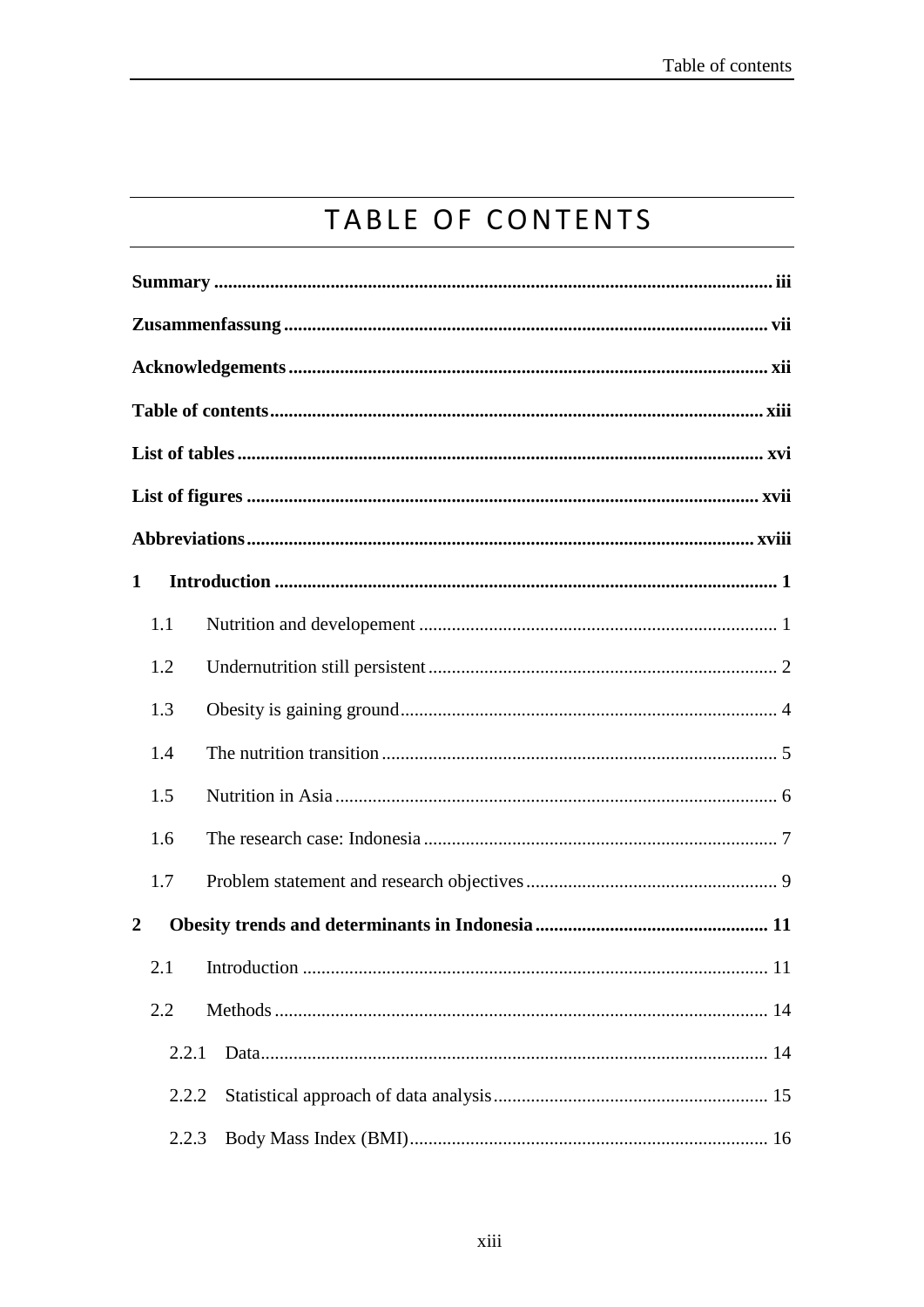# TABLE OF CONTENTS

**Summary** ........................................................................................................ **iii**

**Zusammenfassung** ......................................................................................... **vii**

**Acknowledgements** ....................................................................................... **xii**

**Table of contents** ........................................................................................... **xiii**

**List of tables** .................................................................................................. **xvi**

**List of figures** ................................................................................................ **xvii**

**Abbreviations** ............................................................................................... **xviii**

**1 Introduction** .................................................................................................. **1**

1.1 Nutrition and developement ............................................................................ 1

1.2 Undernutrition still persistent .......................................................................... 2

1.3 Obesity is gaining ground ................................................................................ 4

1.4 The nutrition transition .................................................................................... 5

1.5 Nutrition in Asia .............................................................................................. 6

1.6 The research case: Indonesia ........................................................................... 7

1.7 Problem statement and research objectives ...................................................... 9

**2 Obesity trends and determinants in Indonesia** .................................................. **11**

2.1 Introduction ................................................................................................... 11

2.2 Methods ......................................................................................................... 14

2.2.1 Data ............................................................................................................ 14

2.2.2 Statistical approach of data analysis ........................................................... 15

2.2.3 Body Mass Index (BMI) ............................................................................. 16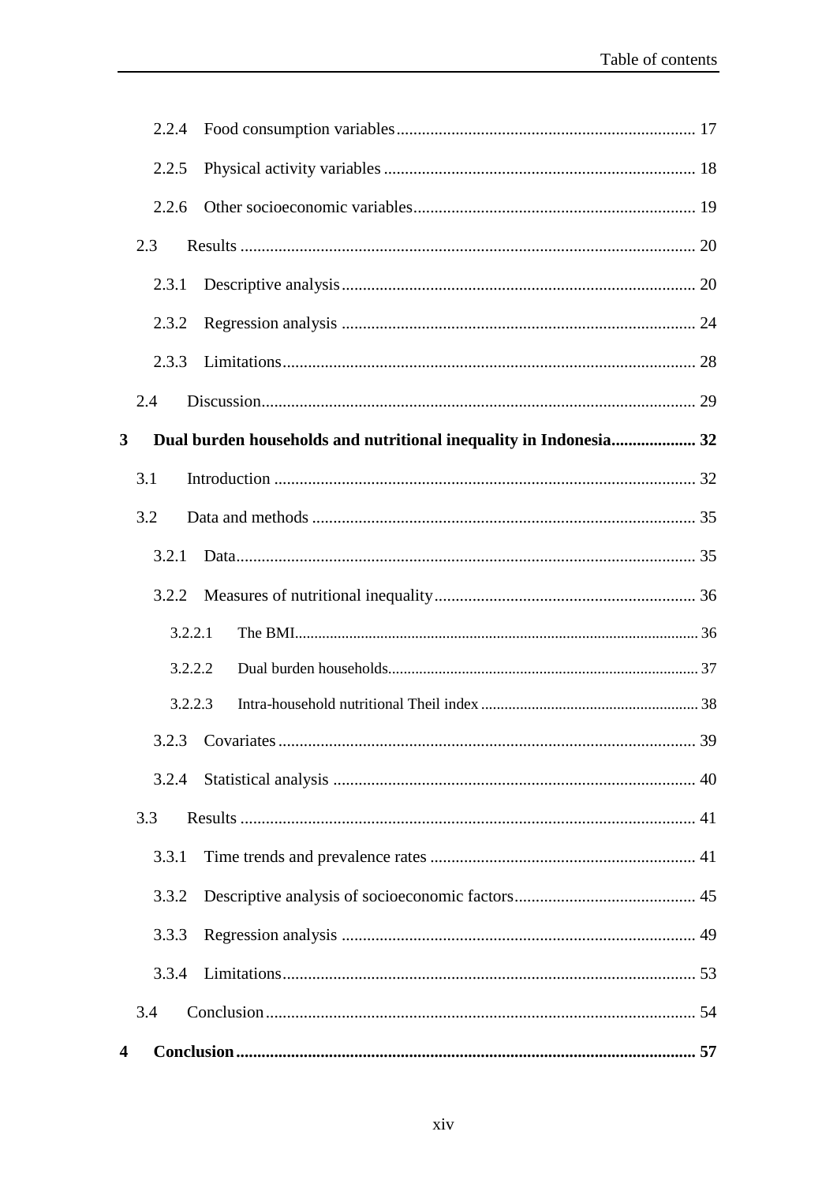- 2.2.4 Food consumption variables ... 17
- 2.2.5 Physical activity variables ... 18
- 2.2.6 Other socioeconomic variables ... 19
- 2.3 Results ... 20
  - 2.3.1 Descriptive analysis ... 20
  - 2.3.2 Regression analysis ... 24
  - 2.3.3 Limitations ... 28
- 2.4 Discussion ... 29

**3 Dual burden households and nutritional inequality in Indonesia ... 32**

- 3.1 Introduction ... 32
- 3.2 Data and methods ... 35
  - 3.2.1 Data ... 35
  - 3.2.2 Measures of nutritional inequality ... 36
    - 3.2.2.1 The BMI ... 36
    - 3.2.2.2 Dual burden households ... 37
    - 3.2.2.3 Intra-household nutritional Theil index ... 38
  - 3.2.3 Covariates ... 39
  - 3.2.4 Statistical analysis ... 40
- 3.3 Results ... 41
  - 3.3.1 Time trends and prevalence rates ... 41
  - 3.3.2 Descriptive analysis of socioeconomic factors ... 45
  - 3.3.3 Regression analysis ... 49
  - 3.3.4 Limitations ... 53
- 3.4 Conclusion ... 54

**4 Conclusion ... 57**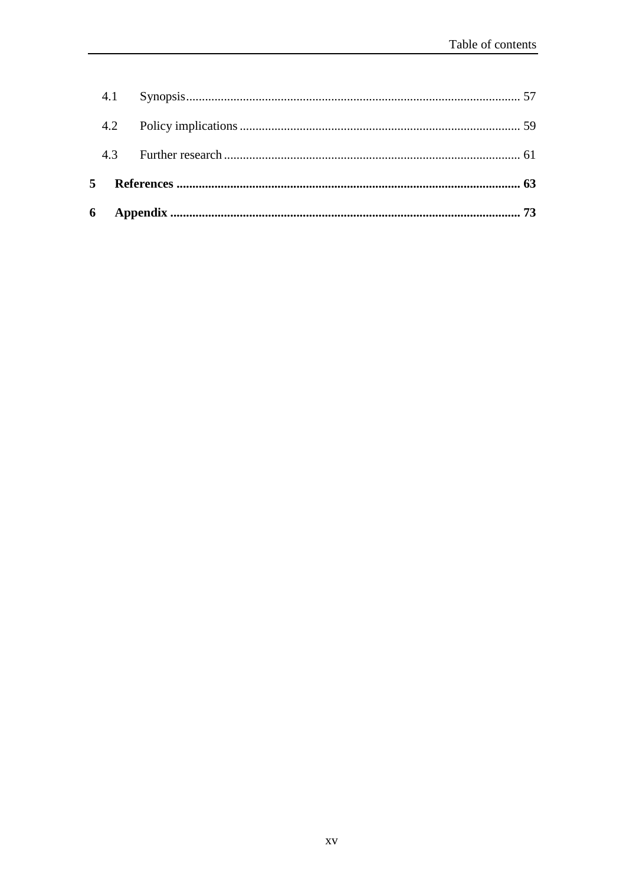4.1 Synopsis ........................................................................................................ 57

4.2 Policy implications ........................................................................................ 59

4.3 Further research ............................................................................................ 61

**5 References ........................................................................................................ 63**

**6 Appendix .......................................................................................................... 73**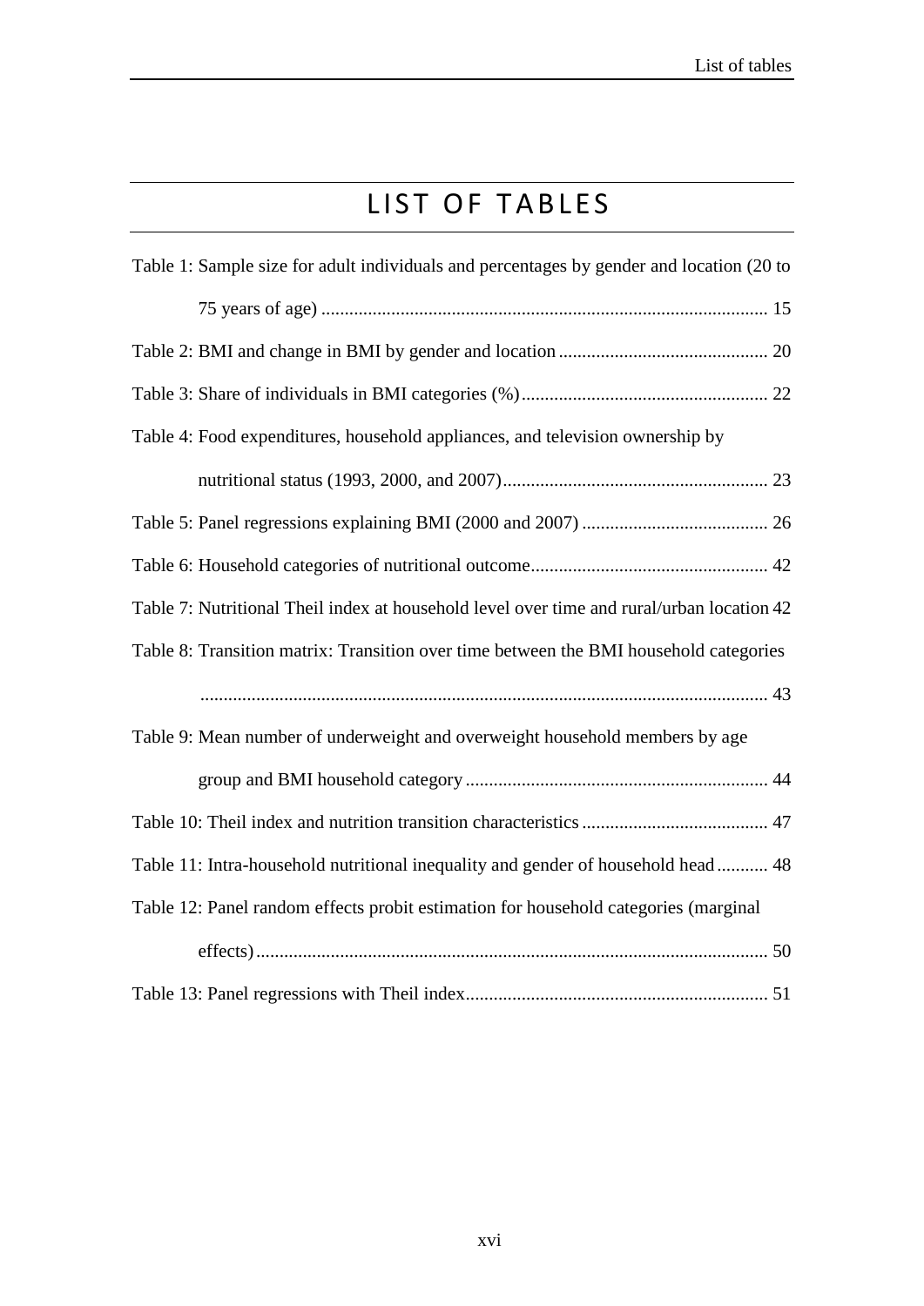# LIST OF TABLES

Table 1: Sample size for adult individuals and percentages by gender and location (20 to 75 years of age) ............................................................................................... 15

Table 2: BMI and change in BMI by gender and location ............................................ 20

Table 3: Share of individuals in BMI categories (%) ..................................................... 22

Table 4: Food expenditures, household appliances, and television ownership by nutritional status (1993, 2000, and 2007) ......................................................... 23

Table 5: Panel regressions explaining BMI (2000 and 2007) ........................................ 26

Table 6: Household categories of nutritional outcome ................................................... 42

Table 7: Nutritional Theil index at household level over time and rural/urban location 42

Table 8: Transition matrix: Transition over time between the BMI household categories ......................................................................................................................... 43

Table 9: Mean number of underweight and overweight household members by age group and BMI household category ................................................................. 44

Table 10: Theil index and nutrition transition characteristics ........................................ 47

Table 11: Intra-household nutritional inequality and gender of household head ........... 48

Table 12: Panel random effects probit estimation for household categories (marginal effects) ............................................................................................................. 50

Table 13: Panel regressions with Theil index ................................................................. 51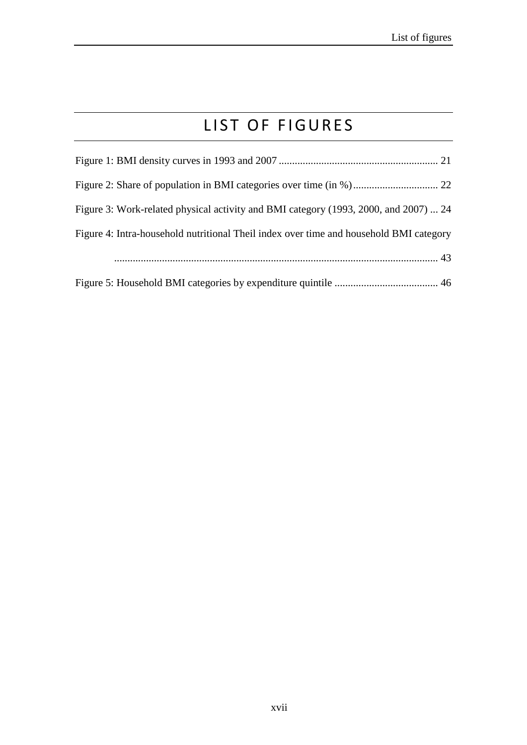# LIST OF FIGURES

Figure 1: BMI density curves in 1993 and 2007 ............................................................ 21

Figure 2: Share of population in BMI categories over time (in %) ................................ 22

Figure 3: Work-related physical activity and BMI category (1993, 2000, and 2007) ... 24

Figure 4: Intra-household nutritional Theil index over time and household BMI category ......................................................................................................................... 43

Figure 5: Household BMI categories by expenditure quintile ....................................... 46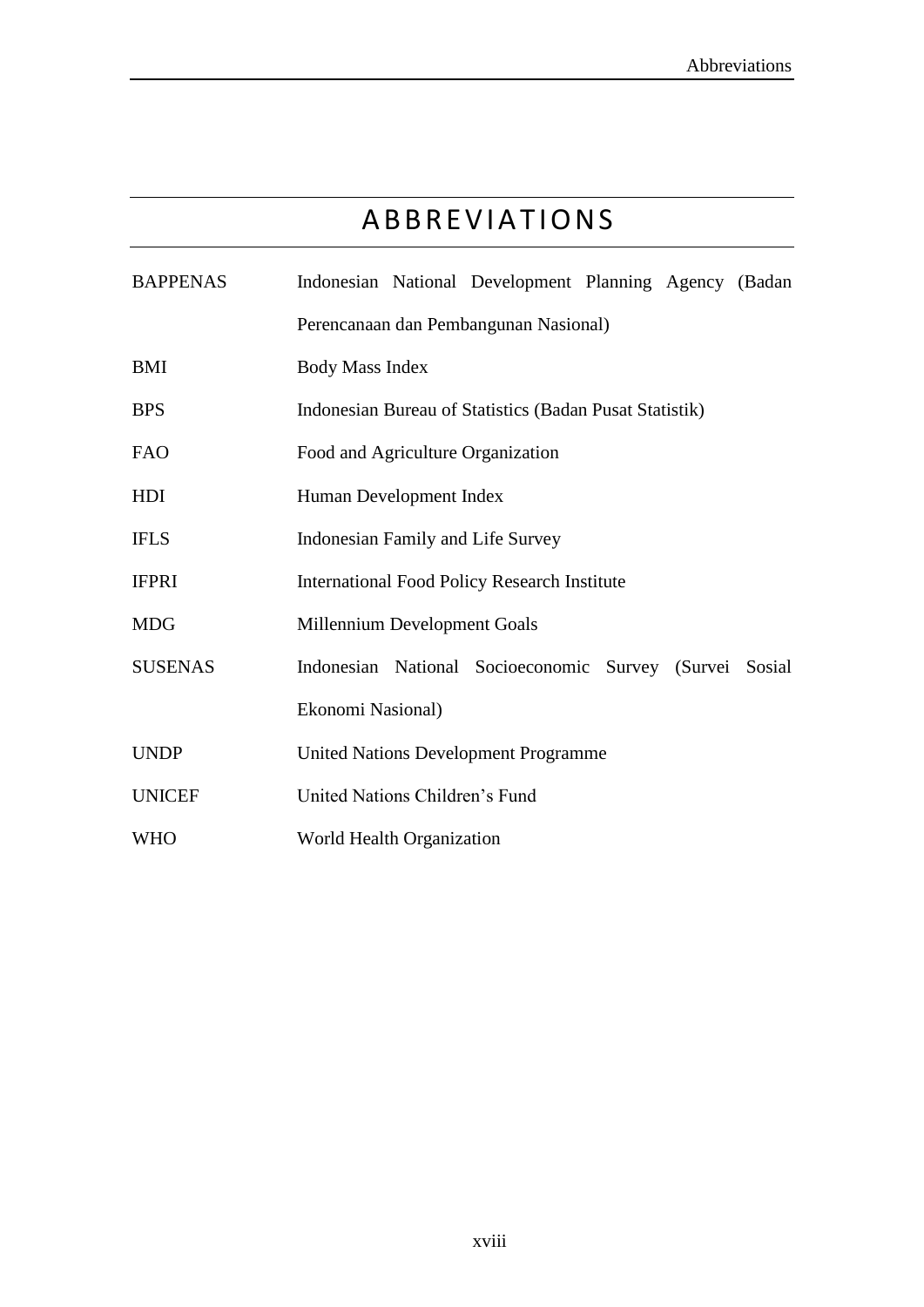# ABBREVIATIONS

| | |
|---|---|
| BAPPENAS | Indonesian National Development Planning Agency (Badan Perencanaan dan Pembangunan Nasional) |
| BMI | Body Mass Index |
| BPS | Indonesian Bureau of Statistics (Badan Pusat Statistik) |
| FAO | Food and Agriculture Organization |
| HDI | Human Development Index |
| IFLS | Indonesian Family and Life Survey |
| IFPRI | International Food Policy Research Institute |
| MDG | Millennium Development Goals |
| SUSENAS | Indonesian National Socioeconomic Survey (Survei Sosial Ekonomi Nasional) |
| UNDP | United Nations Development Programme |
| UNICEF | United Nations Children's Fund |
| WHO | World Health Organization |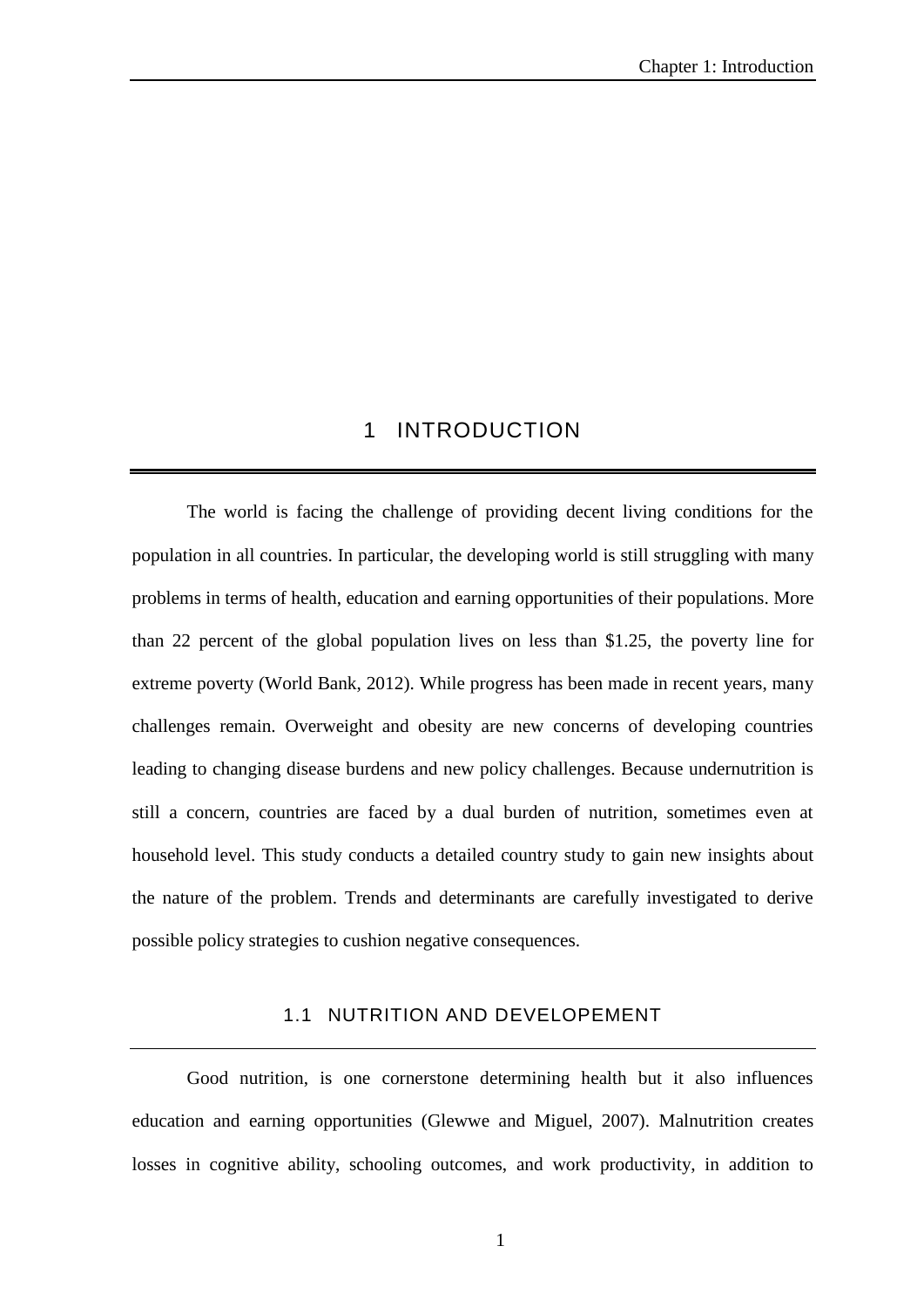# 1 INTRODUCTION

The world is facing the challenge of providing decent living conditions for the population in all countries. In particular, the developing world is still struggling with many problems in terms of health, education and earning opportunities of their populations. More than 22 percent of the global population lives on less than $1.25, the poverty line for extreme poverty (World Bank, 2012). While progress has been made in recent years, many challenges remain. Overweight and obesity are new concerns of developing countries leading to changing disease burdens and new policy challenges. Because undernutrition is still a concern, countries are faced by a dual burden of nutrition, sometimes even at household level. This study conducts a detailed country study to gain new insights about the nature of the problem. Trends and determinants are carefully investigated to derive possible policy strategies to cushion negative consequences.

## 1.1 NUTRITION AND DEVELOPEMENT

Good nutrition, is one cornerstone determining health but it also influences education and earning opportunities (Glewwe and Miguel, 2007). Malnutrition creates losses in cognitive ability, schooling outcomes, and work productivity, in addition to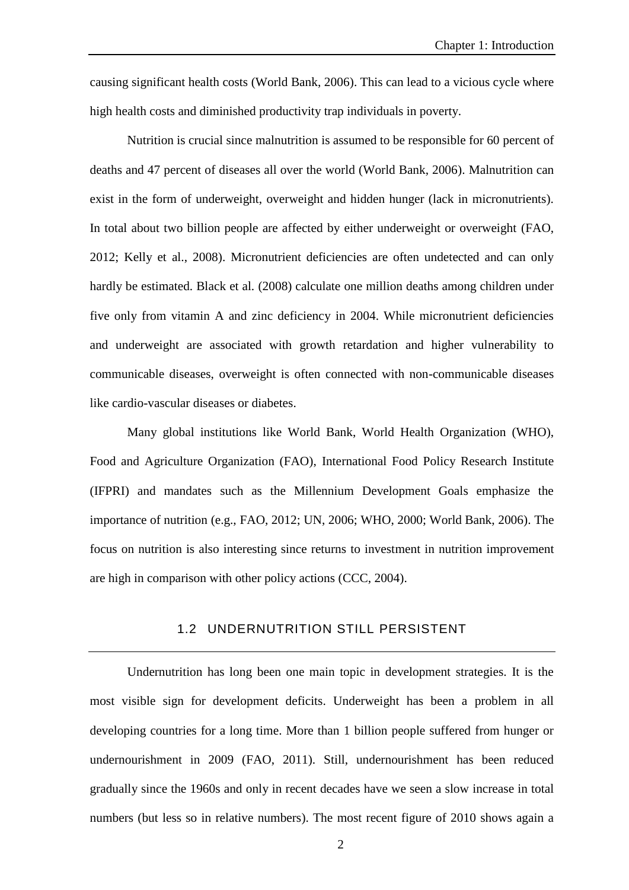causing significant health costs (World Bank, 2006). This can lead to a vicious cycle where high health costs and diminished productivity trap individuals in poverty.

Nutrition is crucial since malnutrition is assumed to be responsible for 60 percent of deaths and 47 percent of diseases all over the world (World Bank, 2006). Malnutrition can exist in the form of underweight, overweight and hidden hunger (lack in micronutrients). In total about two billion people are affected by either underweight or overweight (FAO, 2012; Kelly et al., 2008). Micronutrient deficiencies are often undetected and can only hardly be estimated. Black et al. (2008) calculate one million deaths among children under five only from vitamin A and zinc deficiency in 2004. While micronutrient deficiencies and underweight are associated with growth retardation and higher vulnerability to communicable diseases, overweight is often connected with non-communicable diseases like cardio-vascular diseases or diabetes.

Many global institutions like World Bank, World Health Organization (WHO), Food and Agriculture Organization (FAO), International Food Policy Research Institute (IFPRI) and mandates such as the Millennium Development Goals emphasize the importance of nutrition (e.g., FAO, 2012; UN, 2006; WHO, 2000; World Bank, 2006). The focus on nutrition is also interesting since returns to investment in nutrition improvement are high in comparison with other policy actions (CCC, 2004).

## 1.2 UNDERNUTRITION STILL PERSISTENT

Undernutrition has long been one main topic in development strategies. It is the most visible sign for development deficits. Underweight has been a problem in all developing countries for a long time. More than 1 billion people suffered from hunger or undernourishment in 2009 (FAO, 2011). Still, undernourishment has been reduced gradually since the 1960s and only in recent decades have we seen a slow increase in total numbers (but less so in relative numbers). The most recent figure of 2010 shows again a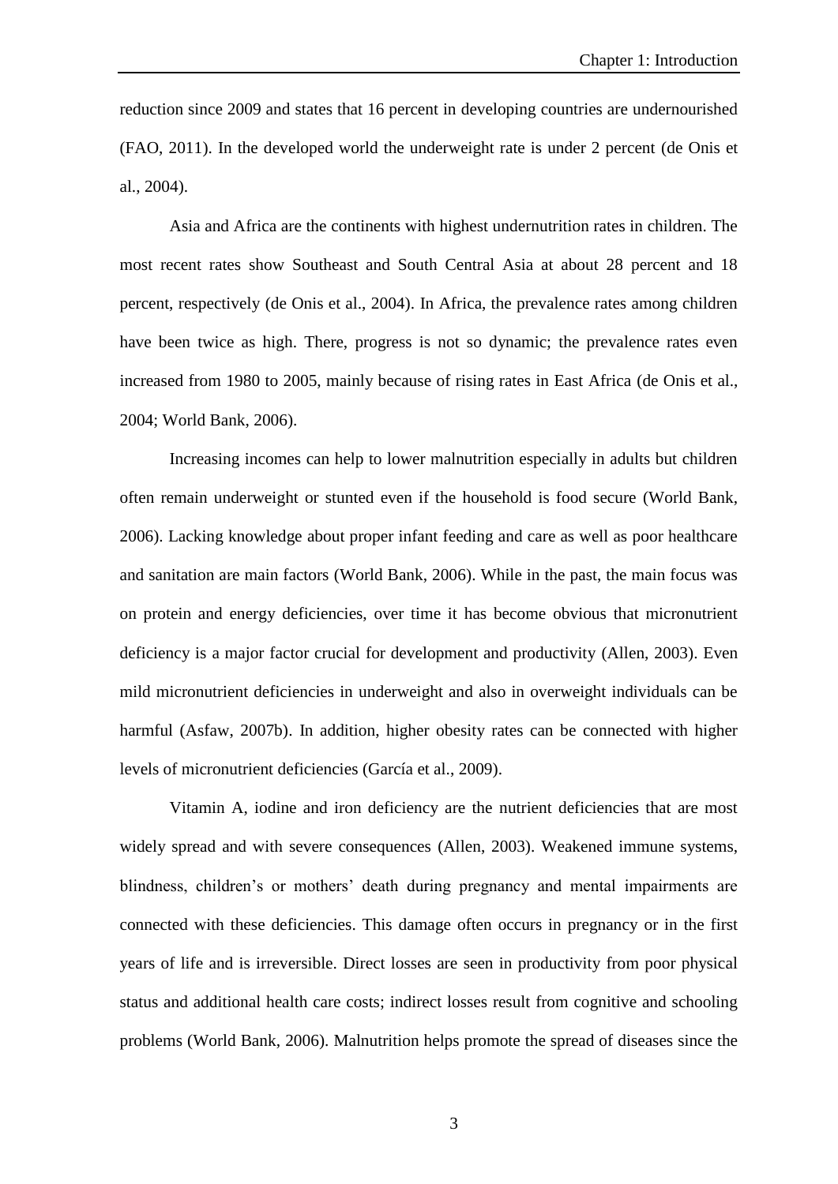reduction since 2009 and states that 16 percent in developing countries are undernourished (FAO, 2011). In the developed world the underweight rate is under 2 percent (de Onis et al., 2004).

Asia and Africa are the continents with highest undernutrition rates in children. The most recent rates show Southeast and South Central Asia at about 28 percent and 18 percent, respectively (de Onis et al., 2004). In Africa, the prevalence rates among children have been twice as high. There, progress is not so dynamic; the prevalence rates even increased from 1980 to 2005, mainly because of rising rates in East Africa (de Onis et al., 2004; World Bank, 2006).

Increasing incomes can help to lower malnutrition especially in adults but children often remain underweight or stunted even if the household is food secure (World Bank, 2006). Lacking knowledge about proper infant feeding and care as well as poor healthcare and sanitation are main factors (World Bank, 2006). While in the past, the main focus was on protein and energy deficiencies, over time it has become obvious that micronutrient deficiency is a major factor crucial for development and productivity (Allen, 2003). Even mild micronutrient deficiencies in underweight and also in overweight individuals can be harmful (Asfaw, 2007b). In addition, higher obesity rates can be connected with higher levels of micronutrient deficiencies (García et al., 2009).

Vitamin A, iodine and iron deficiency are the nutrient deficiencies that are most widely spread and with severe consequences (Allen, 2003). Weakened immune systems, blindness, children's or mothers' death during pregnancy and mental impairments are connected with these deficiencies. This damage often occurs in pregnancy or in the first years of life and is irreversible. Direct losses are seen in productivity from poor physical status and additional health care costs; indirect losses result from cognitive and schooling problems (World Bank, 2006). Malnutrition helps promote the spread of diseases since the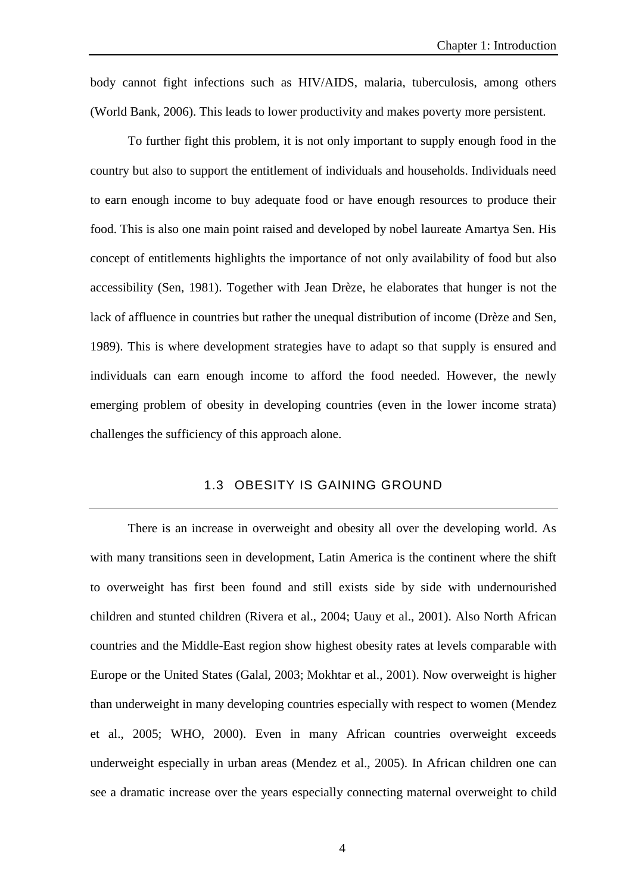body cannot fight infections such as HIV/AIDS, malaria, tuberculosis, among others (World Bank, 2006). This leads to lower productivity and makes poverty more persistent.

To further fight this problem, it is not only important to supply enough food in the country but also to support the entitlement of individuals and households. Individuals need to earn enough income to buy adequate food or have enough resources to produce their food. This is also one main point raised and developed by nobel laureate Amartya Sen. His concept of entitlements highlights the importance of not only availability of food but also accessibility (Sen, 1981). Together with Jean Drèze, he elaborates that hunger is not the lack of affluence in countries but rather the unequal distribution of income (Drèze and Sen, 1989). This is where development strategies have to adapt so that supply is ensured and individuals can earn enough income to afford the food needed. However, the newly emerging problem of obesity in developing countries (even in the lower income strata) challenges the sufficiency of this approach alone.

## 1.3 OBESITY IS GAINING GROUND

There is an increase in overweight and obesity all over the developing world. As with many transitions seen in development, Latin America is the continent where the shift to overweight has first been found and still exists side by side with undernourished children and stunted children (Rivera et al., 2004; Uauy et al., 2001). Also North African countries and the Middle-East region show highest obesity rates at levels comparable with Europe or the United States (Galal, 2003; Mokhtar et al., 2001). Now overweight is higher than underweight in many developing countries especially with respect to women (Mendez et al., 2005; WHO, 2000). Even in many African countries overweight exceeds underweight especially in urban areas (Mendez et al., 2005). In African children one can see a dramatic increase over the years especially connecting maternal overweight to child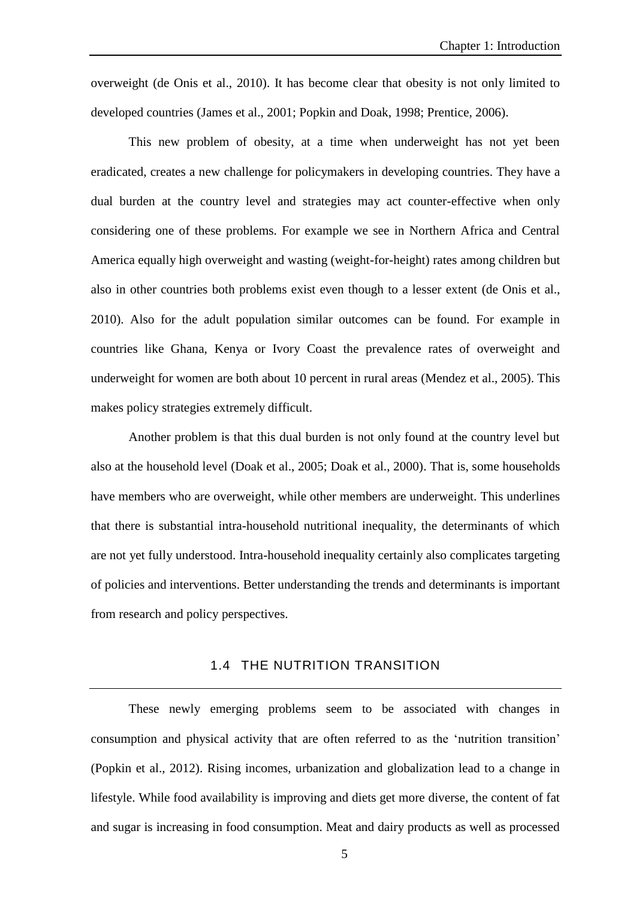overweight (de Onis et al., 2010). It has become clear that obesity is not only limited to developed countries (James et al., 2001; Popkin and Doak, 1998; Prentice, 2006).

This new problem of obesity, at a time when underweight has not yet been eradicated, creates a new challenge for policymakers in developing countries. They have a dual burden at the country level and strategies may act counter-effective when only considering one of these problems. For example we see in Northern Africa and Central America equally high overweight and wasting (weight-for-height) rates among children but also in other countries both problems exist even though to a lesser extent (de Onis et al., 2010). Also for the adult population similar outcomes can be found. For example in countries like Ghana, Kenya or Ivory Coast the prevalence rates of overweight and underweight for women are both about 10 percent in rural areas (Mendez et al., 2005). This makes policy strategies extremely difficult.

Another problem is that this dual burden is not only found at the country level but also at the household level (Doak et al., 2005; Doak et al., 2000). That is, some households have members who are overweight, while other members are underweight. This underlines that there is substantial intra-household nutritional inequality, the determinants of which are not yet fully understood. Intra-household inequality certainly also complicates targeting of policies and interventions. Better understanding the trends and determinants is important from research and policy perspectives.

## 1.4 THE NUTRITION TRANSITION

These newly emerging problems seem to be associated with changes in consumption and physical activity that are often referred to as the 'nutrition transition' (Popkin et al., 2012). Rising incomes, urbanization and globalization lead to a change in lifestyle. While food availability is improving and diets get more diverse, the content of fat and sugar is increasing in food consumption. Meat and dairy products as well as processed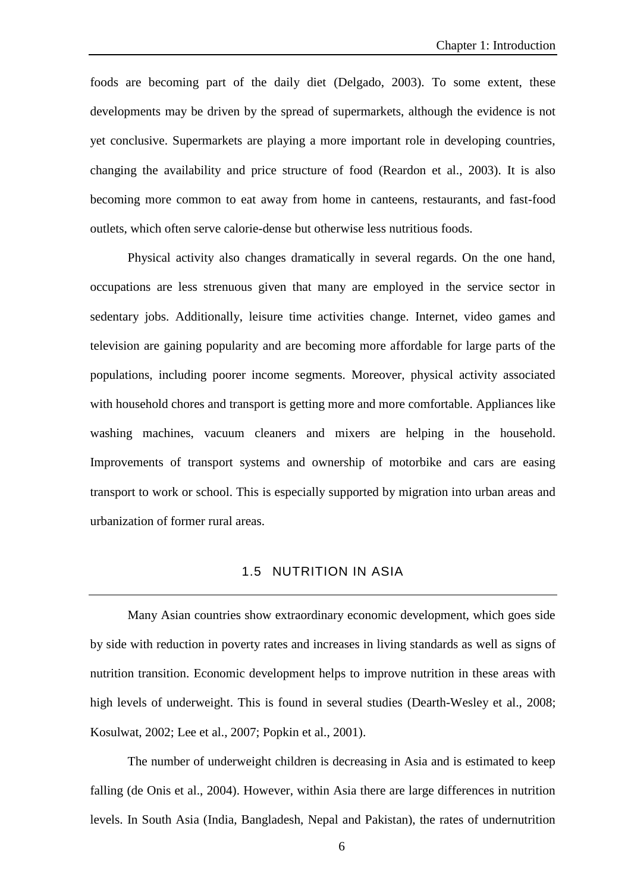foods are becoming part of the daily diet (Delgado, 2003). To some extent, these developments may be driven by the spread of supermarkets, although the evidence is not yet conclusive. Supermarkets are playing a more important role in developing countries, changing the availability and price structure of food (Reardon et al., 2003). It is also becoming more common to eat away from home in canteens, restaurants, and fast-food outlets, which often serve calorie-dense but otherwise less nutritious foods.

Physical activity also changes dramatically in several regards. On the one hand, occupations are less strenuous given that many are employed in the service sector in sedentary jobs. Additionally, leisure time activities change. Internet, video games and television are gaining popularity and are becoming more affordable for large parts of the populations, including poorer income segments. Moreover, physical activity associated with household chores and transport is getting more and more comfortable. Appliances like washing machines, vacuum cleaners and mixers are helping in the household. Improvements of transport systems and ownership of motorbike and cars are easing transport to work or school. This is especially supported by migration into urban areas and urbanization of former rural areas.

## 1.5 NUTRITION IN ASIA

Many Asian countries show extraordinary economic development, which goes side by side with reduction in poverty rates and increases in living standards as well as signs of nutrition transition. Economic development helps to improve nutrition in these areas with high levels of underweight. This is found in several studies (Dearth-Wesley et al., 2008; Kosulwat, 2002; Lee et al., 2007; Popkin et al., 2001).

The number of underweight children is decreasing in Asia and is estimated to keep falling (de Onis et al., 2004). However, within Asia there are large differences in nutrition levels. In South Asia (India, Bangladesh, Nepal and Pakistan), the rates of undernutrition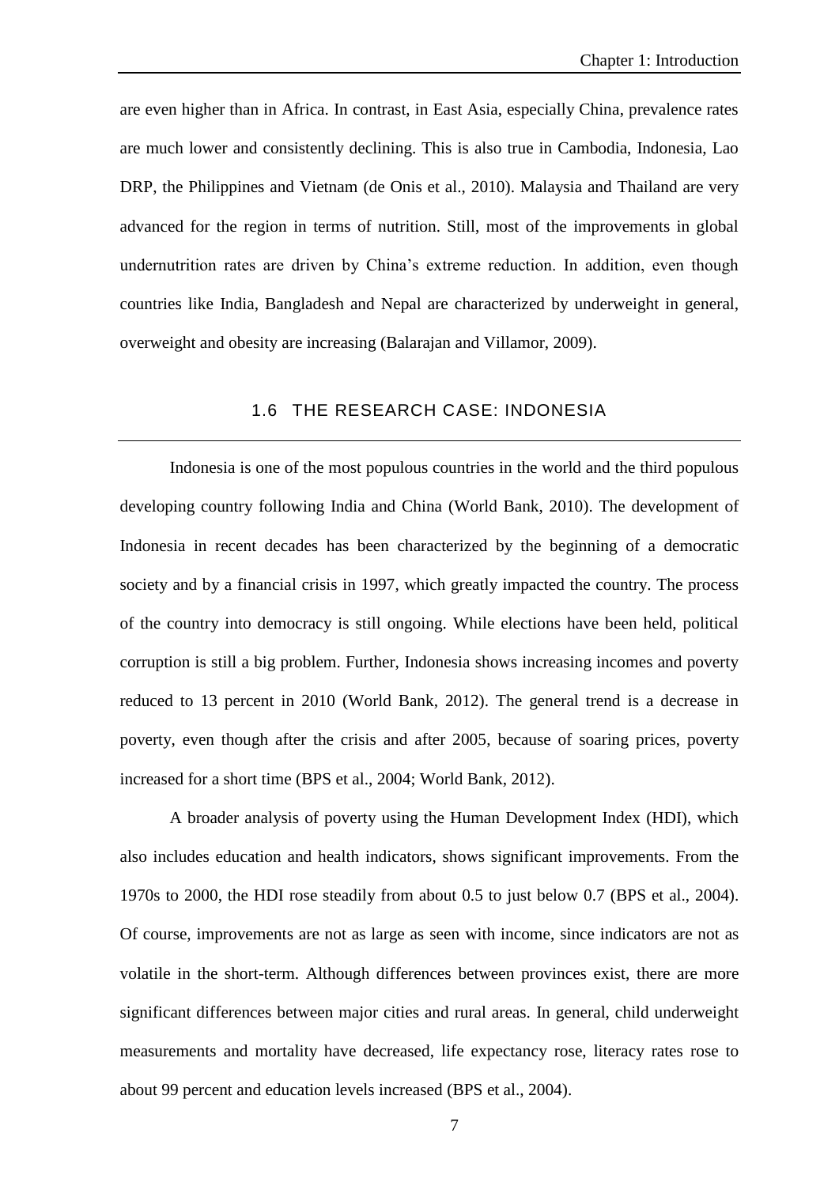are even higher than in Africa. In contrast, in East Asia, especially China, prevalence rates are much lower and consistently declining. This is also true in Cambodia, Indonesia, Lao DRP, the Philippines and Vietnam (de Onis et al., 2010). Malaysia and Thailand are very advanced for the region in terms of nutrition. Still, most of the improvements in global undernutrition rates are driven by China's extreme reduction. In addition, even though countries like India, Bangladesh and Nepal are characterized by underweight in general, overweight and obesity are increasing (Balarajan and Villamor, 2009).

## 1.6 THE RESEARCH CASE: INDONESIA

Indonesia is one of the most populous countries in the world and the third populous developing country following India and China (World Bank, 2010). The development of Indonesia in recent decades has been characterized by the beginning of a democratic society and by a financial crisis in 1997, which greatly impacted the country. The process of the country into democracy is still ongoing. While elections have been held, political corruption is still a big problem. Further, Indonesia shows increasing incomes and poverty reduced to 13 percent in 2010 (World Bank, 2012). The general trend is a decrease in poverty, even though after the crisis and after 2005, because of soaring prices, poverty increased for a short time (BPS et al., 2004; World Bank, 2012).

A broader analysis of poverty using the Human Development Index (HDI), which also includes education and health indicators, shows significant improvements. From the 1970s to 2000, the HDI rose steadily from about 0.5 to just below 0.7 (BPS et al., 2004). Of course, improvements are not as large as seen with income, since indicators are not as volatile in the short-term. Although differences between provinces exist, there are more significant differences between major cities and rural areas. In general, child underweight measurements and mortality have decreased, life expectancy rose, literacy rates rose to about 99 percent and education levels increased (BPS et al., 2004).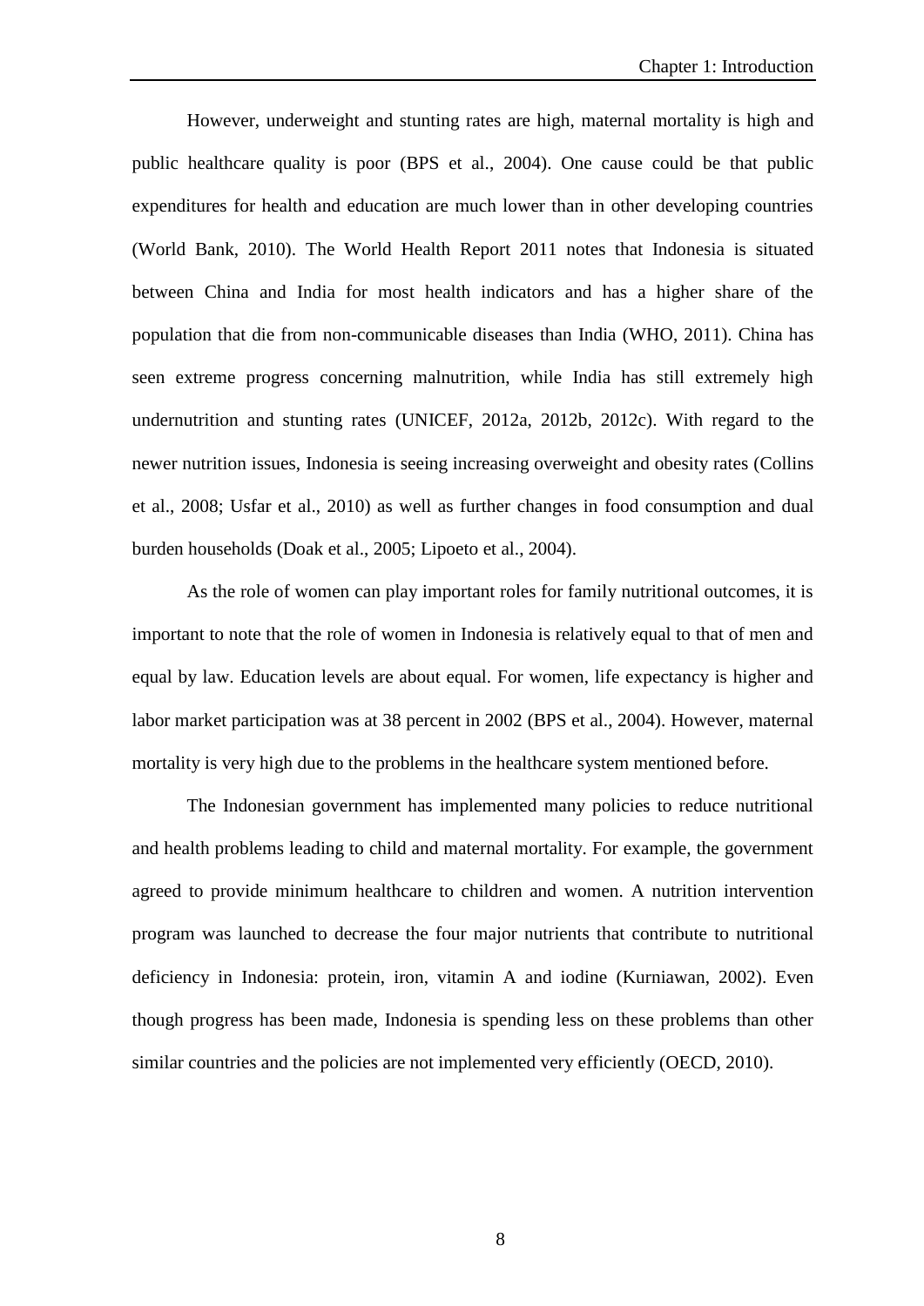However, underweight and stunting rates are high, maternal mortality is high and public healthcare quality is poor (BPS et al., 2004). One cause could be that public expenditures for health and education are much lower than in other developing countries (World Bank, 2010). The World Health Report 2011 notes that Indonesia is situated between China and India for most health indicators and has a higher share of the population that die from non-communicable diseases than India (WHO, 2011). China has seen extreme progress concerning malnutrition, while India has still extremely high undernutrition and stunting rates (UNICEF, 2012a, 2012b, 2012c). With regard to the newer nutrition issues, Indonesia is seeing increasing overweight and obesity rates (Collins et al., 2008; Usfar et al., 2010) as well as further changes in food consumption and dual burden households (Doak et al., 2005; Lipoeto et al., 2004).

As the role of women can play important roles for family nutritional outcomes, it is important to note that the role of women in Indonesia is relatively equal to that of men and equal by law. Education levels are about equal. For women, life expectancy is higher and labor market participation was at 38 percent in 2002 (BPS et al., 2004). However, maternal mortality is very high due to the problems in the healthcare system mentioned before.

The Indonesian government has implemented many policies to reduce nutritional and health problems leading to child and maternal mortality. For example, the government agreed to provide minimum healthcare to children and women. A nutrition intervention program was launched to decrease the four major nutrients that contribute to nutritional deficiency in Indonesia: protein, iron, vitamin A and iodine (Kurniawan, 2002). Even though progress has been made, Indonesia is spending less on these problems than other similar countries and the policies are not implemented very efficiently (OECD, 2010).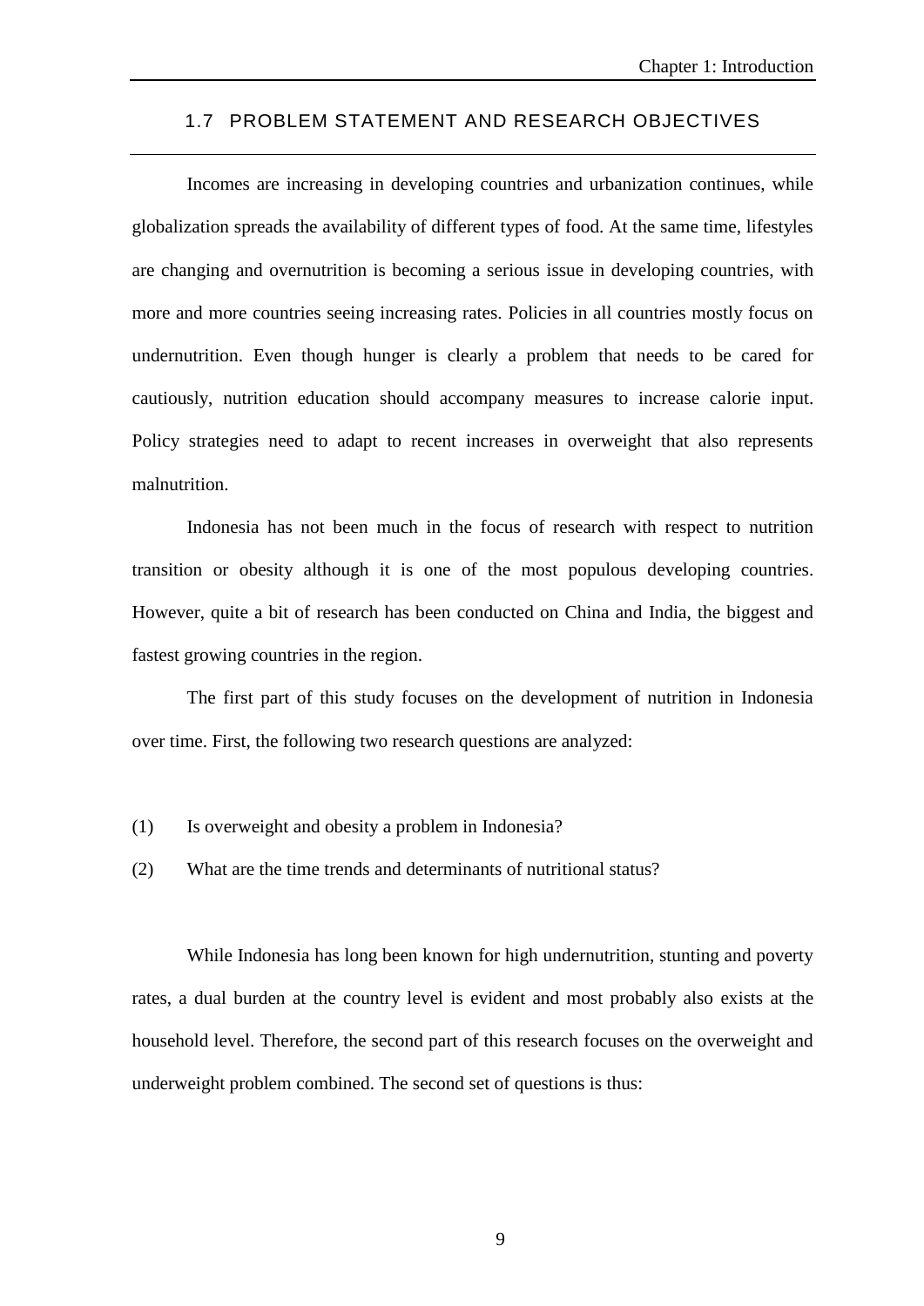## 1.7 PROBLEM STATEMENT AND RESEARCH OBJECTIVES

Incomes are increasing in developing countries and urbanization continues, while globalization spreads the availability of different types of food. At the same time, lifestyles are changing and overnutrition is becoming a serious issue in developing countries, with more and more countries seeing increasing rates. Policies in all countries mostly focus on undernutrition. Even though hunger is clearly a problem that needs to be cared for cautiously, nutrition education should accompany measures to increase calorie input. Policy strategies need to adapt to recent increases in overweight that also represents malnutrition.

Indonesia has not been much in the focus of research with respect to nutrition transition or obesity although it is one of the most populous developing countries. However, quite a bit of research has been conducted on China and India, the biggest and fastest growing countries in the region.

The first part of this study focuses on the development of nutrition in Indonesia over time. First, the following two research questions are analyzed:

(1) Is overweight and obesity a problem in Indonesia?

(2) What are the time trends and determinants of nutritional status?

While Indonesia has long been known for high undernutrition, stunting and poverty rates, a dual burden at the country level is evident and most probably also exists at the household level. Therefore, the second part of this research focuses on the overweight and underweight problem combined. The second set of questions is thus: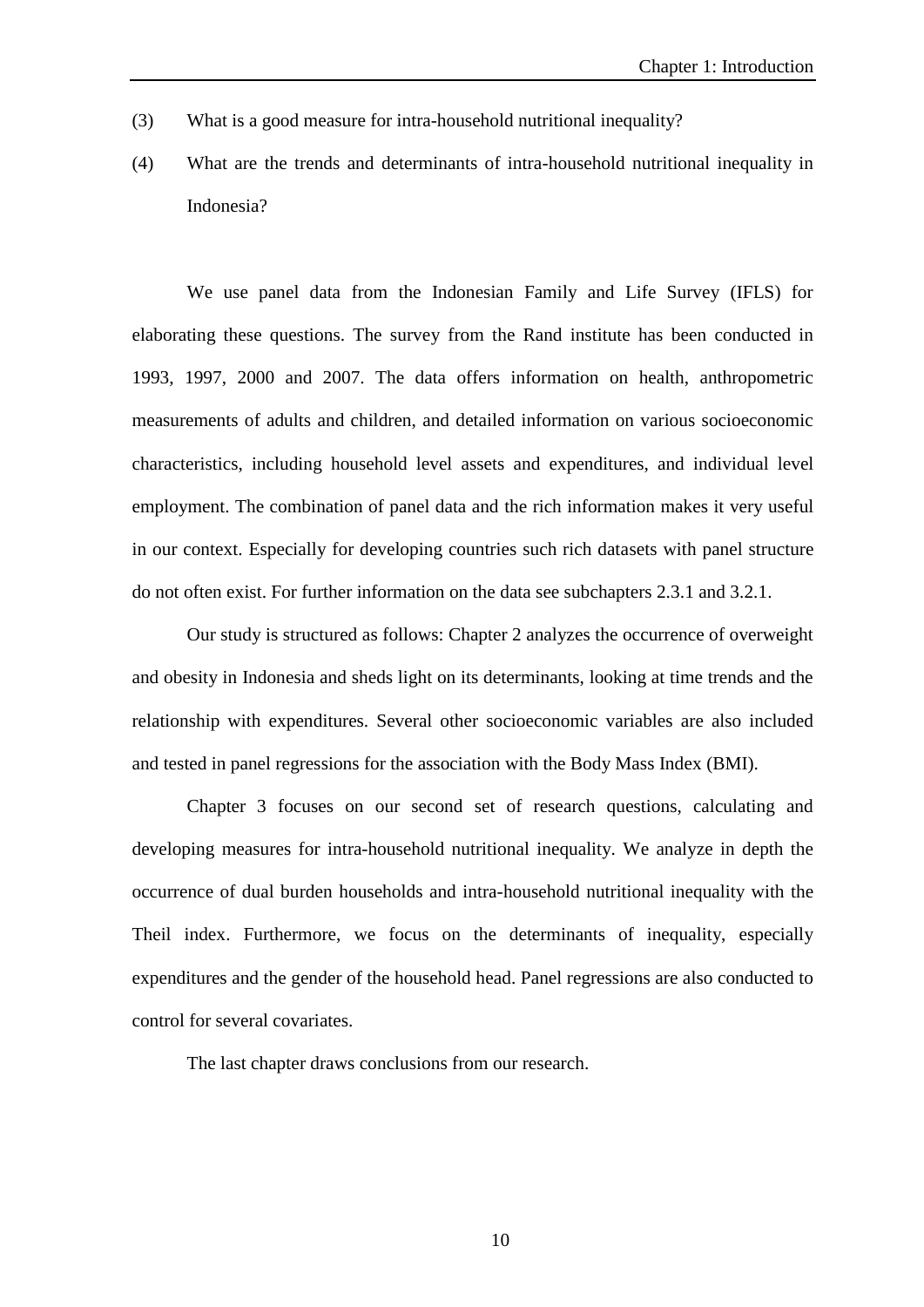(3) What is a good measure for intra-household nutritional inequality?

(4) What are the trends and determinants of intra-household nutritional inequality in Indonesia?

We use panel data from the Indonesian Family and Life Survey (IFLS) for elaborating these questions. The survey from the Rand institute has been conducted in 1993, 1997, 2000 and 2007. The data offers information on health, anthropometric measurements of adults and children, and detailed information on various socioeconomic characteristics, including household level assets and expenditures, and individual level employment. The combination of panel data and the rich information makes it very useful in our context. Especially for developing countries such rich datasets with panel structure do not often exist. For further information on the data see subchapters 2.3.1 and 3.2.1.

Our study is structured as follows: Chapter 2 analyzes the occurrence of overweight and obesity in Indonesia and sheds light on its determinants, looking at time trends and the relationship with expenditures. Several other socioeconomic variables are also included and tested in panel regressions for the association with the Body Mass Index (BMI).

Chapter 3 focuses on our second set of research questions, calculating and developing measures for intra-household nutritional inequality. We analyze in depth the occurrence of dual burden households and intra-household nutritional inequality with the Theil index. Furthermore, we focus on the determinants of inequality, especially expenditures and the gender of the household head. Panel regressions are also conducted to control for several covariates.

The last chapter draws conclusions from our research.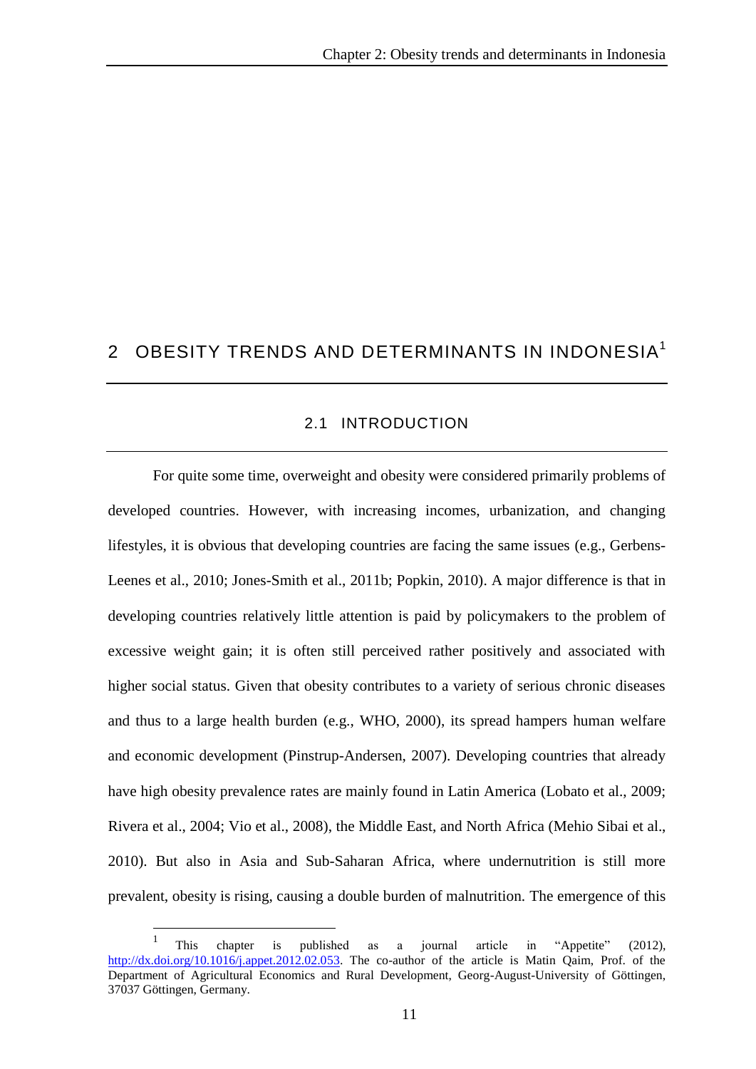# 2 OBESITY TRENDS AND DETERMINANTS IN INDONESIA[1]

## 2.1 INTRODUCTION

For quite some time, overweight and obesity were considered primarily problems of developed countries. However, with increasing incomes, urbanization, and changing lifestyles, it is obvious that developing countries are facing the same issues (e.g., Gerbens-Leenes et al., 2010; Jones-Smith et al., 2011b; Popkin, 2010). A major difference is that in developing countries relatively little attention is paid by policymakers to the problem of excessive weight gain; it is often still perceived rather positively and associated with higher social status. Given that obesity contributes to a variety of serious chronic diseases and thus to a large health burden (e.g., WHO, 2000), its spread hampers human welfare and economic development (Pinstrup-Andersen, 2007). Developing countries that already have high obesity prevalence rates are mainly found in Latin America (Lobato et al., 2009; Rivera et al., 2004; Vio et al., 2008), the Middle East, and North Africa (Mehio Sibai et al., 2010). But also in Asia and Sub-Saharan Africa, where undernutrition is still more prevalent, obesity is rising, causing a double burden of malnutrition. The emergence of this

---

[1] This chapter is published as a journal article in "Appetite" (2012), http://dx.doi.org/10.1016/j.appet.2012.02.053. The co-author of the article is Matin Qaim, Prof. of the Department of Agricultural Economics and Rural Development, Georg-August-University of Göttingen, 37037 Göttingen, Germany.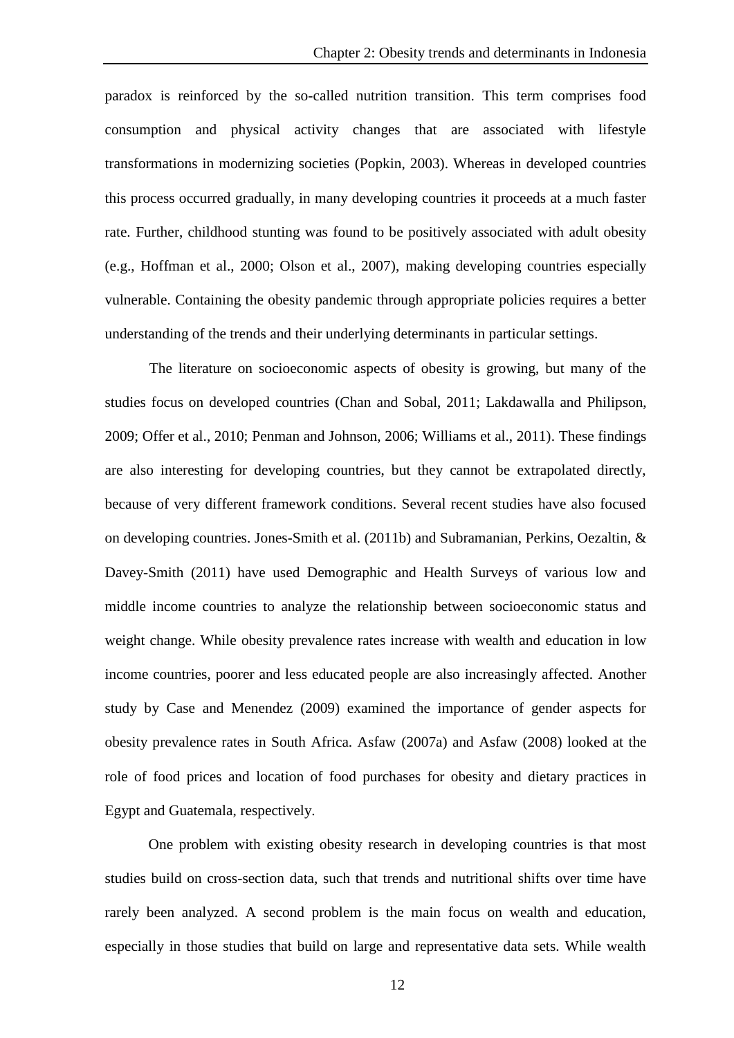paradox is reinforced by the so-called nutrition transition. This term comprises food consumption and physical activity changes that are associated with lifestyle transformations in modernizing societies (Popkin, 2003). Whereas in developed countries this process occurred gradually, in many developing countries it proceeds at a much faster rate. Further, childhood stunting was found to be positively associated with adult obesity (e.g., Hoffman et al., 2000; Olson et al., 2007), making developing countries especially vulnerable. Containing the obesity pandemic through appropriate policies requires a better understanding of the trends and their underlying determinants in particular settings.

The literature on socioeconomic aspects of obesity is growing, but many of the studies focus on developed countries (Chan and Sobal, 2011; Lakdawalla and Philipson, 2009; Offer et al., 2010; Penman and Johnson, 2006; Williams et al., 2011). These findings are also interesting for developing countries, but they cannot be extrapolated directly, because of very different framework conditions. Several recent studies have also focused on developing countries. Jones-Smith et al. (2011b) and Subramanian, Perkins, Oezaltin, & Davey-Smith (2011) have used Demographic and Health Surveys of various low and middle income countries to analyze the relationship between socioeconomic status and weight change. While obesity prevalence rates increase with wealth and education in low income countries, poorer and less educated people are also increasingly affected. Another study by Case and Menendez (2009) examined the importance of gender aspects for obesity prevalence rates in South Africa. Asfaw (2007a) and Asfaw (2008) looked at the role of food prices and location of food purchases for obesity and dietary practices in Egypt and Guatemala, respectively.

One problem with existing obesity research in developing countries is that most studies build on cross-section data, such that trends and nutritional shifts over time have rarely been analyzed. A second problem is the main focus on wealth and education, especially in those studies that build on large and representative data sets. While wealth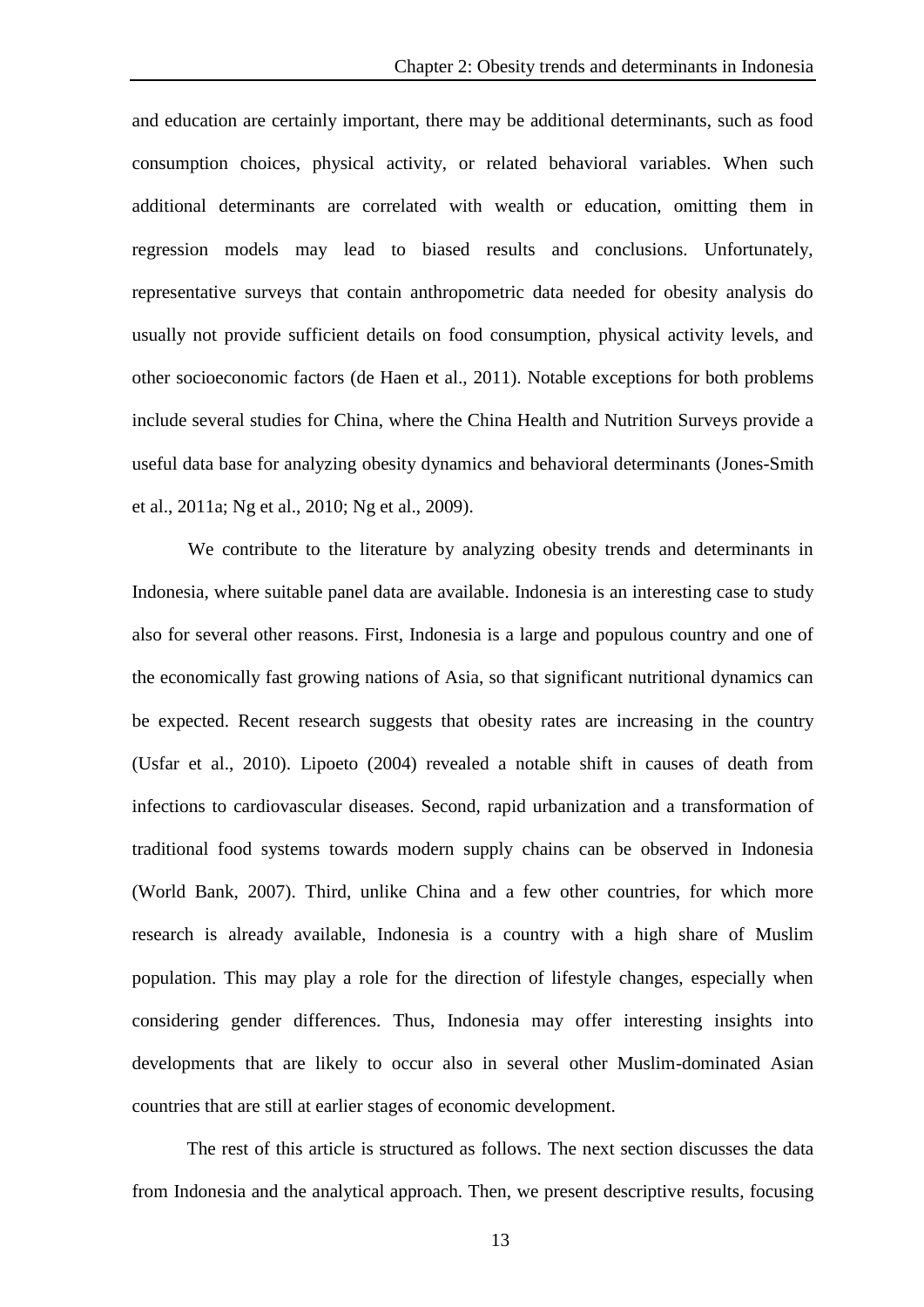and education are certainly important, there may be additional determinants, such as food consumption choices, physical activity, or related behavioral variables. When such additional determinants are correlated with wealth or education, omitting them in regression models may lead to biased results and conclusions. Unfortunately, representative surveys that contain anthropometric data needed for obesity analysis do usually not provide sufficient details on food consumption, physical activity levels, and other socioeconomic factors (de Haen et al., 2011). Notable exceptions for both problems include several studies for China, where the China Health and Nutrition Surveys provide a useful data base for analyzing obesity dynamics and behavioral determinants (Jones-Smith et al., 2011a; Ng et al., 2010; Ng et al., 2009).

We contribute to the literature by analyzing obesity trends and determinants in Indonesia, where suitable panel data are available. Indonesia is an interesting case to study also for several other reasons. First, Indonesia is a large and populous country and one of the economically fast growing nations of Asia, so that significant nutritional dynamics can be expected. Recent research suggests that obesity rates are increasing in the country (Usfar et al., 2010). Lipoeto (2004) revealed a notable shift in causes of death from infections to cardiovascular diseases. Second, rapid urbanization and a transformation of traditional food systems towards modern supply chains can be observed in Indonesia (World Bank, 2007). Third, unlike China and a few other countries, for which more research is already available, Indonesia is a country with a high share of Muslim population. This may play a role for the direction of lifestyle changes, especially when considering gender differences. Thus, Indonesia may offer interesting insights into developments that are likely to occur also in several other Muslim-dominated Asian countries that are still at earlier stages of economic development.

The rest of this article is structured as follows. The next section discusses the data from Indonesia and the analytical approach. Then, we present descriptive results, focusing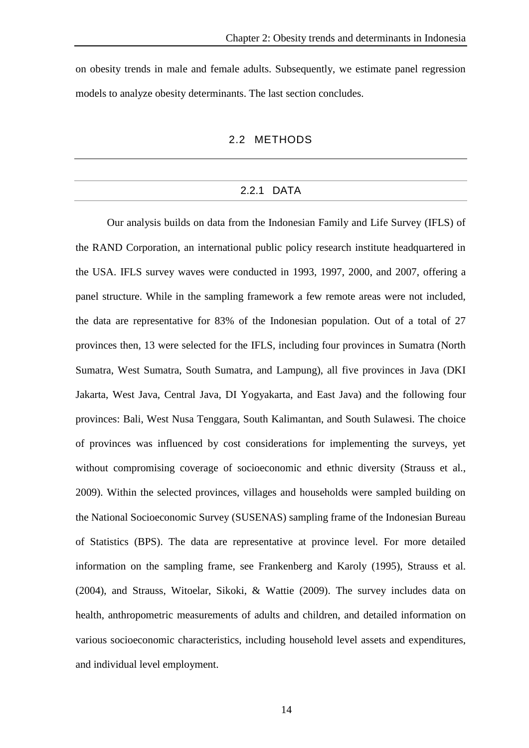on obesity trends in male and female adults. Subsequently, we estimate panel regression models to analyze obesity determinants. The last section concludes.

## 2.2 METHODS

### 2.2.1 DATA

Our analysis builds on data from the Indonesian Family and Life Survey (IFLS) of the RAND Corporation, an international public policy research institute headquartered in the USA. IFLS survey waves were conducted in 1993, 1997, 2000, and 2007, offering a panel structure. While in the sampling framework a few remote areas were not included, the data are representative for 83% of the Indonesian population. Out of a total of 27 provinces then, 13 were selected for the IFLS, including four provinces in Sumatra (North Sumatra, West Sumatra, South Sumatra, and Lampung), all five provinces in Java (DKI Jakarta, West Java, Central Java, DI Yogyakarta, and East Java) and the following four provinces: Bali, West Nusa Tenggara, South Kalimantan, and South Sulawesi. The choice of provinces was influenced by cost considerations for implementing the surveys, yet without compromising coverage of socioeconomic and ethnic diversity (Strauss et al., 2009). Within the selected provinces, villages and households were sampled building on the National Socioeconomic Survey (SUSENAS) sampling frame of the Indonesian Bureau of Statistics (BPS). The data are representative at province level. For more detailed information on the sampling frame, see Frankenberg and Karoly (1995), Strauss et al. (2004), and Strauss, Witoelar, Sikoki, & Wattie (2009). The survey includes data on health, anthropometric measurements of adults and children, and detailed information on various socioeconomic characteristics, including household level assets and expenditures, and individual level employment.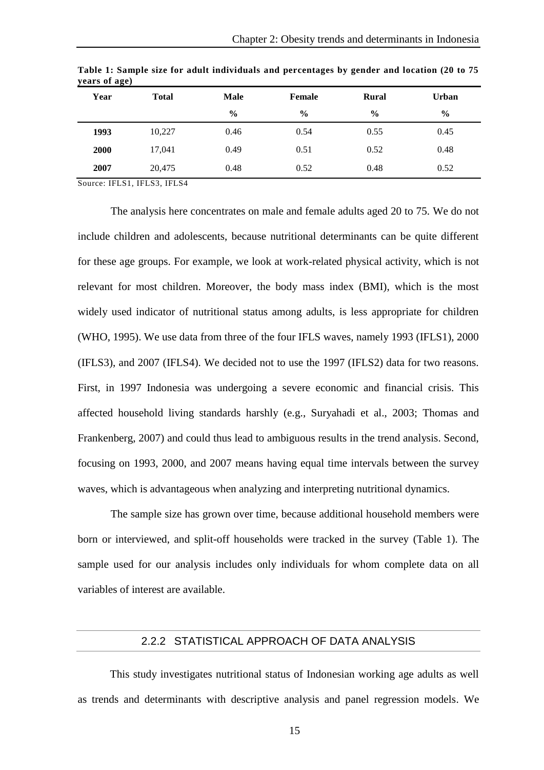**Table 1: Sample size for adult individuals and percentages by gender and location (20 to 75 years of age)**

| Year | Total | Male | Female | Rural | Urban |
|---|---|---|---|---|---|
| | | % | % | % | % |
| **1993** | 10,227 | 0.46 | 0.54 | 0.55 | 0.45 |
| **2000** | 17,041 | 0.49 | 0.51 | 0.52 | 0.48 |
| **2007** | 20,475 | 0.48 | 0.52 | 0.48 | 0.52 |

Source: IFLS1, IFLS3, IFLS4

The analysis here concentrates on male and female adults aged 20 to 75. We do not include children and adolescents, because nutritional determinants can be quite different for these age groups. For example, we look at work-related physical activity, which is not relevant for most children. Moreover, the body mass index (BMI), which is the most widely used indicator of nutritional status among adults, is less appropriate for children (WHO, 1995). We use data from three of the four IFLS waves, namely 1993 (IFLS1), 2000 (IFLS3), and 2007 (IFLS4). We decided not to use the 1997 (IFLS2) data for two reasons. First, in 1997 Indonesia was undergoing a severe economic and financial crisis. This affected household living standards harshly (e.g., Suryahadi et al., 2003; Thomas and Frankenberg, 2007) and could thus lead to ambiguous results in the trend analysis. Second, focusing on 1993, 2000, and 2007 means having equal time intervals between the survey waves, which is advantageous when analyzing and interpreting nutritional dynamics.

The sample size has grown over time, because additional household members were born or interviewed, and split-off households were tracked in the survey (Table 1). The sample used for our analysis includes only individuals for whom complete data on all variables of interest are available.

### 2.2.2 STATISTICAL APPROACH OF DATA ANALYSIS

This study investigates nutritional status of Indonesian working age adults as well as trends and determinants with descriptive analysis and panel regression models. We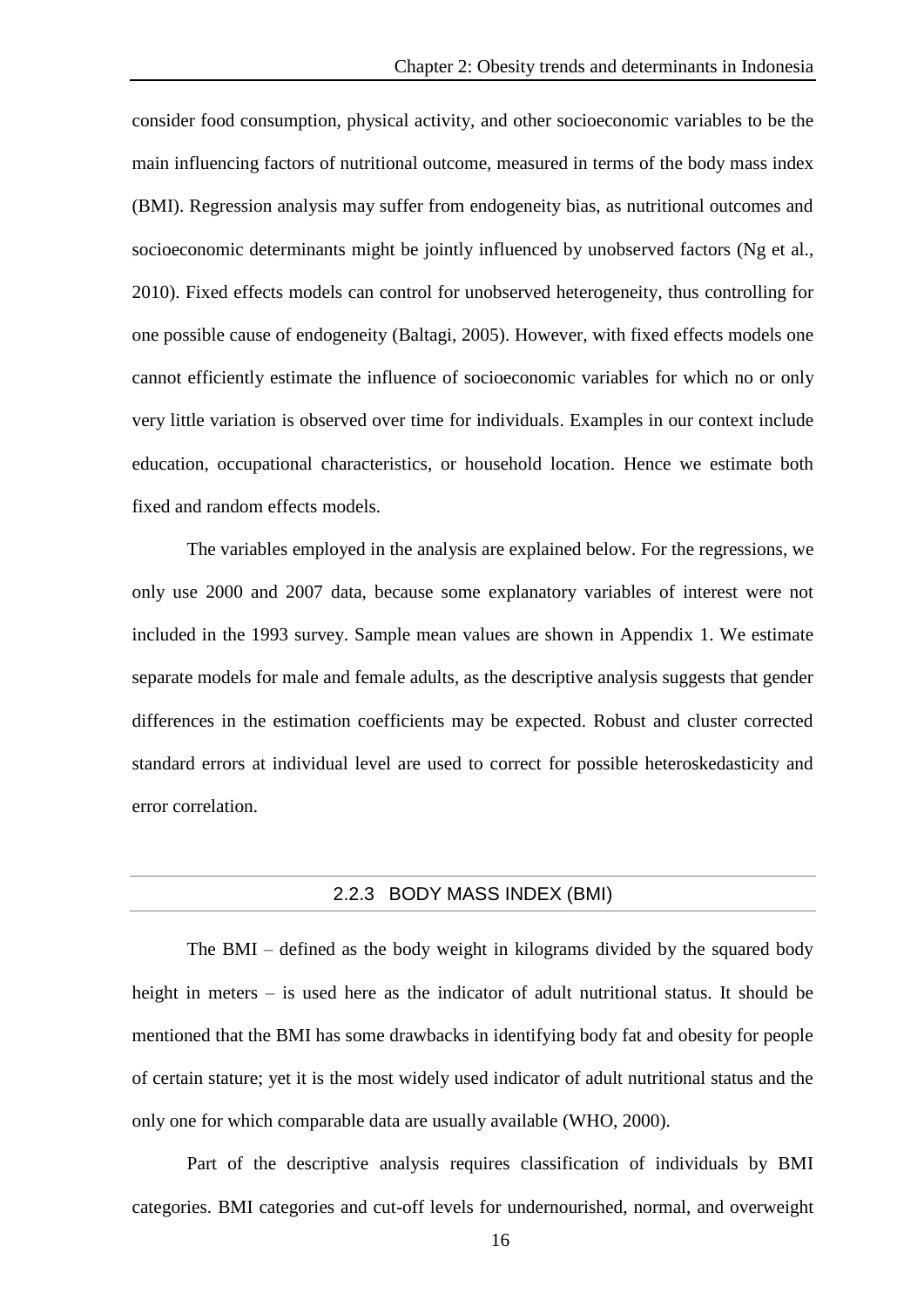consider food consumption, physical activity, and other socioeconomic variables to be the main influencing factors of nutritional outcome, measured in terms of the body mass index (BMI). Regression analysis may suffer from endogeneity bias, as nutritional outcomes and socioeconomic determinants might be jointly influenced by unobserved factors (Ng et al., 2010). Fixed effects models can control for unobserved heterogeneity, thus controlling for one possible cause of endogeneity (Baltagi, 2005). However, with fixed effects models one cannot efficiently estimate the influence of socioeconomic variables for which no or only very little variation is observed over time for individuals. Examples in our context include education, occupational characteristics, or household location. Hence we estimate both fixed and random effects models.

The variables employed in the analysis are explained below. For the regressions, we only use 2000 and 2007 data, because some explanatory variables of interest were not included in the 1993 survey. Sample mean values are shown in Appendix 1. We estimate separate models for male and female adults, as the descriptive analysis suggests that gender differences in the estimation coefficients may be expected. Robust and cluster corrected standard errors at individual level are used to correct for possible heteroskedasticity and error correlation.

### 2.2.3 BODY MASS INDEX (BMI)

The BMI – defined as the body weight in kilograms divided by the squared body height in meters – is used here as the indicator of adult nutritional status. It should be mentioned that the BMI has some drawbacks in identifying body fat and obesity for people of certain stature; yet it is the most widely used indicator of adult nutritional status and the only one for which comparable data are usually available (WHO, 2000).

Part of the descriptive analysis requires classification of individuals by BMI categories. BMI categories and cut-off levels for undernourished, normal, and overweight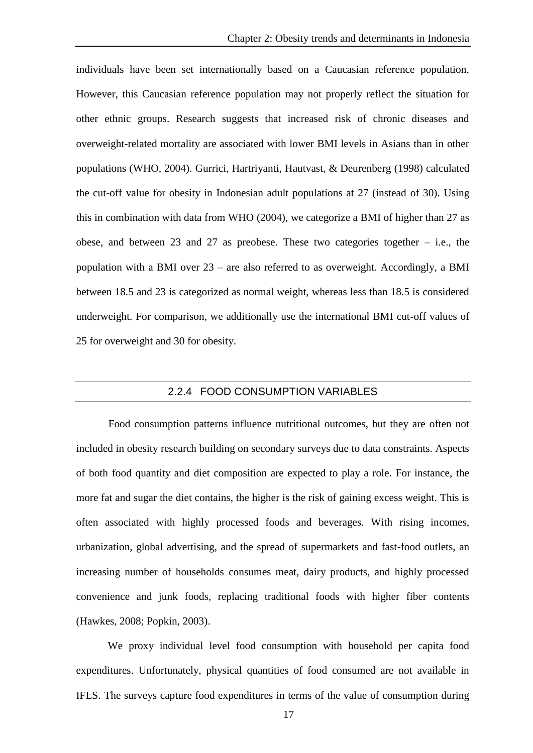individuals have been set internationally based on a Caucasian reference population. However, this Caucasian reference population may not properly reflect the situation for other ethnic groups. Research suggests that increased risk of chronic diseases and overweight-related mortality are associated with lower BMI levels in Asians than in other populations (WHO, 2004). Gurrici, Hartriyanti, Hautvast, & Deurenberg (1998) calculated the cut-off value for obesity in Indonesian adult populations at 27 (instead of 30). Using this in combination with data from WHO (2004), we categorize a BMI of higher than 27 as obese, and between 23 and 27 as preobese. These two categories together – i.e., the population with a BMI over 23 – are also referred to as overweight. Accordingly, a BMI between 18.5 and 23 is categorized as normal weight, whereas less than 18.5 is considered underweight. For comparison, we additionally use the international BMI cut-off values of 25 for overweight and 30 for obesity.

### 2.2.4 FOOD CONSUMPTION VARIABLES

Food consumption patterns influence nutritional outcomes, but they are often not included in obesity research building on secondary surveys due to data constraints. Aspects of both food quantity and diet composition are expected to play a role. For instance, the more fat and sugar the diet contains, the higher is the risk of gaining excess weight. This is often associated with highly processed foods and beverages. With rising incomes, urbanization, global advertising, and the spread of supermarkets and fast-food outlets, an increasing number of households consumes meat, dairy products, and highly processed convenience and junk foods, replacing traditional foods with higher fiber contents (Hawkes, 2008; Popkin, 2003).

We proxy individual level food consumption with household per capita food expenditures. Unfortunately, physical quantities of food consumed are not available in IFLS. The surveys capture food expenditures in terms of the value of consumption during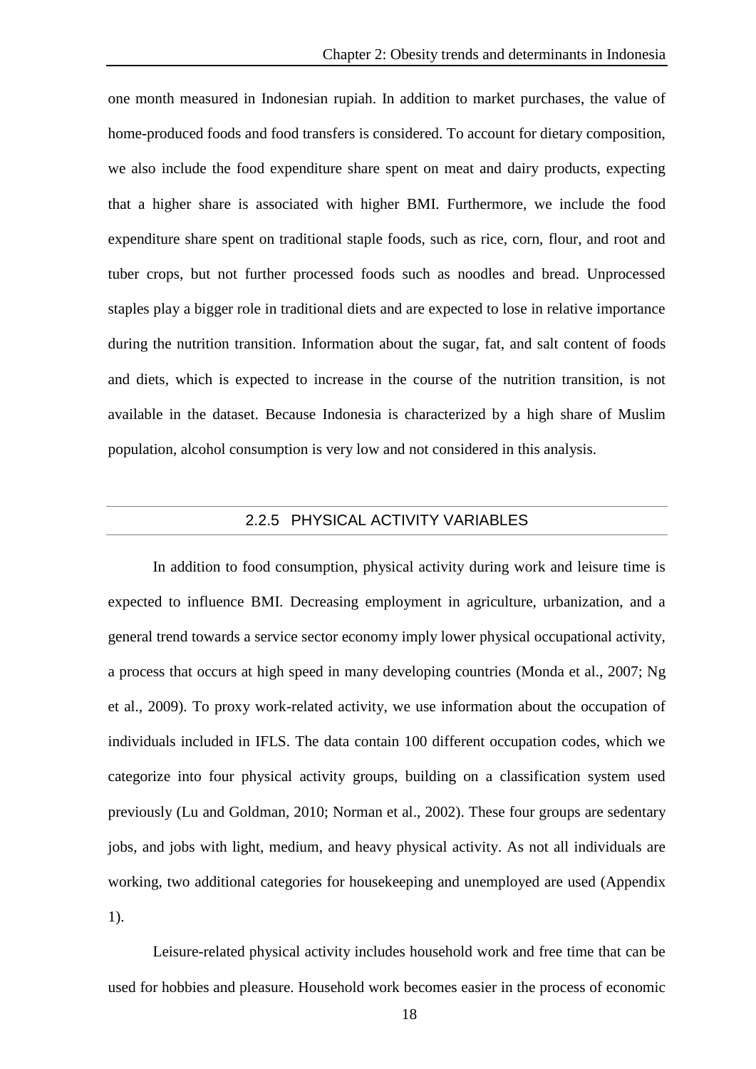one month measured in Indonesian rupiah. In addition to market purchases, the value of home-produced foods and food transfers is considered. To account for dietary composition, we also include the food expenditure share spent on meat and dairy products, expecting that a higher share is associated with higher BMI. Furthermore, we include the food expenditure share spent on traditional staple foods, such as rice, corn, flour, and root and tuber crops, but not further processed foods such as noodles and bread. Unprocessed staples play a bigger role in traditional diets and are expected to lose in relative importance during the nutrition transition. Information about the sugar, fat, and salt content of foods and diets, which is expected to increase in the course of the nutrition transition, is not available in the dataset. Because Indonesia is characterized by a high share of Muslim population, alcohol consumption is very low and not considered in this analysis.

### 2.2.5 PHYSICAL ACTIVITY VARIABLES

In addition to food consumption, physical activity during work and leisure time is expected to influence BMI. Decreasing employment in agriculture, urbanization, and a general trend towards a service sector economy imply lower physical occupational activity, a process that occurs at high speed in many developing countries (Monda et al., 2007; Ng et al., 2009). To proxy work-related activity, we use information about the occupation of individuals included in IFLS. The data contain 100 different occupation codes, which we categorize into four physical activity groups, building on a classification system used previously (Lu and Goldman, 2010; Norman et al., 2002). These four groups are sedentary jobs, and jobs with light, medium, and heavy physical activity. As not all individuals are working, two additional categories for housekeeping and unemployed are used (Appendix 1).

Leisure-related physical activity includes household work and free time that can be used for hobbies and pleasure. Household work becomes easier in the process of economic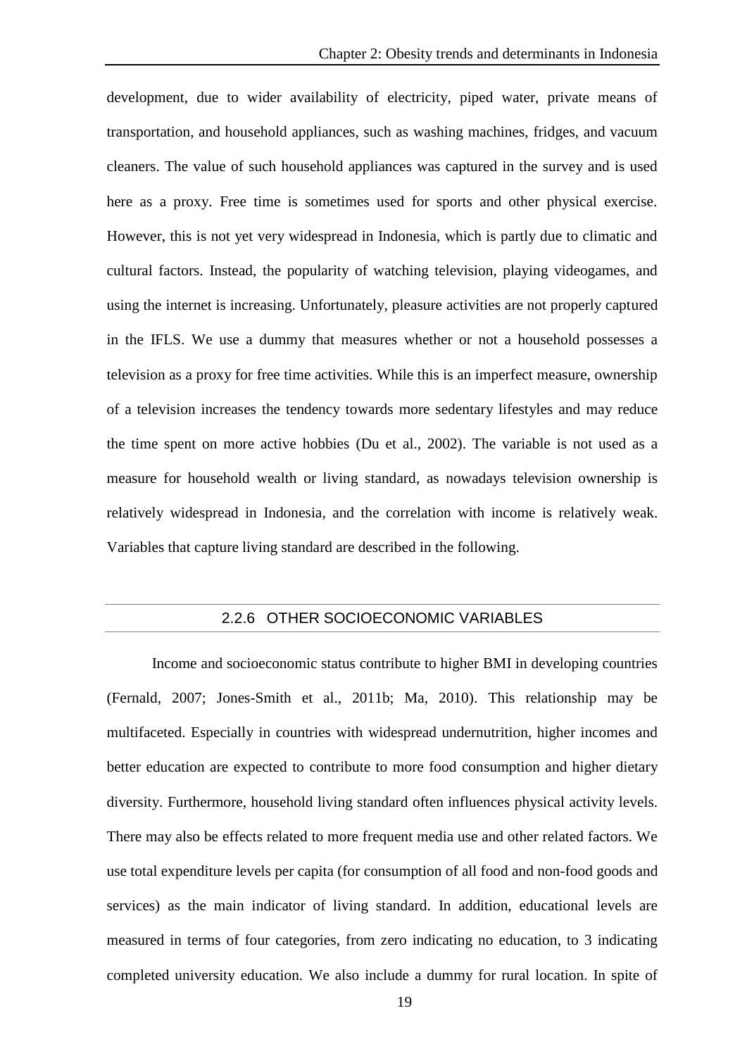development, due to wider availability of electricity, piped water, private means of transportation, and household appliances, such as washing machines, fridges, and vacuum cleaners. The value of such household appliances was captured in the survey and is used here as a proxy. Free time is sometimes used for sports and other physical exercise. However, this is not yet very widespread in Indonesia, which is partly due to climatic and cultural factors. Instead, the popularity of watching television, playing videogames, and using the internet is increasing. Unfortunately, pleasure activities are not properly captured in the IFLS. We use a dummy that measures whether or not a household possesses a television as a proxy for free time activities. While this is an imperfect measure, ownership of a television increases the tendency towards more sedentary lifestyles and may reduce the time spent on more active hobbies (Du et al., 2002). The variable is not used as a measure for household wealth or living standard, as nowadays television ownership is relatively widespread in Indonesia, and the correlation with income is relatively weak. Variables that capture living standard are described in the following.

### 2.2.6 OTHER SOCIOECONOMIC VARIABLES

Income and socioeconomic status contribute to higher BMI in developing countries (Fernald, 2007; Jones-Smith et al., 2011b; Ma, 2010). This relationship may be multifaceted. Especially in countries with widespread undernutrition, higher incomes and better education are expected to contribute to more food consumption and higher dietary diversity. Furthermore, household living standard often influences physical activity levels. There may also be effects related to more frequent media use and other related factors. We use total expenditure levels per capita (for consumption of all food and non-food goods and services) as the main indicator of living standard. In addition, educational levels are measured in terms of four categories, from zero indicating no education, to 3 indicating completed university education. We also include a dummy for rural location. In spite of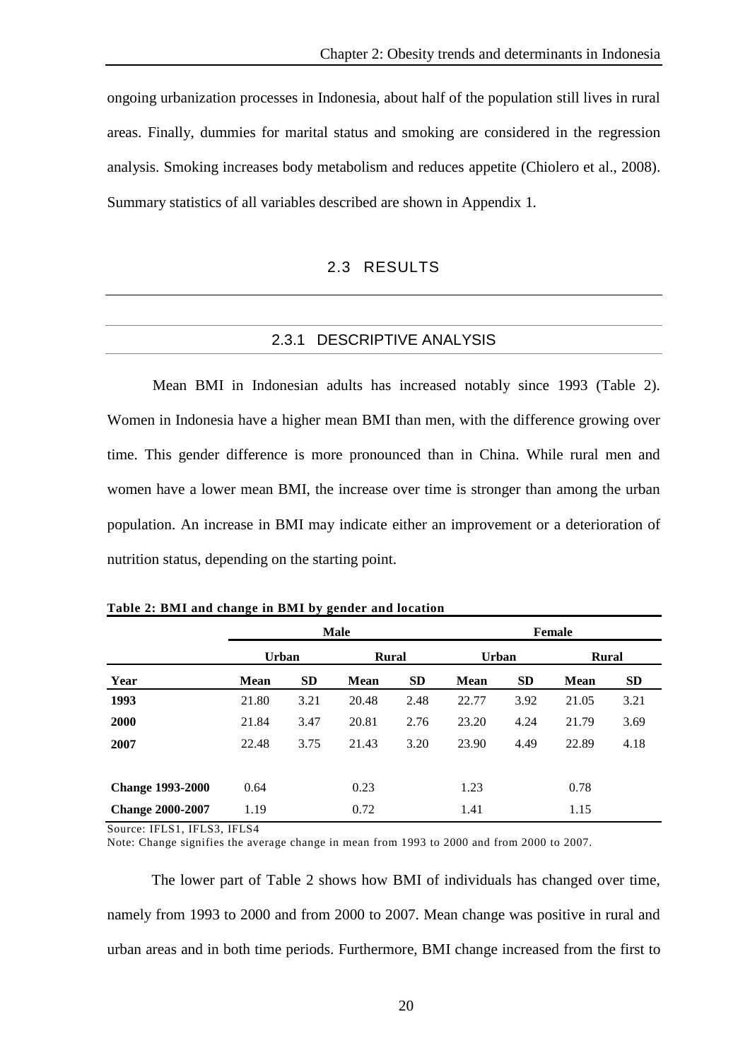ongoing urbanization processes in Indonesia, about half of the population still lives in rural areas. Finally, dummies for marital status and smoking are considered in the regression analysis. Smoking increases body metabolism and reduces appetite (Chiolero et al., 2008). Summary statistics of all variables described are shown in Appendix 1.

## 2.3 RESULTS

### 2.3.1 DESCRIPTIVE ANALYSIS

Mean BMI in Indonesian adults has increased notably since 1993 (Table 2). Women in Indonesia have a higher mean BMI than men, with the difference growing over time. This gender difference is more pronounced than in China. While rural men and women have a lower mean BMI, the increase over time is stronger than among the urban population. An increase in BMI may indicate either an improvement or a deterioration of nutrition status, depending on the starting point.

**Table 2: BMI and change in BMI by gender and location**

| | Male | | | | Female | | | |
|---|---|---|---|---|---|---|---|---|
| | Urban | | Rural | | Urban | | Rural | |
| **Year** | **Mean** | **SD** | **Mean** | **SD** | **Mean** | **SD** | **Mean** | **SD** |
| **1993** | 21.80 | 3.21 | 20.48 | 2.48 | 22.77 | 3.92 | 21.05 | 3.21 |
| **2000** | 21.84 | 3.47 | 20.81 | 2.76 | 23.20 | 4.24 | 21.79 | 3.69 |
| **2007** | 22.48 | 3.75 | 21.43 | 3.20 | 23.90 | 4.49 | 22.89 | 4.18 |
| | | | | | | | | |
| **Change 1993-2000** | 0.64 | | 0.23 | | 1.23 | | 0.78 | |
| **Change 2000-2007** | 1.19 | | 0.72 | | 1.41 | | 1.15 | |

Source: IFLS1, IFLS3, IFLS4

Note: Change signifies the average change in mean from 1993 to 2000 and from 2000 to 2007.

The lower part of Table 2 shows how BMI of individuals has changed over time, namely from 1993 to 2000 and from 2000 to 2007. Mean change was positive in rural and urban areas and in both time periods. Furthermore, BMI change increased from the first to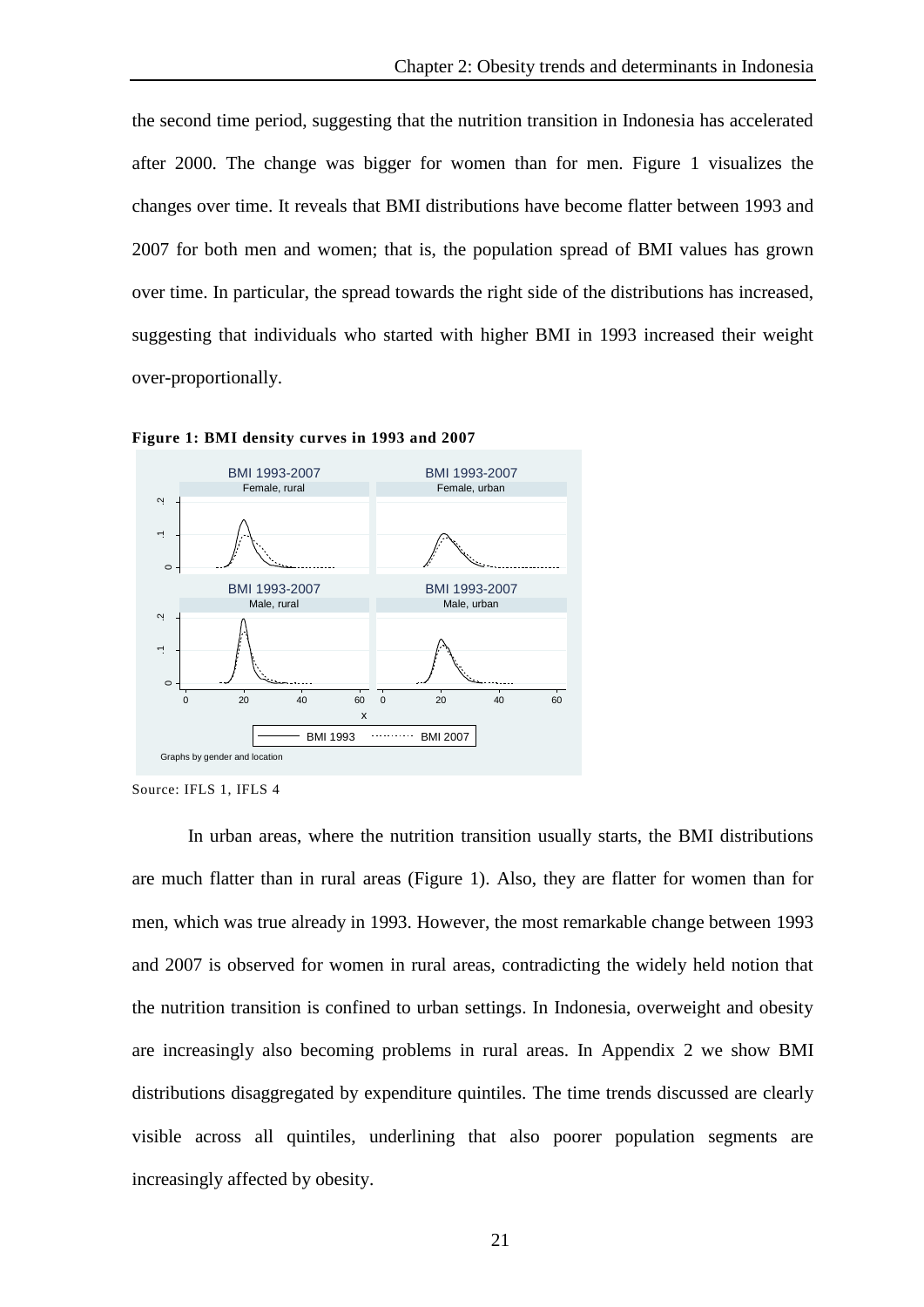the second time period, suggesting that the nutrition transition in Indonesia has accelerated after 2000. The change was bigger for women than for men. Figure 1 visualizes the changes over time. It reveals that BMI distributions have become flatter between 1993 and 2007 for both men and women; that is, the population spread of BMI values has grown over time. In particular, the spread towards the right side of the distributions has increased, suggesting that individuals who started with higher BMI in 1993 increased their weight over-proportionally.

**Figure 1: BMI density curves in 1993 and 2007**

Source: IFLS 1, IFLS 4

In urban areas, where the nutrition transition usually starts, the BMI distributions are much flatter than in rural areas (Figure 1). Also, they are flatter for women than for men, which was true already in 1993. However, the most remarkable change between 1993 and 2007 is observed for women in rural areas, contradicting the widely held notion that the nutrition transition is confined to urban settings. In Indonesia, overweight and obesity are increasingly also becoming problems in rural areas. In Appendix 2 we show BMI distributions disaggregated by expenditure quintiles. The time trends discussed are clearly visible across all quintiles, underlining that also poorer population segments are increasingly affected by obesity.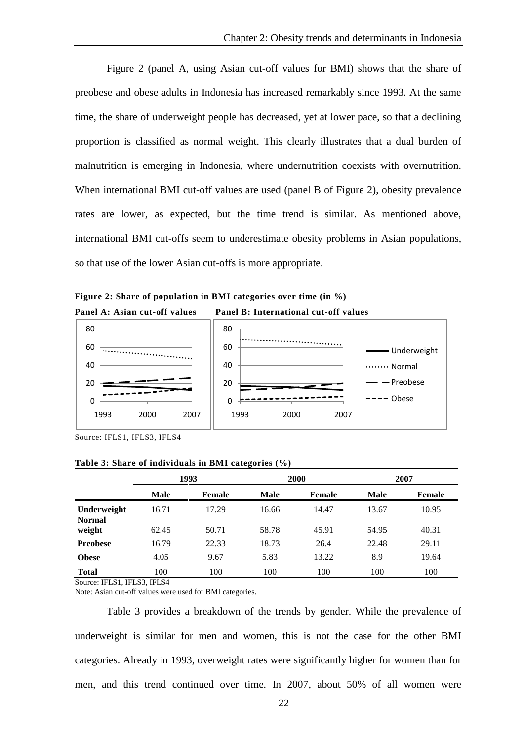Figure 2 (panel A, using Asian cut-off values for BMI) shows that the share of preobese and obese adults in Indonesia has increased remarkably since 1993. At the same time, the share of underweight people has decreased, yet at lower pace, so that a declining proportion is classified as normal weight. This clearly illustrates that a dual burden of malnutrition is emerging in Indonesia, where undernutrition coexists with overnutrition. When international BMI cut-off values are used (panel B of Figure 2), obesity prevalence rates are lower, as expected, but the time trend is similar. As mentioned above, international BMI cut-offs seem to underestimate obesity problems in Asian populations, so that use of the lower Asian cut-offs is more appropriate.

**Figure 2: Share of population in BMI categories over time (in %)**

**Panel A: Asian cut-off values** **Panel B: International cut-off values**

Source: IFLS1, IFLS3, IFLS4

**Table 3: Share of individuals in BMI categories (%)**

| | 1993 | | 2000 | | 2007 | |
|---|---|---|---|---|---|---|
| | **Male** | **Female** | **Male** | **Female** | **Male** | **Female** |
| **Underweight** | 16.71 | 17.29 | 16.66 | 14.47 | 13.67 | 10.95 |
| **Normal weight** | 62.45 | 50.71 | 58.78 | 45.91 | 54.95 | 40.31 |
| **Preobese** | 16.79 | 22.33 | 18.73 | 26.4 | 22.48 | 29.11 |
| **Obese** | 4.05 | 9.67 | 5.83 | 13.22 | 8.9 | 19.64 |
| **Total** | 100 | 100 | 100 | 100 | 100 | 100 |

Source: IFLS1, IFLS3, IFLS4

Note: Asian cut-off values were used for BMI categories.

Table 3 provides a breakdown of the trends by gender. While the prevalence of underweight is similar for men and women, this is not the case for the other BMI categories. Already in 1993, overweight rates were significantly higher for women than for men, and this trend continued over time. In 2007, about 50% of all women were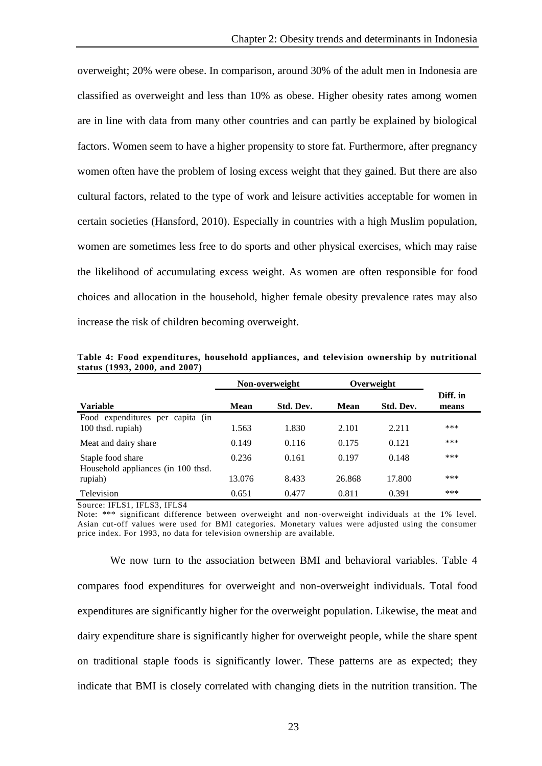overweight; 20% were obese. In comparison, around 30% of the adult men in Indonesia are classified as overweight and less than 10% as obese. Higher obesity rates among women are in line with data from many other countries and can partly be explained by biological factors. Women seem to have a higher propensity to store fat. Furthermore, after pregnancy women often have the problem of losing excess weight that they gained. But there are also cultural factors, related to the type of work and leisure activities acceptable for women in certain societies (Hansford, 2010). Especially in countries with a high Muslim population, women are sometimes less free to do sports and other physical exercises, which may raise the likelihood of accumulating excess weight. As women are often responsible for food choices and allocation in the household, higher female obesity prevalence rates may also increase the risk of children becoming overweight.

**Table 4: Food expenditures, household appliances, and television ownership by nutritional status (1993, 2000, and 2007)**

| | Non-overweight | | Overweight | | |
|---|---|---|---|---|---|
| **Variable** | **Mean** | **Std. Dev.** | **Mean** | **Std. Dev.** | **Diff. in means** |
| Food expenditures per capita (in 100 thsd. rupiah) | 1.563 | 1.830 | 2.101 | 2.211 | *** |
| Meat and dairy share | 0.149 | 0.116 | 0.175 | 0.121 | *** |
| Staple food share | 0.236 | 0.161 | 0.197 | 0.148 | *** |
| Household appliances (in 100 thsd. rupiah) | 13.076 | 8.433 | 26.868 | 17.800 | *** |
| Television | 0.651 | 0.477 | 0.811 | 0.391 | *** |

Source: IFLS1, IFLS3, IFLS4

Note: *** significant difference between overweight and non-overweight individuals at the 1% level. Asian cut-off values were used for BMI categories. Monetary values were adjusted using the consumer price index. For 1993, no data for television ownership are available.

We now turn to the association between BMI and behavioral variables. Table 4 compares food expenditures for overweight and non-overweight individuals. Total food expenditures are significantly higher for the overweight population. Likewise, the meat and dairy expenditure share is significantly higher for overweight people, while the share spent on traditional staple foods is significantly lower. These patterns are as expected; they indicate that BMI is closely correlated with changing diets in the nutrition transition. The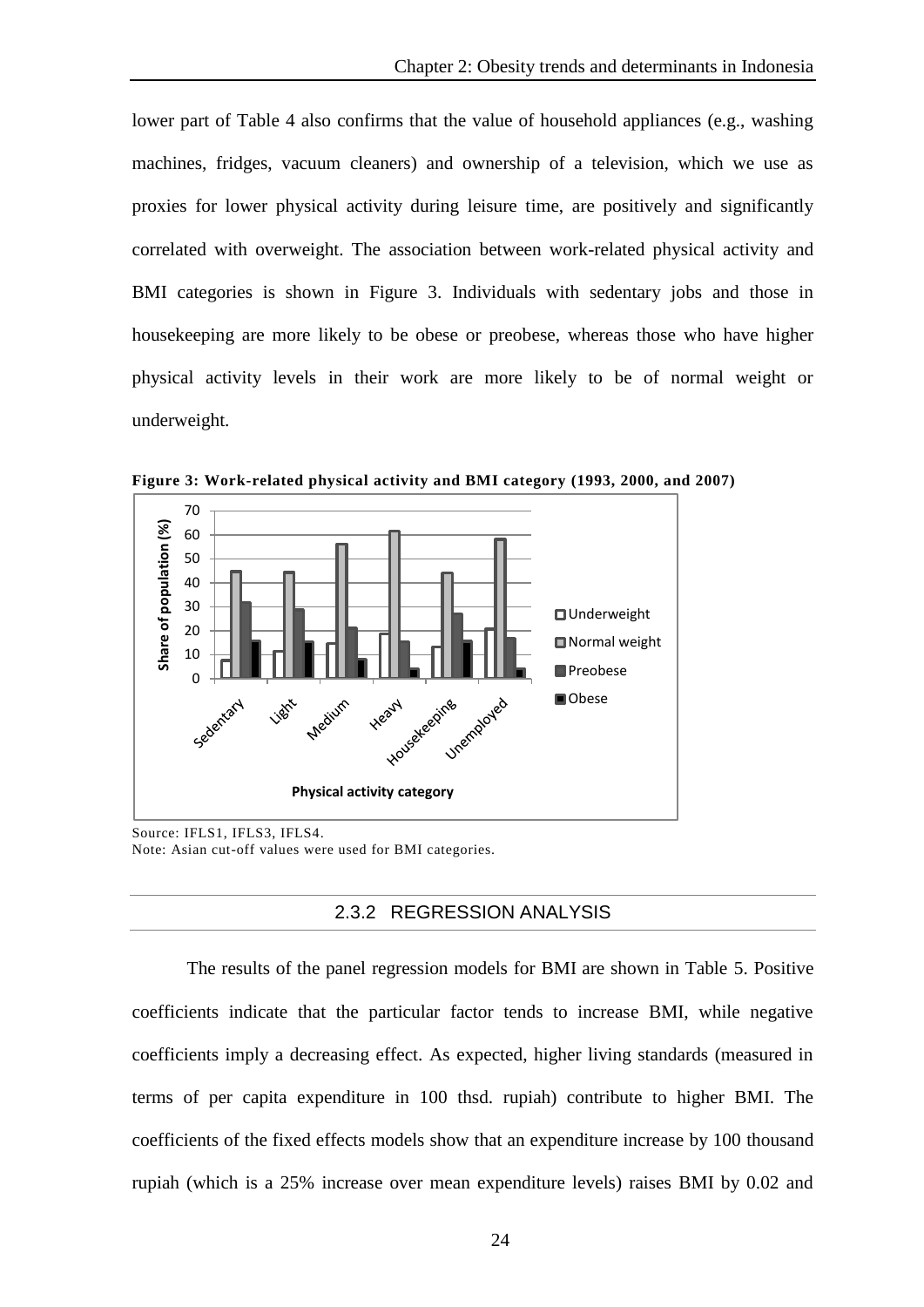lower part of Table 4 also confirms that the value of household appliances (e.g., washing machines, fridges, vacuum cleaners) and ownership of a television, which we use as proxies for lower physical activity during leisure time, are positively and significantly correlated with overweight. The association between work-related physical activity and BMI categories is shown in Figure 3. Individuals with sedentary jobs and those in housekeeping are more likely to be obese or preobese, whereas those who have higher physical activity levels in their work are more likely to be of normal weight or underweight.

**Figure 3: Work-related physical activity and BMI category (1993, 2000, and 2007)**

Source: IFLS1, IFLS3, IFLS4.
Note: Asian cut-off values were used for BMI categories.

### 2.3.2 REGRESSION ANALYSIS

The results of the panel regression models for BMI are shown in Table 5. Positive coefficients indicate that the particular factor tends to increase BMI, while negative coefficients imply a decreasing effect. As expected, higher living standards (measured in terms of per capita expenditure in 100 thsd. rupiah) contribute to higher BMI. The coefficients of the fixed effects models show that an expenditure increase by 100 thousand rupiah (which is a 25% increase over mean expenditure levels) raises BMI by 0.02 and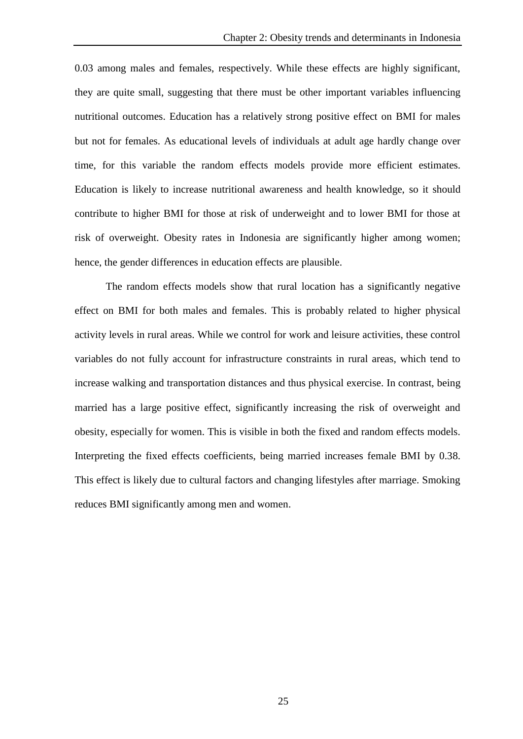0.03 among males and females, respectively. While these effects are highly significant, they are quite small, suggesting that there must be other important variables influencing nutritional outcomes. Education has a relatively strong positive effect on BMI for males but not for females. As educational levels of individuals at adult age hardly change over time, for this variable the random effects models provide more efficient estimates. Education is likely to increase nutritional awareness and health knowledge, so it should contribute to higher BMI for those at risk of underweight and to lower BMI for those at risk of overweight. Obesity rates in Indonesia are significantly higher among women; hence, the gender differences in education effects are plausible.

The random effects models show that rural location has a significantly negative effect on BMI for both males and females. This is probably related to higher physical activity levels in rural areas. While we control for work and leisure activities, these control variables do not fully account for infrastructure constraints in rural areas, which tend to increase walking and transportation distances and thus physical exercise. In contrast, being married has a large positive effect, significantly increasing the risk of overweight and obesity, especially for women. This is visible in both the fixed and random effects models. Interpreting the fixed effects coefficients, being married increases female BMI by 0.38. This effect is likely due to cultural factors and changing lifestyles after marriage. Smoking reduces BMI significantly among men and women.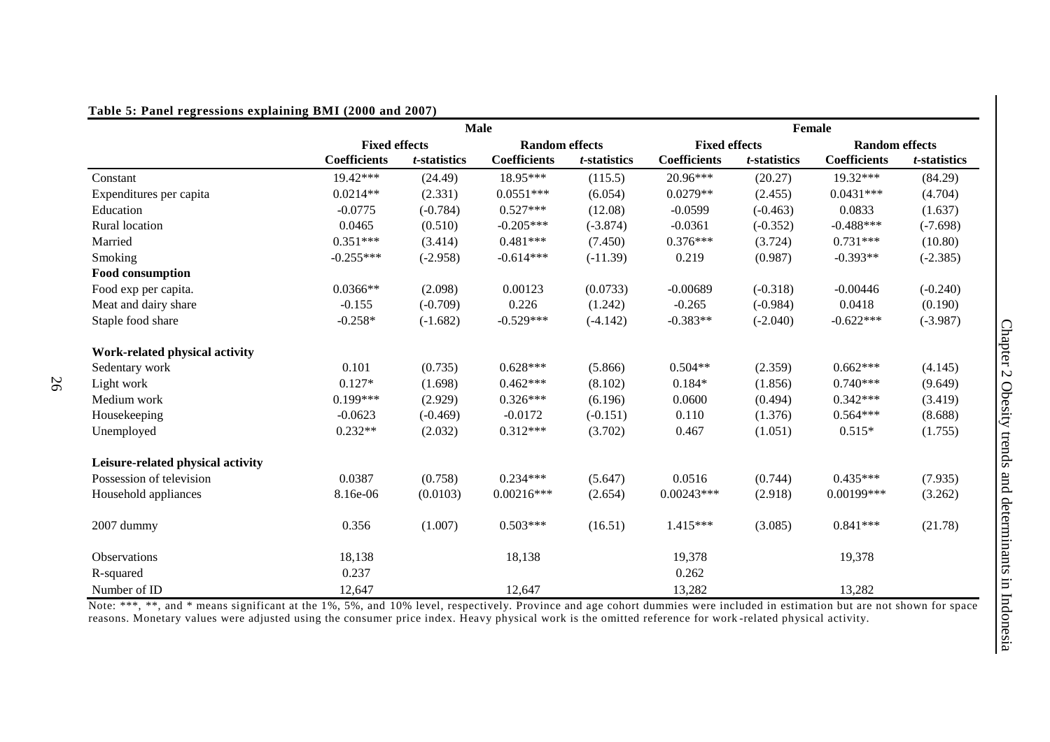**Table 5: Panel regressions explaining BMI (2000 and 2007)**

| | Male | | | | Female | | | |
|---|---|---|---|---|---|---|---|---|
| | Fixed effects | | Random effects | | Fixed effects | | Random effects | |
| | Coefficients | *t*-statistics | Coefficients | *t*-statistics | Coefficients | *t*-statistics | Coefficients | *t*-statistics |
| Constant | 19.42*** | (24.49) | 18.95*** | (115.5) | 20.96*** | (20.27) | 19.32*** | (84.29) |
| Expenditures per capita | 0.0214** | (2.331) | 0.0551*** | (6.054) | 0.0279** | (2.455) | 0.0431*** | (4.704) |
| Education | -0.0775 | (-0.784) | 0.527*** | (12.08) | -0.0599 | (-0.463) | 0.0833 | (1.637) |
| Rural location | 0.0465 | (0.510) | -0.205*** | (-3.874) | -0.0361 | (-0.352) | -0.488*** | (-7.698) |
| Married | 0.351*** | (3.414) | 0.481*** | (7.450) | 0.376*** | (3.724) | 0.731*** | (10.80) |
| Smoking | -0.255*** | (-2.958) | -0.614*** | (-11.39) | 0.219 | (0.987) | -0.393** | (-2.385) |
| **Food consumption** | | | | | | | | |
| Food exp per capita. | 0.0366** | (2.098) | 0.00123 | (0.0733) | -0.00689 | (-0.318) | -0.00446 | (-0.240) |
| Meat and dairy share | -0.155 | (-0.709) | 0.226 | (1.242) | -0.265 | (-0.984) | 0.0418 | (0.190) |
| Staple food share | -0.258* | (-1.682) | -0.529*** | (-4.142) | -0.383** | (-2.040) | -0.622*** | (-3.987) |
| **Work-related physical activity** | | | | | | | | |
| Sedentary work | 0.101 | (0.735) | 0.628*** | (5.866) | 0.504** | (2.359) | 0.662*** | (4.145) |
| Light work | 0.127* | (1.698) | 0.462*** | (8.102) | 0.184* | (1.856) | 0.740*** | (9.649) |
| Medium work | 0.199*** | (2.929) | 0.326*** | (6.196) | 0.0600 | (0.494) | 0.342*** | (3.419) |
| Housekeeping | -0.0623 | (-0.469) | -0.0172 | (-0.151) | 0.110 | (1.376) | 0.564*** | (8.688) |
| Unemployed | 0.232** | (2.032) | 0.312*** | (3.702) | 0.467 | (1.051) | 0.515* | (1.755) |
| **Leisure-related physical activity** | | | | | | | | |
| Possession of television | 0.0387 | (0.758) | 0.234*** | (5.647) | 0.0516 | (0.744) | 0.435*** | (7.935) |
| Household appliances | 8.16e-06 | (0.0103) | 0.00216*** | (2.654) | 0.00243*** | (2.918) | 0.00199*** | (3.262) |
| 2007 dummy | 0.356 | (1.007) | 0.503*** | (16.51) | 1.415*** | (3.085) | 0.841*** | (21.78) |
| Observations | 18,138 | | 18,138 | | 19,378 | | 19,378 | |
| R-squared | 0.237 | | | | 0.262 | | | |
| Number of ID | 12,647 | | 12,647 | | 13,282 | | 13,282 | |

Note: ***, **, and * means significant at the 1%, 5%, and 10% level, respectively. Province and age cohort dummies were included in estimation but are not shown for space reasons. Monetary values were adjusted using the consumer price index. Heavy physical work is the omitted reference for work-related physical activity.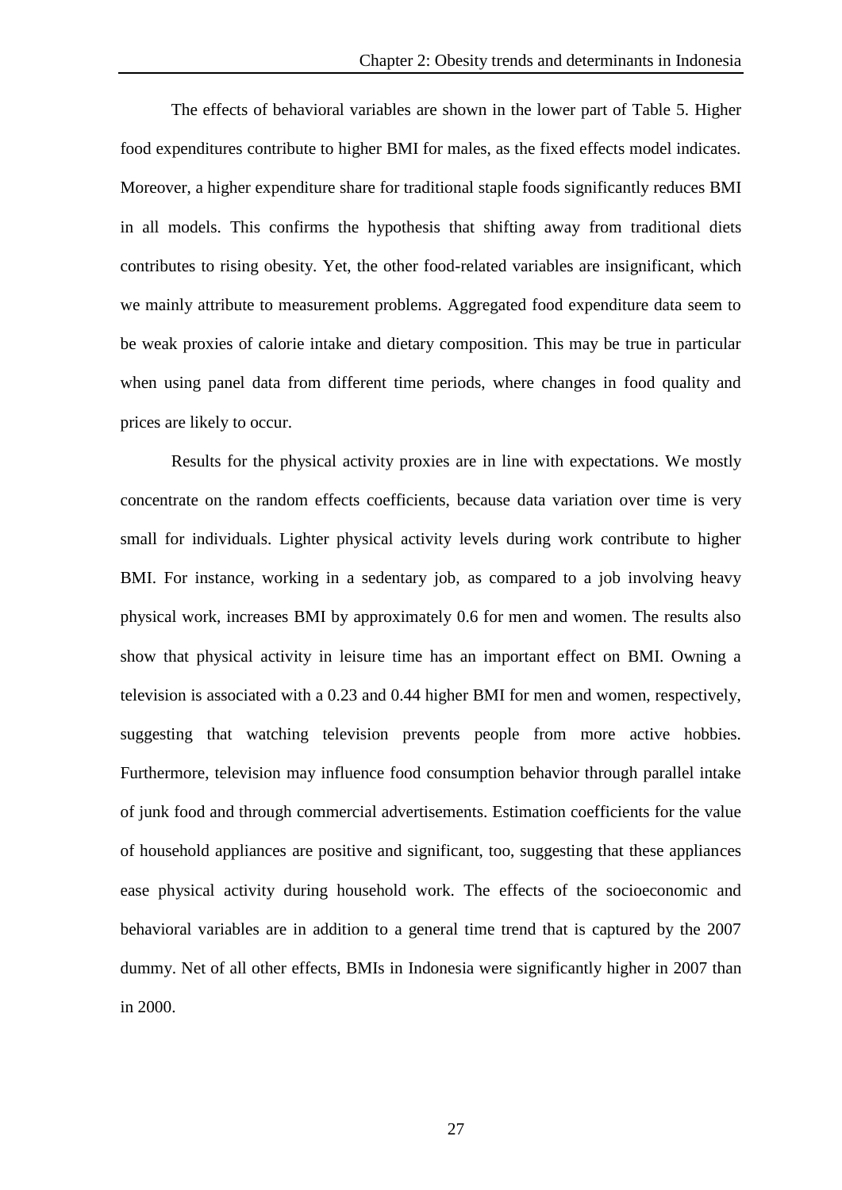The effects of behavioral variables are shown in the lower part of Table 5. Higher food expenditures contribute to higher BMI for males, as the fixed effects model indicates. Moreover, a higher expenditure share for traditional staple foods significantly reduces BMI in all models. This confirms the hypothesis that shifting away from traditional diets contributes to rising obesity. Yet, the other food-related variables are insignificant, which we mainly attribute to measurement problems. Aggregated food expenditure data seem to be weak proxies of calorie intake and dietary composition. This may be true in particular when using panel data from different time periods, where changes in food quality and prices are likely to occur.

Results for the physical activity proxies are in line with expectations. We mostly concentrate on the random effects coefficients, because data variation over time is very small for individuals. Lighter physical activity levels during work contribute to higher BMI. For instance, working in a sedentary job, as compared to a job involving heavy physical work, increases BMI by approximately 0.6 for men and women. The results also show that physical activity in leisure time has an important effect on BMI. Owning a television is associated with a 0.23 and 0.44 higher BMI for men and women, respectively, suggesting that watching television prevents people from more active hobbies. Furthermore, television may influence food consumption behavior through parallel intake of junk food and through commercial advertisements. Estimation coefficients for the value of household appliances are positive and significant, too, suggesting that these appliances ease physical activity during household work. The effects of the socioeconomic and behavioral variables are in addition to a general time trend that is captured by the 2007 dummy. Net of all other effects, BMIs in Indonesia were significantly higher in 2007 than in 2000.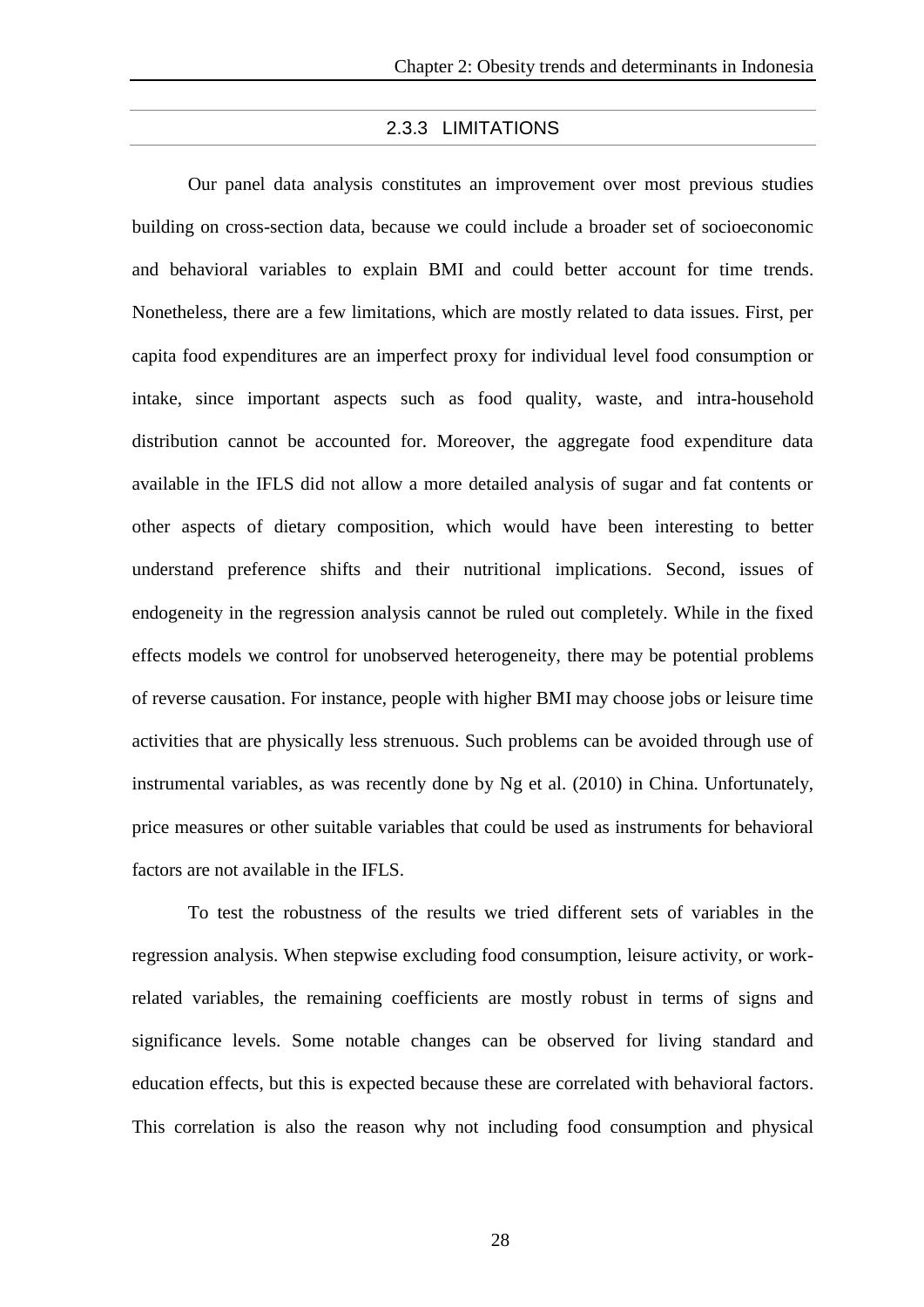### 2.3.3 LIMITATIONS

Our panel data analysis constitutes an improvement over most previous studies building on cross-section data, because we could include a broader set of socioeconomic and behavioral variables to explain BMI and could better account for time trends. Nonetheless, there are a few limitations, which are mostly related to data issues. First, per capita food expenditures are an imperfect proxy for individual level food consumption or intake, since important aspects such as food quality, waste, and intra-household distribution cannot be accounted for. Moreover, the aggregate food expenditure data available in the IFLS did not allow a more detailed analysis of sugar and fat contents or other aspects of dietary composition, which would have been interesting to better understand preference shifts and their nutritional implications. Second, issues of endogeneity in the regression analysis cannot be ruled out completely. While in the fixed effects models we control for unobserved heterogeneity, there may be potential problems of reverse causation. For instance, people with higher BMI may choose jobs or leisure time activities that are physically less strenuous. Such problems can be avoided through use of instrumental variables, as was recently done by Ng et al. (2010) in China. Unfortunately, price measures or other suitable variables that could be used as instruments for behavioral factors are not available in the IFLS.

To test the robustness of the results we tried different sets of variables in the regression analysis. When stepwise excluding food consumption, leisure activity, or work-related variables, the remaining coefficients are mostly robust in terms of signs and significance levels. Some notable changes can be observed for living standard and education effects, but this is expected because these are correlated with behavioral factors. This correlation is also the reason why not including food consumption and physical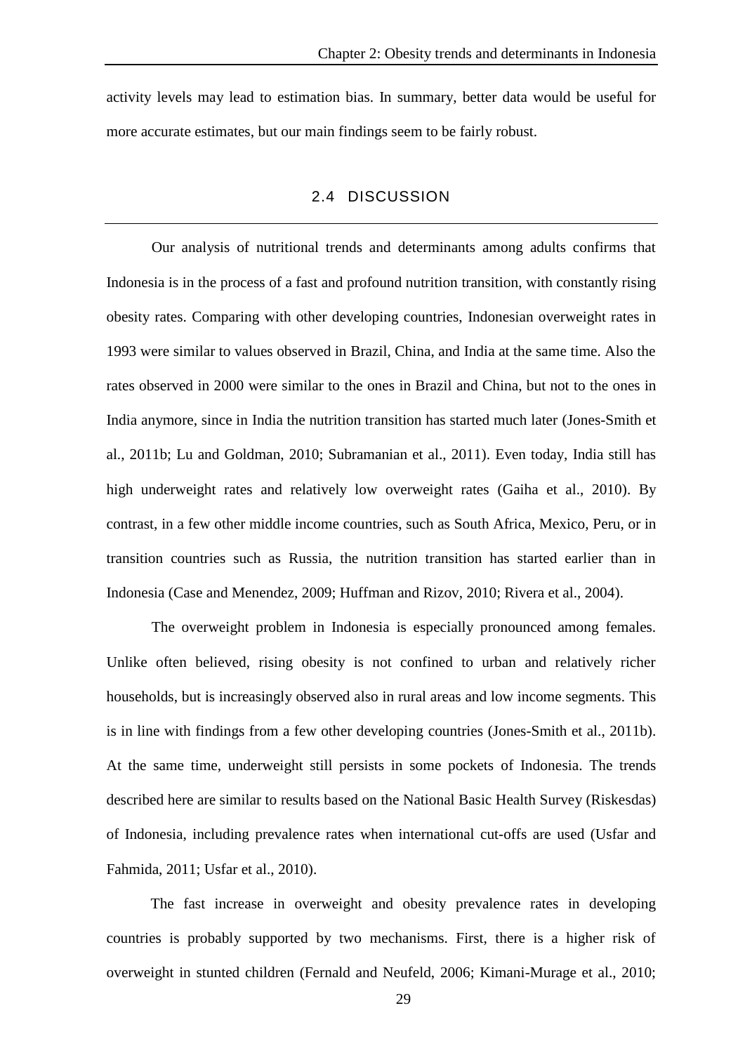activity levels may lead to estimation bias. In summary, better data would be useful for more accurate estimates, but our main findings seem to be fairly robust.

## 2.4 DISCUSSION

Our analysis of nutritional trends and determinants among adults confirms that Indonesia is in the process of a fast and profound nutrition transition, with constantly rising obesity rates. Comparing with other developing countries, Indonesian overweight rates in 1993 were similar to values observed in Brazil, China, and India at the same time. Also the rates observed in 2000 were similar to the ones in Brazil and China, but not to the ones in India anymore, since in India the nutrition transition has started much later (Jones-Smith et al., 2011b; Lu and Goldman, 2010; Subramanian et al., 2011). Even today, India still has high underweight rates and relatively low overweight rates (Gaiha et al., 2010). By contrast, in a few other middle income countries, such as South Africa, Mexico, Peru, or in transition countries such as Russia, the nutrition transition has started earlier than in Indonesia (Case and Menendez, 2009; Huffman and Rizov, 2010; Rivera et al., 2004).

The overweight problem in Indonesia is especially pronounced among females. Unlike often believed, rising obesity is not confined to urban and relatively richer households, but is increasingly observed also in rural areas and low income segments. This is in line with findings from a few other developing countries (Jones-Smith et al., 2011b). At the same time, underweight still persists in some pockets of Indonesia. The trends described here are similar to results based on the National Basic Health Survey (Riskesdas) of Indonesia, including prevalence rates when international cut-offs are used (Usfar and Fahmida, 2011; Usfar et al., 2010).

The fast increase in overweight and obesity prevalence rates in developing countries is probably supported by two mechanisms. First, there is a higher risk of overweight in stunted children (Fernald and Neufeld, 2006; Kimani-Murage et al., 2010;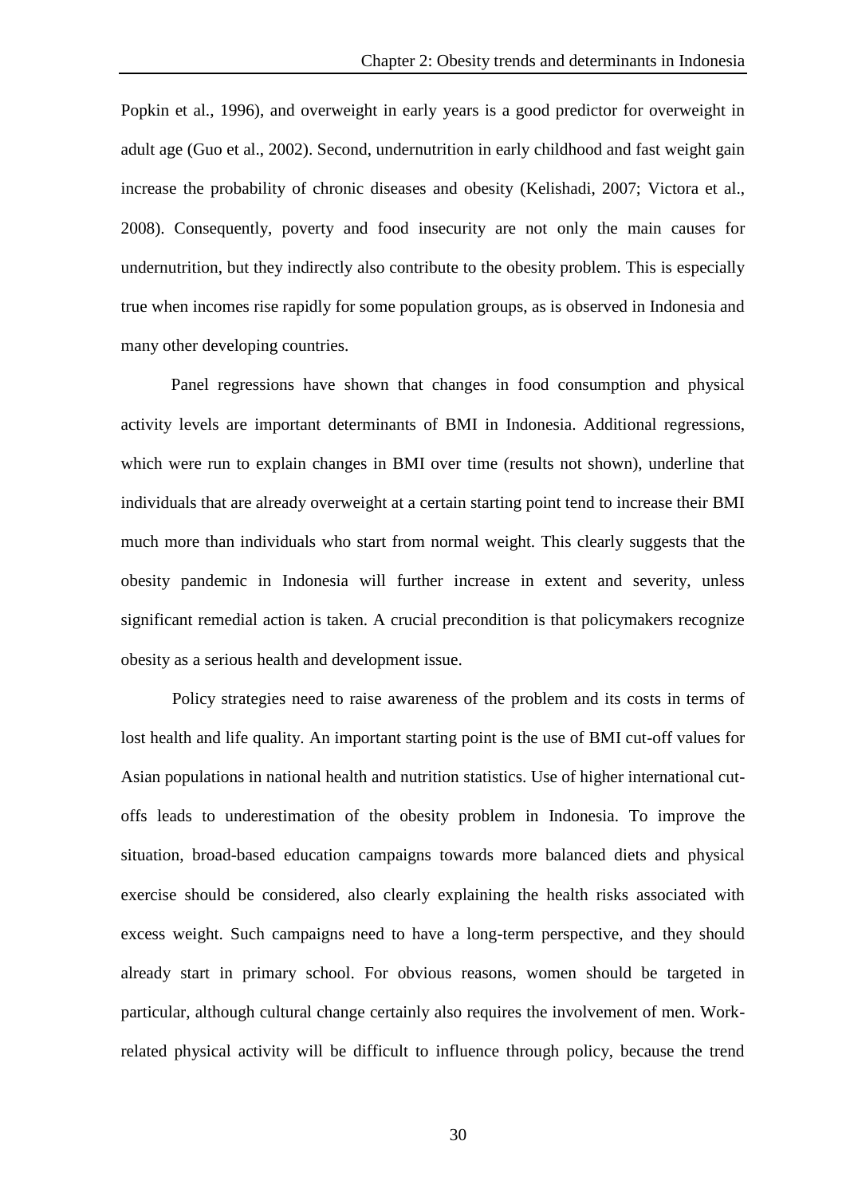Popkin et al., 1996), and overweight in early years is a good predictor for overweight in adult age (Guo et al., 2002). Second, undernutrition in early childhood and fast weight gain increase the probability of chronic diseases and obesity (Kelishadi, 2007; Victora et al., 2008). Consequently, poverty and food insecurity are not only the main causes for undernutrition, but they indirectly also contribute to the obesity problem. This is especially true when incomes rise rapidly for some population groups, as is observed in Indonesia and many other developing countries.

Panel regressions have shown that changes in food consumption and physical activity levels are important determinants of BMI in Indonesia. Additional regressions, which were run to explain changes in BMI over time (results not shown), underline that individuals that are already overweight at a certain starting point tend to increase their BMI much more than individuals who start from normal weight. This clearly suggests that the obesity pandemic in Indonesia will further increase in extent and severity, unless significant remedial action is taken. A crucial precondition is that policymakers recognize obesity as a serious health and development issue.

Policy strategies need to raise awareness of the problem and its costs in terms of lost health and life quality. An important starting point is the use of BMI cut-off values for Asian populations in national health and nutrition statistics. Use of higher international cut-offs leads to underestimation of the obesity problem in Indonesia. To improve the situation, broad-based education campaigns towards more balanced diets and physical exercise should be considered, also clearly explaining the health risks associated with excess weight. Such campaigns need to have a long-term perspective, and they should already start in primary school. For obvious reasons, women should be targeted in particular, although cultural change certainly also requires the involvement of men. Work-related physical activity will be difficult to influence through policy, because the trend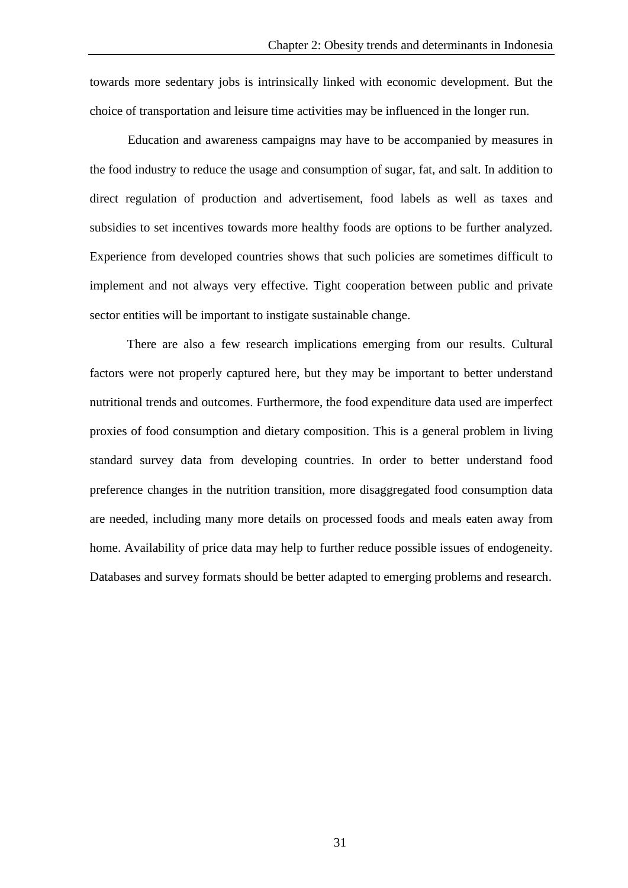towards more sedentary jobs is intrinsically linked with economic development. But the choice of transportation and leisure time activities may be influenced in the longer run.

Education and awareness campaigns may have to be accompanied by measures in the food industry to reduce the usage and consumption of sugar, fat, and salt. In addition to direct regulation of production and advertisement, food labels as well as taxes and subsidies to set incentives towards more healthy foods are options to be further analyzed. Experience from developed countries shows that such policies are sometimes difficult to implement and not always very effective. Tight cooperation between public and private sector entities will be important to instigate sustainable change.

There are also a few research implications emerging from our results. Cultural factors were not properly captured here, but they may be important to better understand nutritional trends and outcomes. Furthermore, the food expenditure data used are imperfect proxies of food consumption and dietary composition. This is a general problem in living standard survey data from developing countries. In order to better understand food preference changes in the nutrition transition, more disaggregated food consumption data are needed, including many more details on processed foods and meals eaten away from home. Availability of price data may help to further reduce possible issues of endogeneity. Databases and survey formats should be better adapted to emerging problems and research.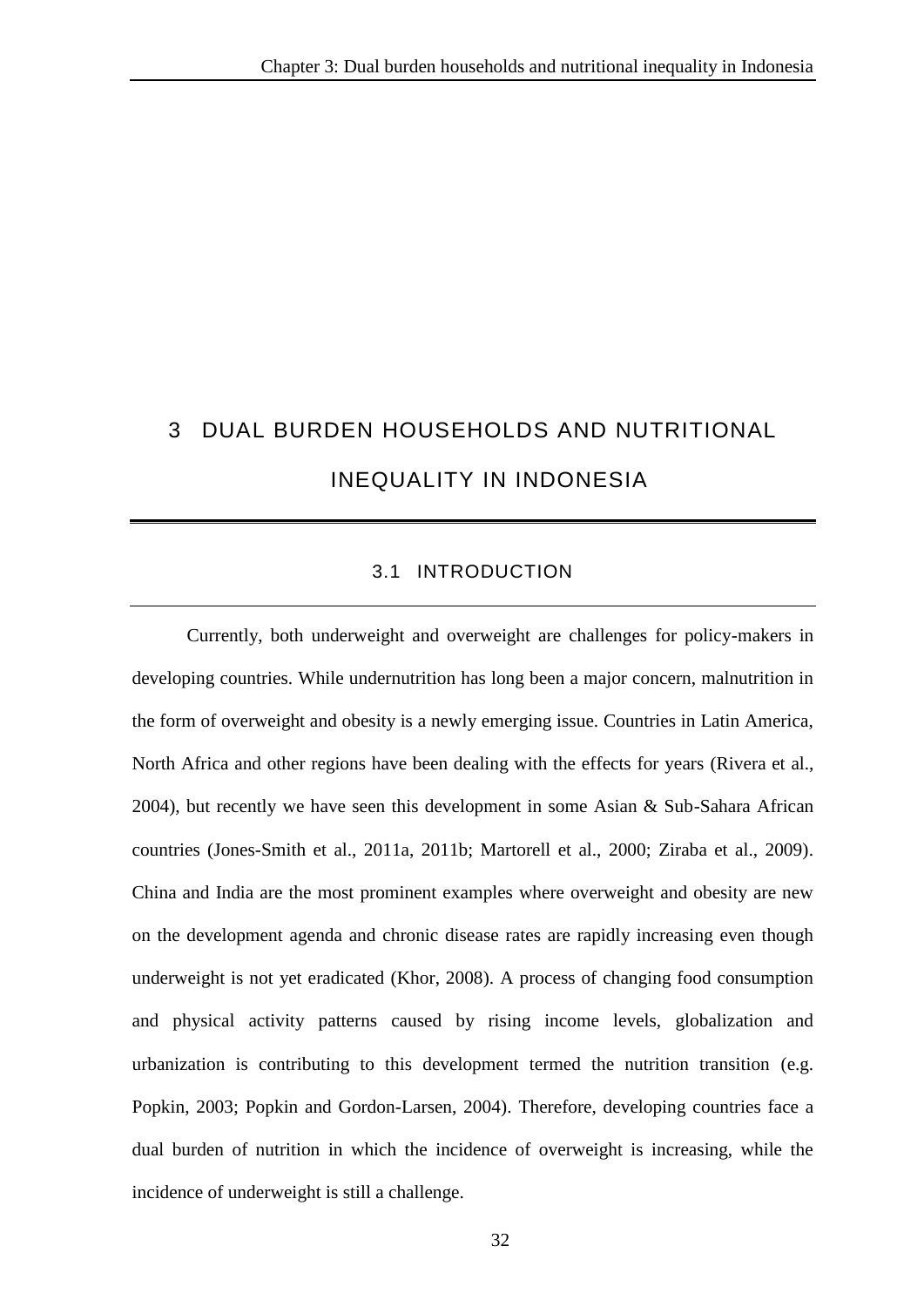# 3 DUAL BURDEN HOUSEHOLDS AND NUTRITIONAL INEQUALITY IN INDONESIA

## 3.1 INTRODUCTION

Currently, both underweight and overweight are challenges for policy-makers in developing countries. While undernutrition has long been a major concern, malnutrition in the form of overweight and obesity is a newly emerging issue. Countries in Latin America, North Africa and other regions have been dealing with the effects for years (Rivera et al., 2004), but recently we have seen this development in some Asian & Sub-Sahara African countries (Jones-Smith et al., 2011a, 2011b; Martorell et al., 2000; Ziraba et al., 2009). China and India are the most prominent examples where overweight and obesity are new on the development agenda and chronic disease rates are rapidly increasing even though underweight is not yet eradicated (Khor, 2008). A process of changing food consumption and physical activity patterns caused by rising income levels, globalization and urbanization is contributing to this development termed the nutrition transition (e.g. Popkin, 2003; Popkin and Gordon-Larsen, 2004). Therefore, developing countries face a dual burden of nutrition in which the incidence of overweight is increasing, while the incidence of underweight is still a challenge.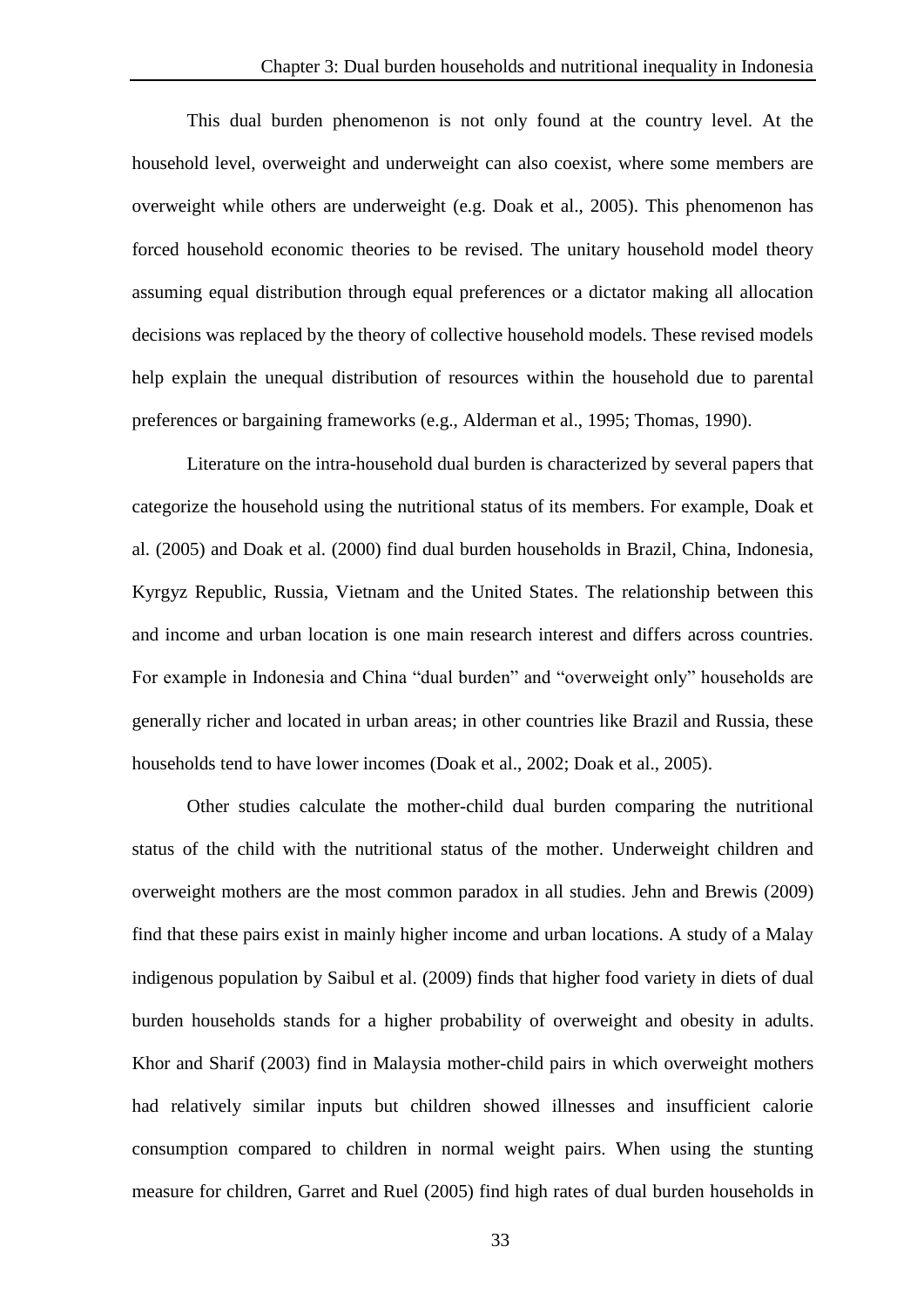This dual burden phenomenon is not only found at the country level. At the household level, overweight and underweight can also coexist, where some members are overweight while others are underweight (e.g. Doak et al., 2005). This phenomenon has forced household economic theories to be revised. The unitary household model theory assuming equal distribution through equal preferences or a dictator making all allocation decisions was replaced by the theory of collective household models. These revised models help explain the unequal distribution of resources within the household due to parental preferences or bargaining frameworks (e.g., Alderman et al., 1995; Thomas, 1990).

Literature on the intra-household dual burden is characterized by several papers that categorize the household using the nutritional status of its members. For example, Doak et al. (2005) and Doak et al. (2000) find dual burden households in Brazil, China, Indonesia, Kyrgyz Republic, Russia, Vietnam and the United States. The relationship between this and income and urban location is one main research interest and differs across countries. For example in Indonesia and China "dual burden" and "overweight only" households are generally richer and located in urban areas; in other countries like Brazil and Russia, these households tend to have lower incomes (Doak et al., 2002; Doak et al., 2005).

Other studies calculate the mother-child dual burden comparing the nutritional status of the child with the nutritional status of the mother. Underweight children and overweight mothers are the most common paradox in all studies. Jehn and Brewis (2009) find that these pairs exist in mainly higher income and urban locations. A study of a Malay indigenous population by Saibul et al. (2009) finds that higher food variety in diets of dual burden households stands for a higher probability of overweight and obesity in adults. Khor and Sharif (2003) find in Malaysia mother-child pairs in which overweight mothers had relatively similar inputs but children showed illnesses and insufficient calorie consumption compared to children in normal weight pairs. When using the stunting measure for children, Garret and Ruel (2005) find high rates of dual burden households in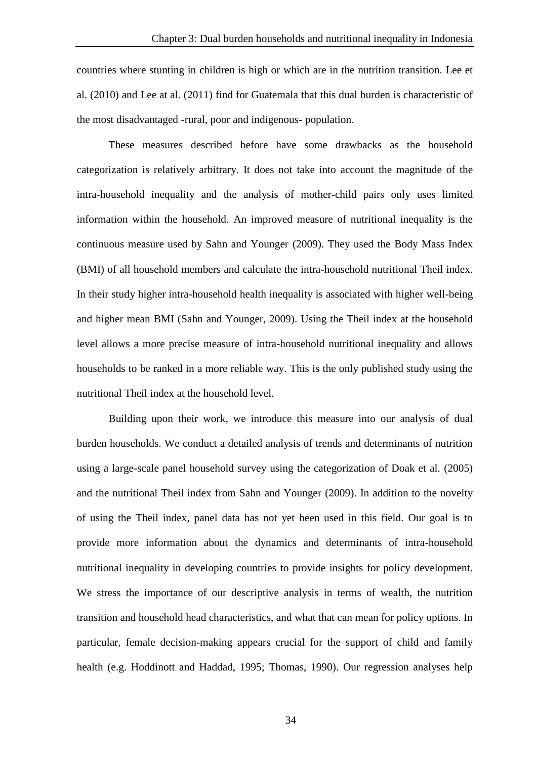countries where stunting in children is high or which are in the nutrition transition. Lee et al. (2010) and Lee at al. (2011) find for Guatemala that this dual burden is characteristic of the most disadvantaged -rural, poor and indigenous- population.

These measures described before have some drawbacks as the household categorization is relatively arbitrary. It does not take into account the magnitude of the intra-household inequality and the analysis of mother-child pairs only uses limited information within the household. An improved measure of nutritional inequality is the continuous measure used by Sahn and Younger (2009). They used the Body Mass Index (BMI) of all household members and calculate the intra-household nutritional Theil index. In their study higher intra-household health inequality is associated with higher well-being and higher mean BMI (Sahn and Younger, 2009). Using the Theil index at the household level allows a more precise measure of intra-household nutritional inequality and allows households to be ranked in a more reliable way. This is the only published study using the nutritional Theil index at the household level.

Building upon their work, we introduce this measure into our analysis of dual burden households. We conduct a detailed analysis of trends and determinants of nutrition using a large-scale panel household survey using the categorization of Doak et al. (2005) and the nutritional Theil index from Sahn and Younger (2009). In addition to the novelty of using the Theil index, panel data has not yet been used in this field. Our goal is to provide more information about the dynamics and determinants of intra-household nutritional inequality in developing countries to provide insights for policy development. We stress the importance of our descriptive analysis in terms of wealth, the nutrition transition and household head characteristics, and what that can mean for policy options. In particular, female decision-making appears crucial for the support of child and family health (e.g. Hoddinott and Haddad, 1995; Thomas, 1990). Our regression analyses help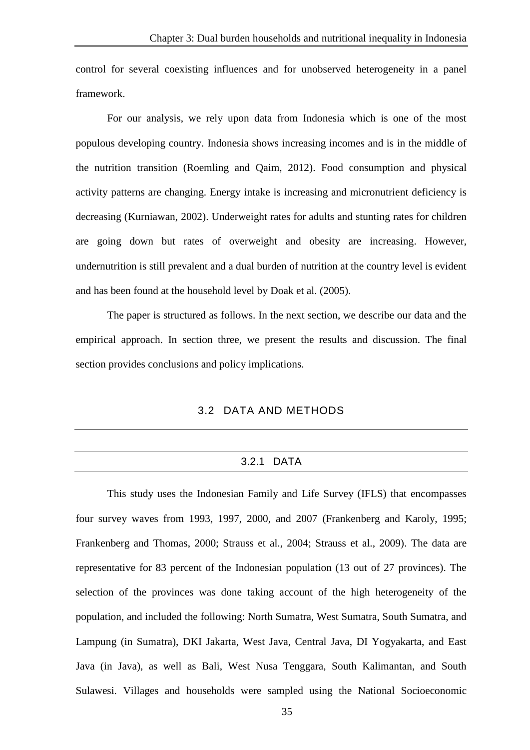control for several coexisting influences and for unobserved heterogeneity in a panel framework.

For our analysis, we rely upon data from Indonesia which is one of the most populous developing country. Indonesia shows increasing incomes and is in the middle of the nutrition transition (Roemling and Qaim, 2012). Food consumption and physical activity patterns are changing. Energy intake is increasing and micronutrient deficiency is decreasing (Kurniawan, 2002). Underweight rates for adults and stunting rates for children are going down but rates of overweight and obesity are increasing. However, undernutrition is still prevalent and a dual burden of nutrition at the country level is evident and has been found at the household level by Doak et al. (2005).

The paper is structured as follows. In the next section, we describe our data and the empirical approach. In section three, we present the results and discussion. The final section provides conclusions and policy implications.

## 3.2 DATA AND METHODS

### 3.2.1 DATA

This study uses the Indonesian Family and Life Survey (IFLS) that encompasses four survey waves from 1993, 1997, 2000, and 2007 (Frankenberg and Karoly, 1995; Frankenberg and Thomas, 2000; Strauss et al., 2004; Strauss et al., 2009). The data are representative for 83 percent of the Indonesian population (13 out of 27 provinces). The selection of the provinces was done taking account of the high heterogeneity of the population, and included the following: North Sumatra, West Sumatra, South Sumatra, and Lampung (in Sumatra), DKI Jakarta, West Java, Central Java, DI Yogyakarta, and East Java (in Java), as well as Bali, West Nusa Tenggara, South Kalimantan, and South Sulawesi. Villages and households were sampled using the National Socioeconomic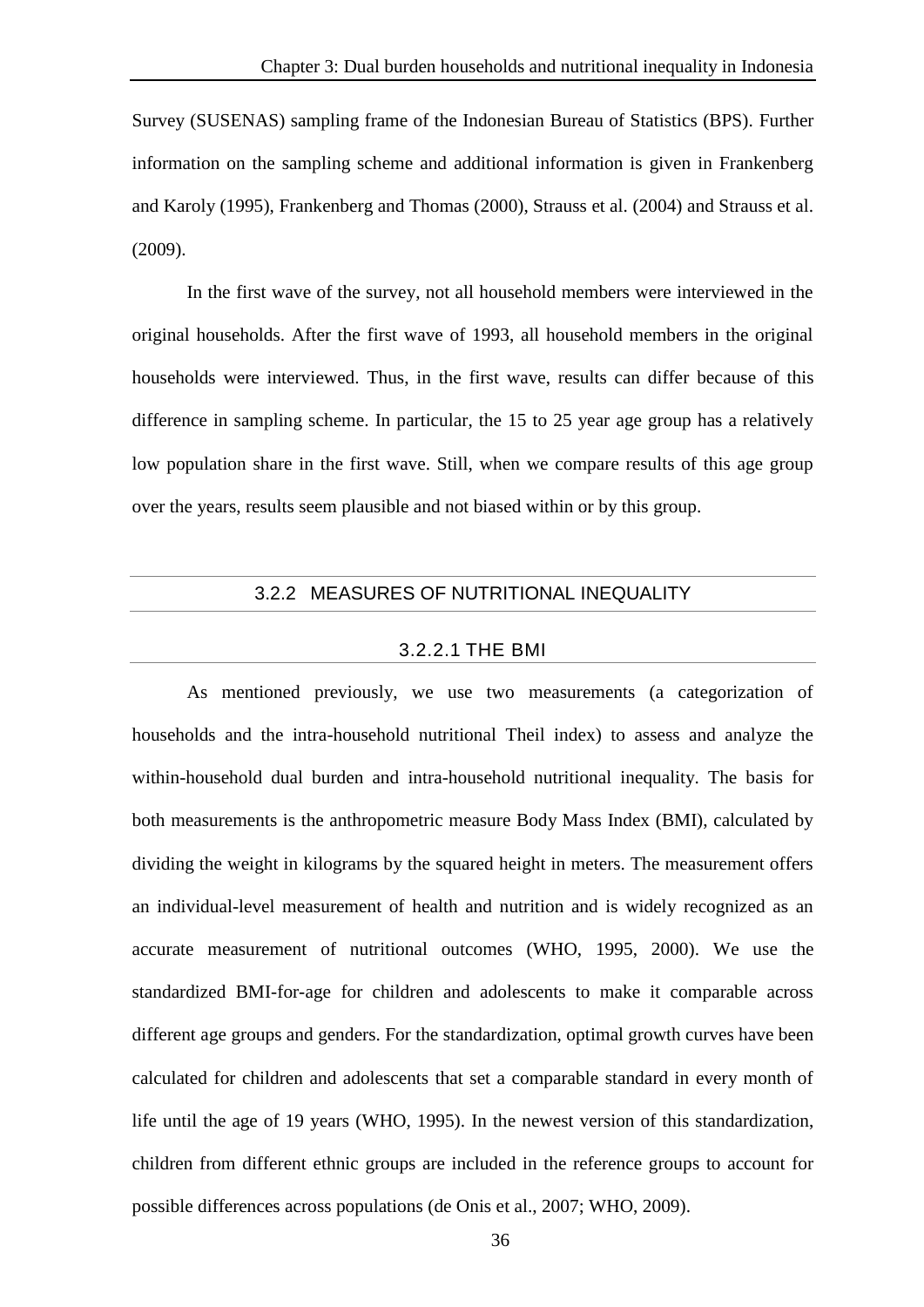Survey (SUSENAS) sampling frame of the Indonesian Bureau of Statistics (BPS). Further information on the sampling scheme and additional information is given in Frankenberg and Karoly (1995), Frankenberg and Thomas (2000), Strauss et al. (2004) and Strauss et al. (2009).

In the first wave of the survey, not all household members were interviewed in the original households. After the first wave of 1993, all household members in the original households were interviewed. Thus, in the first wave, results can differ because of this difference in sampling scheme. In particular, the 15 to 25 year age group has a relatively low population share in the first wave. Still, when we compare results of this age group over the years, results seem plausible and not biased within or by this group.

## 3.2.2 MEASURES OF NUTRITIONAL INEQUALITY

### 3.2.2.1 THE BMI

As mentioned previously, we use two measurements (a categorization of households and the intra-household nutritional Theil index) to assess and analyze the within-household dual burden and intra-household nutritional inequality. The basis for both measurements is the anthropometric measure Body Mass Index (BMI), calculated by dividing the weight in kilograms by the squared height in meters. The measurement offers an individual-level measurement of health and nutrition and is widely recognized as an accurate measurement of nutritional outcomes (WHO, 1995, 2000). We use the standardized BMI-for-age for children and adolescents to make it comparable across different age groups and genders. For the standardization, optimal growth curves have been calculated for children and adolescents that set a comparable standard in every month of life until the age of 19 years (WHO, 1995). In the newest version of this standardization, children from different ethnic groups are included in the reference groups to account for possible differences across populations (de Onis et al., 2007; WHO, 2009).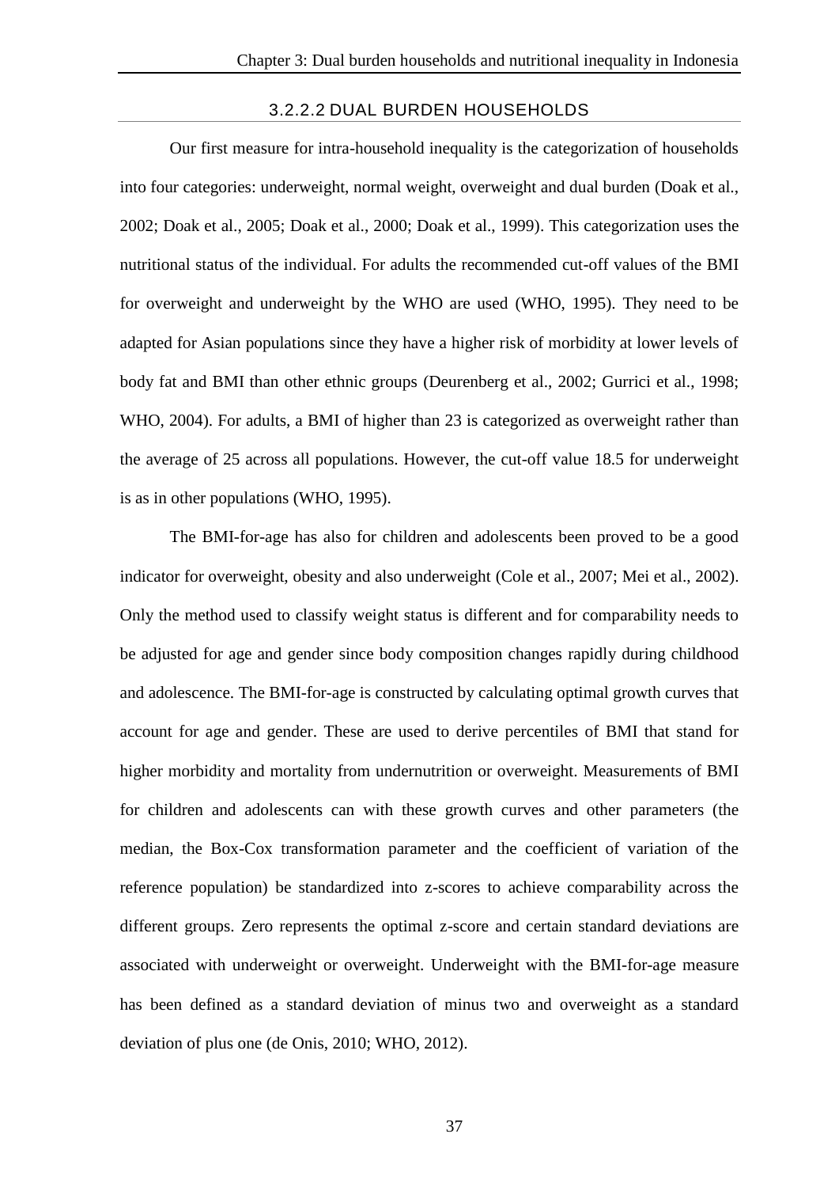#### 3.2.2.2 DUAL BURDEN HOUSEHOLDS

Our first measure for intra-household inequality is the categorization of households into four categories: underweight, normal weight, overweight and dual burden (Doak et al., 2002; Doak et al., 2005; Doak et al., 2000; Doak et al., 1999). This categorization uses the nutritional status of the individual. For adults the recommended cut-off values of the BMI for overweight and underweight by the WHO are used (WHO, 1995). They need to be adapted for Asian populations since they have a higher risk of morbidity at lower levels of body fat and BMI than other ethnic groups (Deurenberg et al., 2002; Gurrici et al., 1998; WHO, 2004). For adults, a BMI of higher than 23 is categorized as overweight rather than the average of 25 across all populations. However, the cut-off value 18.5 for underweight is as in other populations (WHO, 1995).

The BMI-for-age has also for children and adolescents been proved to be a good indicator for overweight, obesity and also underweight (Cole et al., 2007; Mei et al., 2002). Only the method used to classify weight status is different and for comparability needs to be adjusted for age and gender since body composition changes rapidly during childhood and adolescence. The BMI-for-age is constructed by calculating optimal growth curves that account for age and gender. These are used to derive percentiles of BMI that stand for higher morbidity and mortality from undernutrition or overweight. Measurements of BMI for children and adolescents can with these growth curves and other parameters (the median, the Box-Cox transformation parameter and the coefficient of variation of the reference population) be standardized into z-scores to achieve comparability across the different groups. Zero represents the optimal z-score and certain standard deviations are associated with underweight or overweight. Underweight with the BMI-for-age measure has been defined as a standard deviation of minus two and overweight as a standard deviation of plus one (de Onis, 2010; WHO, 2012).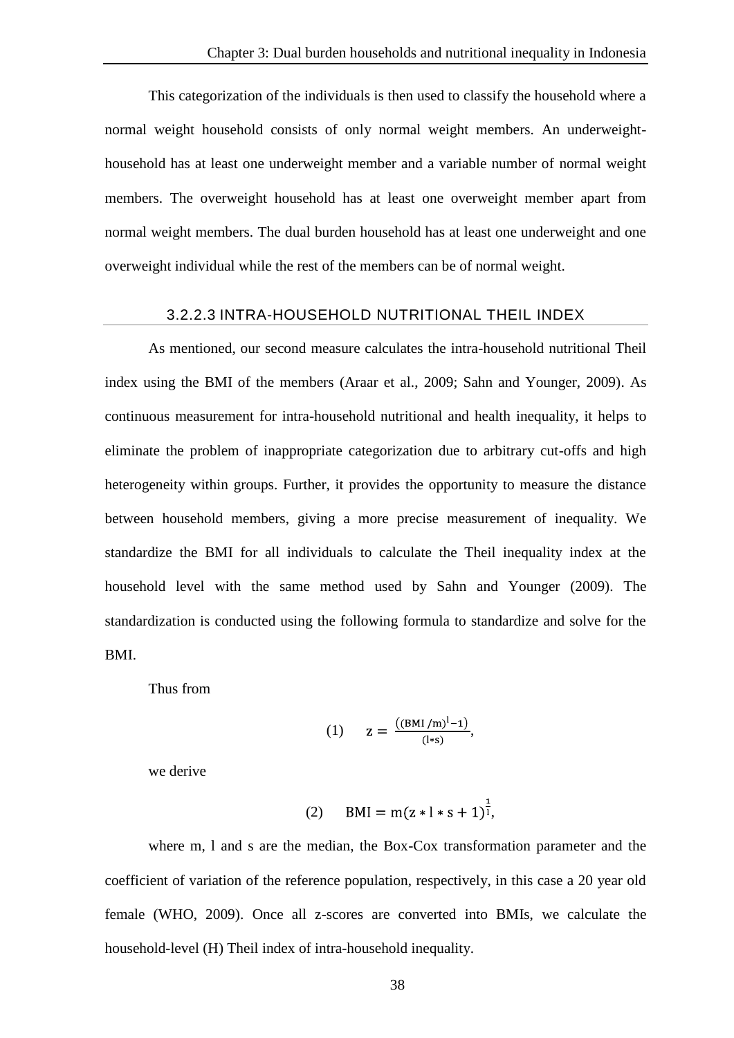This categorization of the individuals is then used to classify the household where a normal weight household consists of only normal weight members. An underweight-household has at least one underweight member and a variable number of normal weight members. The overweight household has at least one overweight member apart from normal weight members. The dual burden household has at least one underweight and one overweight individual while the rest of the members can be of normal weight.

#### 3.2.2.3 INTRA-HOUSEHOLD NUTRITIONAL THEIL INDEX

As mentioned, our second measure calculates the intra-household nutritional Theil index using the BMI of the members (Araar et al., 2009; Sahn and Younger, 2009). As continuous measurement for intra-household nutritional and health inequality, it helps to eliminate the problem of inappropriate categorization due to arbitrary cut-offs and high heterogeneity within groups. Further, it provides the opportunity to measure the distance between household members, giving a more precise measurement of inequality. We standardize the BMI for all individuals to calculate the Theil inequality index at the household level with the same method used by Sahn and Younger (2009). The standardization is conducted using the following formula to standardize and solve for the BMI.

Thus from

$$(1) \qquad z = \frac{\left((\mathrm{BMI}/m)^{l} - 1\right)}{(l * s)},$$

we derive

$$(2) \qquad \mathrm{BMI} = m(z * l * s + 1)^{\frac{1}{l}},$$

where m, l and s are the median, the Box-Cox transformation parameter and the coefficient of variation of the reference population, respectively, in this case a 20 year old female (WHO, 2009). Once all z-scores are converted into BMIs, we calculate the household-level (H) Theil index of intra-household inequality.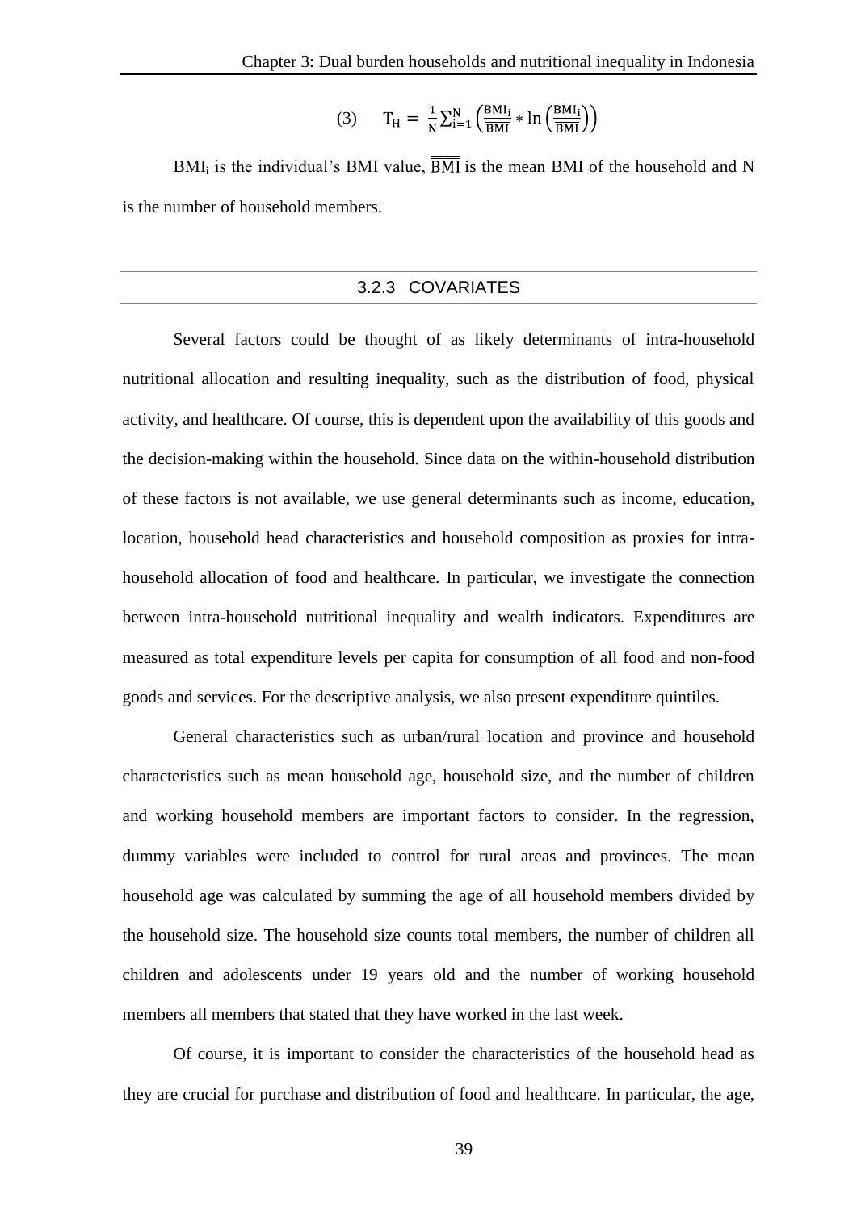$$(3) \quad T_H = \frac{1}{N}\sum_{i=1}^{N}\left(\frac{BMI_i}{\overline{\overline{BMI}}} * \ln\left(\frac{BMI_i}{\overline{\overline{BMI}}}\right)\right)$$

$BMI_i$ is the individual's BMI value, $\overline{\overline{BMI}}$ is the mean BMI of the household and N is the number of household members.

### 3.2.3 COVARIATES

Several factors could be thought of as likely determinants of intra-household nutritional allocation and resulting inequality, such as the distribution of food, physical activity, and healthcare. Of course, this is dependent upon the availability of this goods and the decision-making within the household. Since data on the within-household distribution of these factors is not available, we use general determinants such as income, education, location, household head characteristics and household composition as proxies for intra-household allocation of food and healthcare. In particular, we investigate the connection between intra-household nutritional inequality and wealth indicators. Expenditures are measured as total expenditure levels per capita for consumption of all food and non-food goods and services. For the descriptive analysis, we also present expenditure quintiles.

General characteristics such as urban/rural location and province and household characteristics such as mean household age, household size, and the number of children and working household members are important factors to consider. In the regression, dummy variables were included to control for rural areas and provinces. The mean household age was calculated by summing the age of all household members divided by the household size. The household size counts total members, the number of children all children and adolescents under 19 years old and the number of working household members all members that stated that they have worked in the last week.

Of course, it is important to consider the characteristics of the household head as they are crucial for purchase and distribution of food and healthcare. In particular, the age,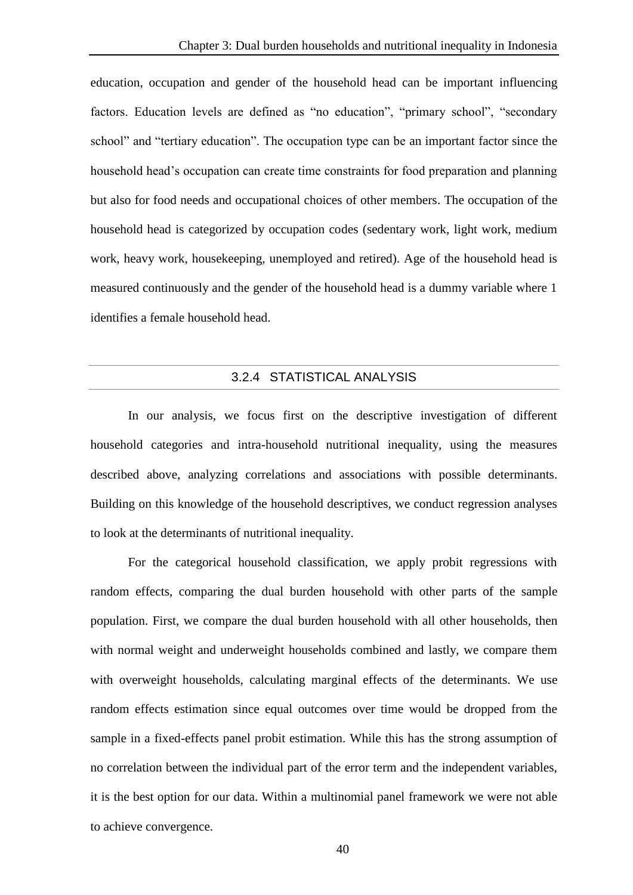education, occupation and gender of the household head can be important influencing factors. Education levels are defined as "no education", "primary school", "secondary school" and "tertiary education". The occupation type can be an important factor since the household head's occupation can create time constraints for food preparation and planning but also for food needs and occupational choices of other members. The occupation of the household head is categorized by occupation codes (sedentary work, light work, medium work, heavy work, housekeeping, unemployed and retired). Age of the household head is measured continuously and the gender of the household head is a dummy variable where 1 identifies a female household head.

### 3.2.4 STATISTICAL ANALYSIS

In our analysis, we focus first on the descriptive investigation of different household categories and intra-household nutritional inequality, using the measures described above, analyzing correlations and associations with possible determinants. Building on this knowledge of the household descriptives, we conduct regression analyses to look at the determinants of nutritional inequality.

For the categorical household classification, we apply probit regressions with random effects, comparing the dual burden household with other parts of the sample population. First, we compare the dual burden household with all other households, then with normal weight and underweight households combined and lastly, we compare them with overweight households, calculating marginal effects of the determinants. We use random effects estimation since equal outcomes over time would be dropped from the sample in a fixed-effects panel probit estimation. While this has the strong assumption of no correlation between the individual part of the error term and the independent variables, it is the best option for our data. Within a multinomial panel framework we were not able to achieve convergence.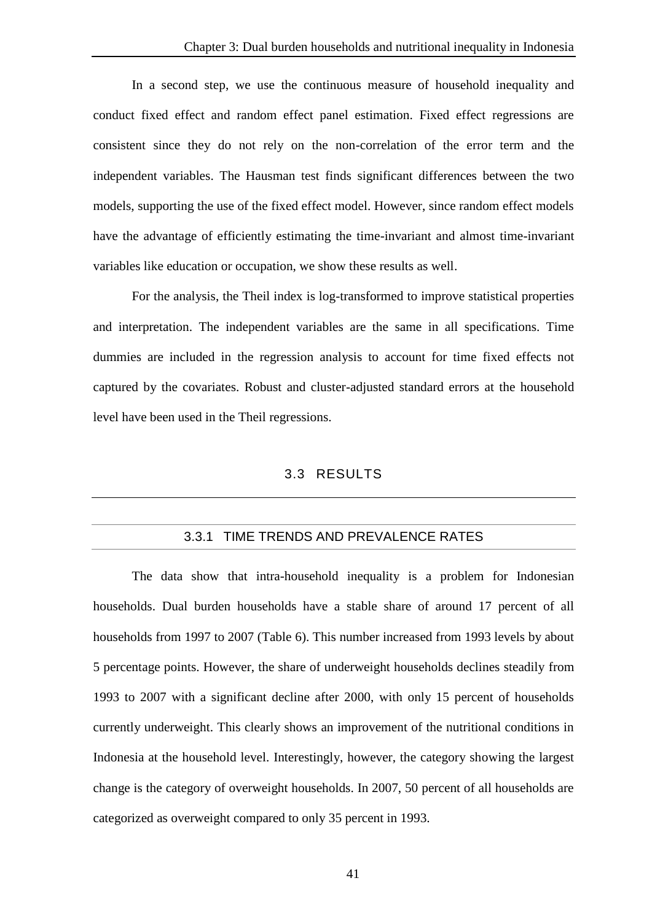In a second step, we use the continuous measure of household inequality and conduct fixed effect and random effect panel estimation. Fixed effect regressions are consistent since they do not rely on the non-correlation of the error term and the independent variables. The Hausman test finds significant differences between the two models, supporting the use of the fixed effect model. However, since random effect models have the advantage of efficiently estimating the time-invariant and almost time-invariant variables like education or occupation, we show these results as well.

For the analysis, the Theil index is log-transformed to improve statistical properties and interpretation. The independent variables are the same in all specifications. Time dummies are included in the regression analysis to account for time fixed effects not captured by the covariates. Robust and cluster-adjusted standard errors at the household level have been used in the Theil regressions.

## 3.3 RESULTS

### 3.3.1 TIME TRENDS AND PREVALENCE RATES

The data show that intra-household inequality is a problem for Indonesian households. Dual burden households have a stable share of around 17 percent of all households from 1997 to 2007 (Table 6). This number increased from 1993 levels by about 5 percentage points. However, the share of underweight households declines steadily from 1993 to 2007 with a significant decline after 2000, with only 15 percent of households currently underweight. This clearly shows an improvement of the nutritional conditions in Indonesia at the household level. Interestingly, however, the category showing the largest change is the category of overweight households. In 2007, 50 percent of all households are categorized as overweight compared to only 35 percent in 1993.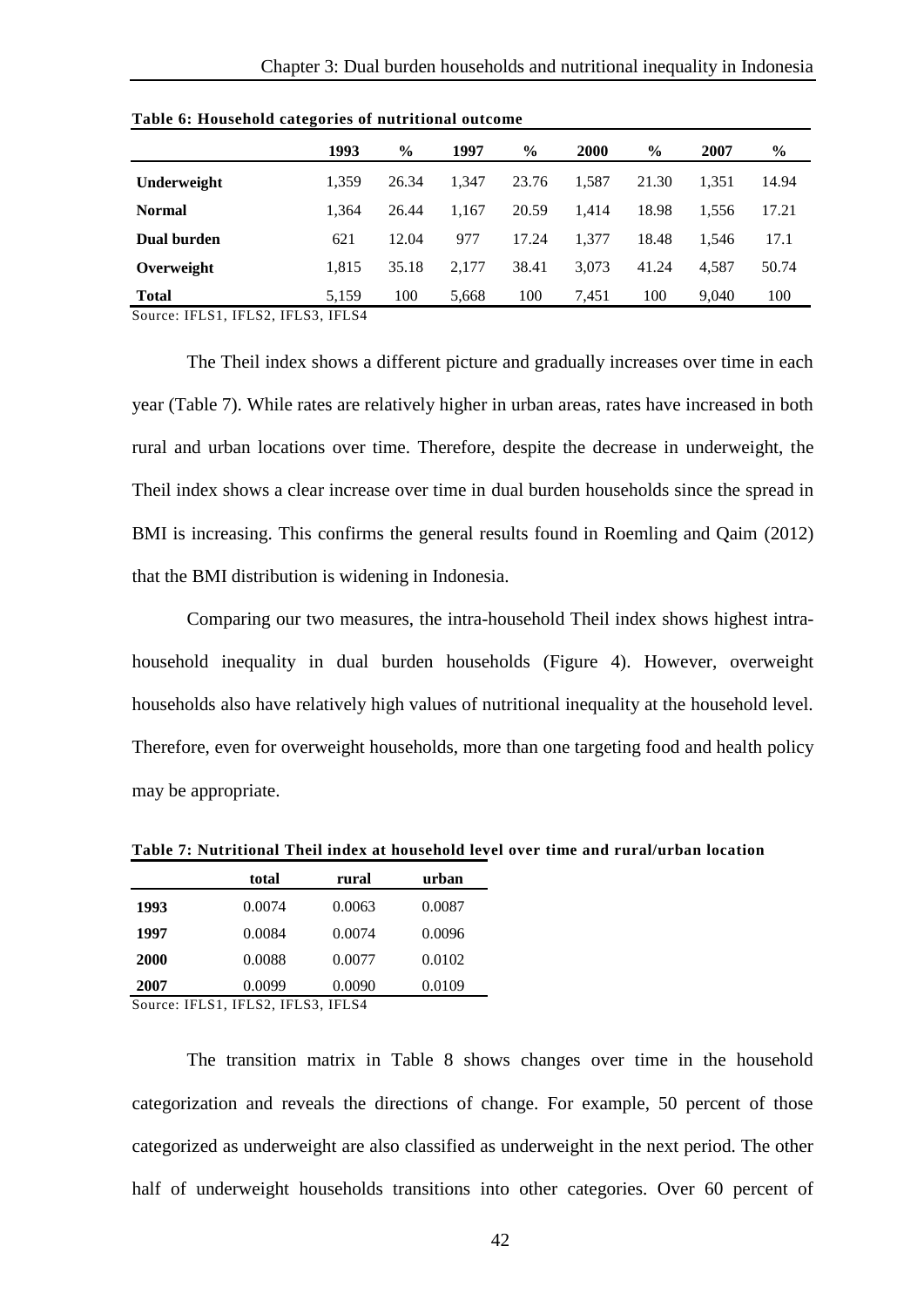**Table 6: Household categories of nutritional outcome**

| | 1993 | % | 1997 | % | 2000 | % | 2007 | % |
|---|---|---|---|---|---|---|---|---|
| **Underweight** | 1,359 | 26.34 | 1,347 | 23.76 | 1,587 | 21.30 | 1,351 | 14.94 |
| **Normal** | 1,364 | 26.44 | 1,167 | 20.59 | 1,414 | 18.98 | 1,556 | 17.21 |
| **Dual burden** | 621 | 12.04 | 977 | 17.24 | 1,377 | 18.48 | 1,546 | 17.1 |
| **Overweight** | 1,815 | 35.18 | 2,177 | 38.41 | 3,073 | 41.24 | 4,587 | 50.74 |
| **Total** | 5,159 | 100 | 5,668 | 100 | 7,451 | 100 | 9,040 | 100 |

Source: IFLS1, IFLS2, IFLS3, IFLS4

The Theil index shows a different picture and gradually increases over time in each year (Table 7). While rates are relatively higher in urban areas, rates have increased in both rural and urban locations over time. Therefore, despite the decrease in underweight, the Theil index shows a clear increase over time in dual burden households since the spread in BMI is increasing. This confirms the general results found in Roemling and Qaim (2012) that the BMI distribution is widening in Indonesia.

Comparing our two measures, the intra-household Theil index shows highest intra-household inequality in dual burden households (Figure 4). However, overweight households also have relatively high values of nutritional inequality at the household level. Therefore, even for overweight households, more than one targeting food and health policy may be appropriate.

**Table 7: Nutritional Theil index at household level over time and rural/urban location**

| | total | rural | urban |
|---|---|---|---|
| **1993** | 0.0074 | 0.0063 | 0.0087 |
| **1997** | 0.0084 | 0.0074 | 0.0096 |
| **2000** | 0.0088 | 0.0077 | 0.0102 |
| **2007** | 0.0099 | 0.0090 | 0.0109 |

Source: IFLS1, IFLS2, IFLS3, IFLS4

The transition matrix in Table 8 shows changes over time in the household categorization and reveals the directions of change. For example, 50 percent of those categorized as underweight are also classified as underweight in the next period. The other half of underweight households transitions into other categories. Over 60 percent of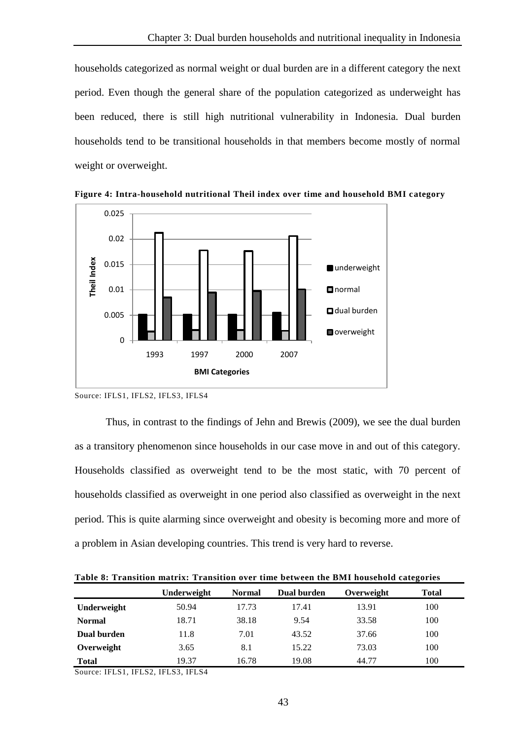households categorized as normal weight or dual burden are in a different category the next period. Even though the general share of the population categorized as underweight has been reduced, there is still high nutritional vulnerability in Indonesia. Dual burden households tend to be transitional households in that members become mostly of normal weight or overweight.

**Figure 4: Intra-household nutritional Theil index over time and household BMI category**

Source: IFLS1, IFLS2, IFLS3, IFLS4

Thus, in contrast to the findings of Jehn and Brewis (2009), we see the dual burden as a transitory phenomenon since households in our case move in and out of this category. Households classified as overweight tend to be the most static, with 70 percent of households classified as overweight in one period also classified as overweight in the next period. This is quite alarming since overweight and obesity is becoming more and more of a problem in Asian developing countries. This trend is very hard to reverse.

**Table 8: Transition matrix: Transition over time between the BMI household categories**

| | Underweight | Normal | Dual burden | Overweight | Total |
|---|---|---|---|---|---|
| **Underweight** | 50.94 | 17.73 | 17.41 | 13.91 | 100 |
| **Normal** | 18.71 | 38.18 | 9.54 | 33.58 | 100 |
| **Dual burden** | 11.8 | 7.01 | 43.52 | 37.66 | 100 |
| **Overweight** | 3.65 | 8.1 | 15.22 | 73.03 | 100 |
| **Total** | 19.37 | 16.78 | 19.08 | 44.77 | 100 |

Source: IFLS1, IFLS2, IFLS3, IFLS4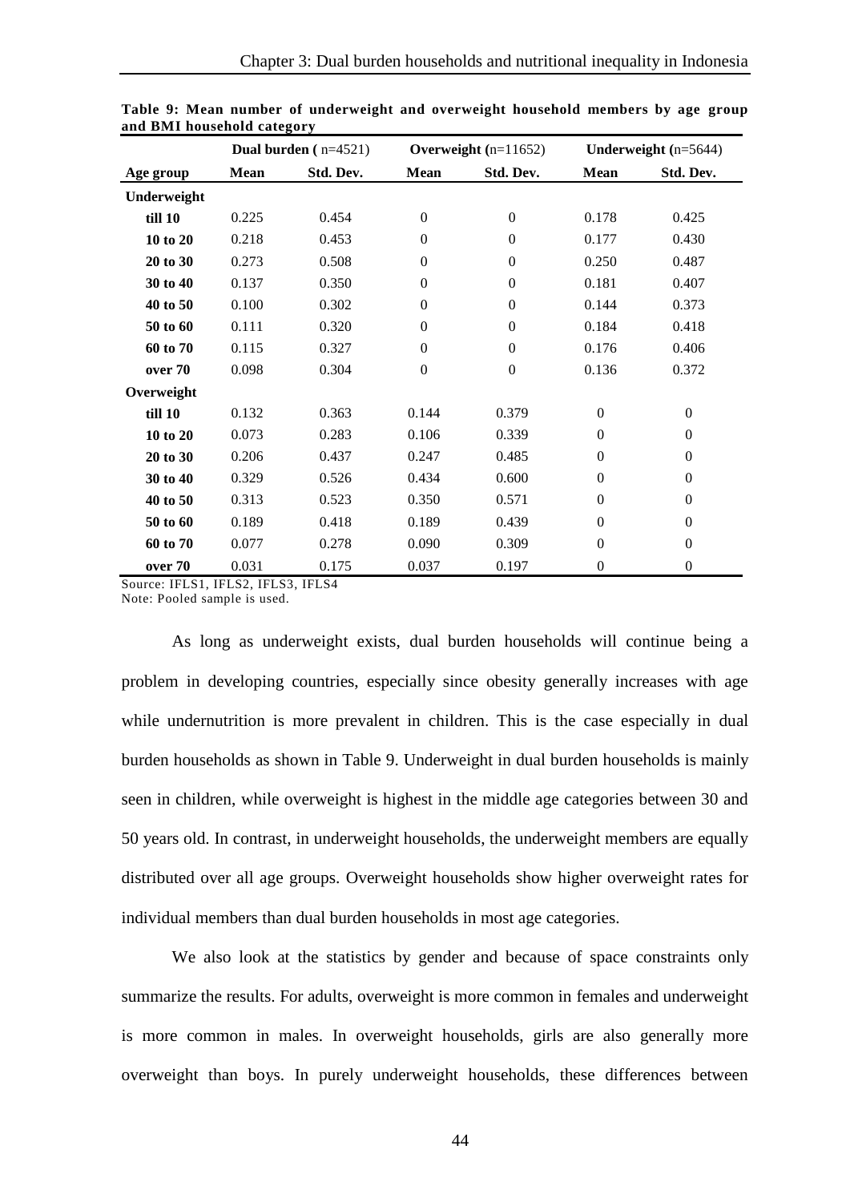**Table 9: Mean number of underweight and overweight household members by age group and BMI household category**

| | Dual burden ( n=4521) | | Overweight (n=11652) | | Underweight (n=5644) | |
|---|---|---|---|---|---|---|
| **Age group** | **Mean** | **Std. Dev.** | **Mean** | **Std. Dev.** | **Mean** | **Std. Dev.** |
| **Underweight** | | | | | | |
| **till 10** | 0.225 | 0.454 | 0 | 0 | 0.178 | 0.425 |
| **10 to 20** | 0.218 | 0.453 | 0 | 0 | 0.177 | 0.430 |
| **20 to 30** | 0.273 | 0.508 | 0 | 0 | 0.250 | 0.487 |
| **30 to 40** | 0.137 | 0.350 | 0 | 0 | 0.181 | 0.407 |
| **40 to 50** | 0.100 | 0.302 | 0 | 0 | 0.144 | 0.373 |
| **50 to 60** | 0.111 | 0.320 | 0 | 0 | 0.184 | 0.418 |
| **60 to 70** | 0.115 | 0.327 | 0 | 0 | 0.176 | 0.406 |
| **over 70** | 0.098 | 0.304 | 0 | 0 | 0.136 | 0.372 |
| **Overweight** | | | | | | |
| **till 10** | 0.132 | 0.363 | 0.144 | 0.379 | 0 | 0 |
| **10 to 20** | 0.073 | 0.283 | 0.106 | 0.339 | 0 | 0 |
| **20 to 30** | 0.206 | 0.437 | 0.247 | 0.485 | 0 | 0 |
| **30 to 40** | 0.329 | 0.526 | 0.434 | 0.600 | 0 | 0 |
| **40 to 50** | 0.313 | 0.523 | 0.350 | 0.571 | 0 | 0 |
| **50 to 60** | 0.189 | 0.418 | 0.189 | 0.439 | 0 | 0 |
| **60 to 70** | 0.077 | 0.278 | 0.090 | 0.309 | 0 | 0 |
| **over 70** | 0.031 | 0.175 | 0.037 | 0.197 | 0 | 0 |

Source: IFLS1, IFLS2, IFLS3, IFLS4
Note: Pooled sample is used.

As long as underweight exists, dual burden households will continue being a problem in developing countries, especially since obesity generally increases with age while undernutrition is more prevalent in children. This is the case especially in dual burden households as shown in Table 9. Underweight in dual burden households is mainly seen in children, while overweight is highest in the middle age categories between 30 and 50 years old. In contrast, in underweight households, the underweight members are equally distributed over all age groups. Overweight households show higher overweight rates for individual members than dual burden households in most age categories.

We also look at the statistics by gender and because of space constraints only summarize the results. For adults, overweight is more common in females and underweight is more common in males. In overweight households, girls are also generally more overweight than boys. In purely underweight households, these differences between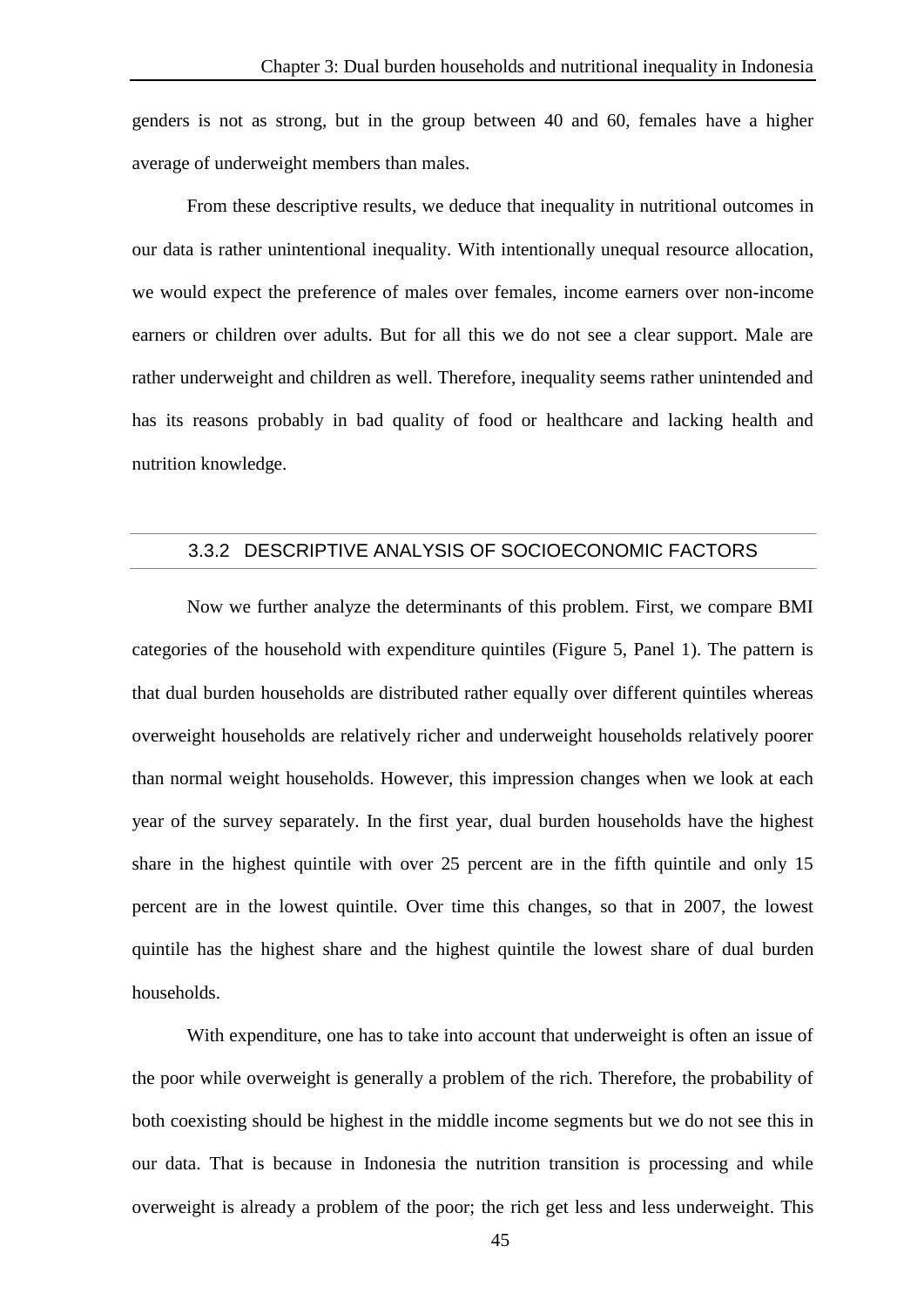genders is not as strong, but in the group between 40 and 60, females have a higher average of underweight members than males.

From these descriptive results, we deduce that inequality in nutritional outcomes in our data is rather unintentional inequality. With intentionally unequal resource allocation, we would expect the preference of males over females, income earners over non-income earners or children over adults. But for all this we do not see a clear support. Male are rather underweight and children as well. Therefore, inequality seems rather unintended and has its reasons probably in bad quality of food or healthcare and lacking health and nutrition knowledge.

### 3.3.2 DESCRIPTIVE ANALYSIS OF SOCIOECONOMIC FACTORS

Now we further analyze the determinants of this problem. First, we compare BMI categories of the household with expenditure quintiles (Figure 5, Panel 1). The pattern is that dual burden households are distributed rather equally over different quintiles whereas overweight households are relatively richer and underweight households relatively poorer than normal weight households. However, this impression changes when we look at each year of the survey separately. In the first year, dual burden households have the highest share in the highest quintile with over 25 percent are in the fifth quintile and only 15 percent are in the lowest quintile. Over time this changes, so that in 2007, the lowest quintile has the highest share and the highest quintile the lowest share of dual burden households.

With expenditure, one has to take into account that underweight is often an issue of the poor while overweight is generally a problem of the rich. Therefore, the probability of both coexisting should be highest in the middle income segments but we do not see this in our data. That is because in Indonesia the nutrition transition is processing and while overweight is already a problem of the poor; the rich get less and less underweight. This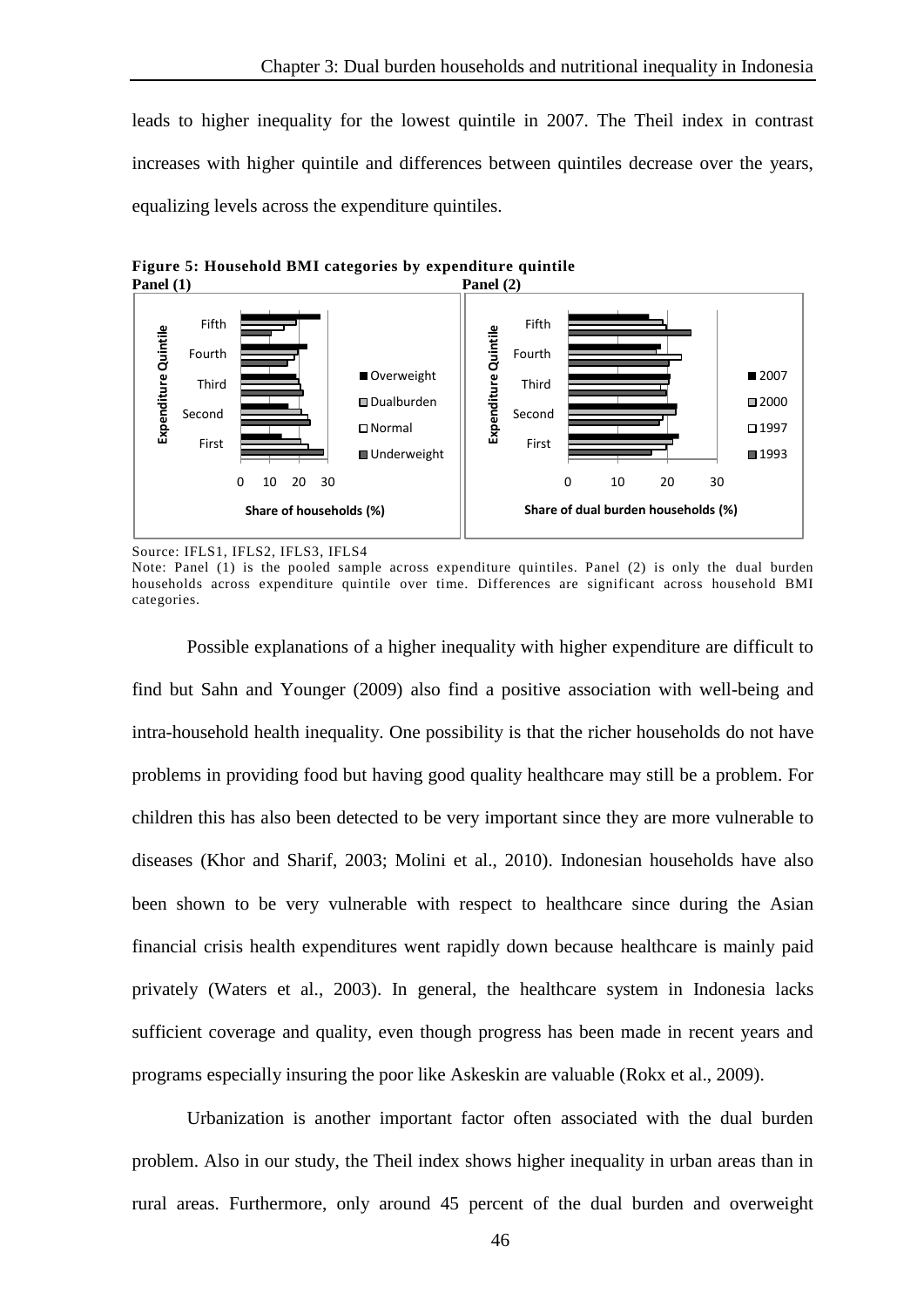leads to higher inequality for the lowest quintile in 2007. The Theil index in contrast increases with higher quintile and differences between quintiles decrease over the years, equalizing levels across the expenditure quintiles.

**Figure 5: Household BMI categories by expenditure quintile**

**Panel (1)** **Panel (2)**

Source: IFLS1, IFLS2, IFLS3, IFLS4

Note: Panel (1) is the pooled sample across expenditure quintiles. Panel (2) is only the dual burden households across expenditure quintile over time. Differences are significant across household BMI categories.

Possible explanations of a higher inequality with higher expenditure are difficult to find but Sahn and Younger (2009) also find a positive association with well-being and intra-household health inequality. One possibility is that the richer households do not have problems in providing food but having good quality healthcare may still be a problem. For children this has also been detected to be very important since they are more vulnerable to diseases (Khor and Sharif, 2003; Molini et al., 2010). Indonesian households have also been shown to be very vulnerable with respect to healthcare since during the Asian financial crisis health expenditures went rapidly down because healthcare is mainly paid privately (Waters et al., 2003). In general, the healthcare system in Indonesia lacks sufficient coverage and quality, even though progress has been made in recent years and programs especially insuring the poor like Askeskin are valuable (Rokx et al., 2009).

Urbanization is another important factor often associated with the dual burden problem. Also in our study, the Theil index shows higher inequality in urban areas than in rural areas. Furthermore, only around 45 percent of the dual burden and overweight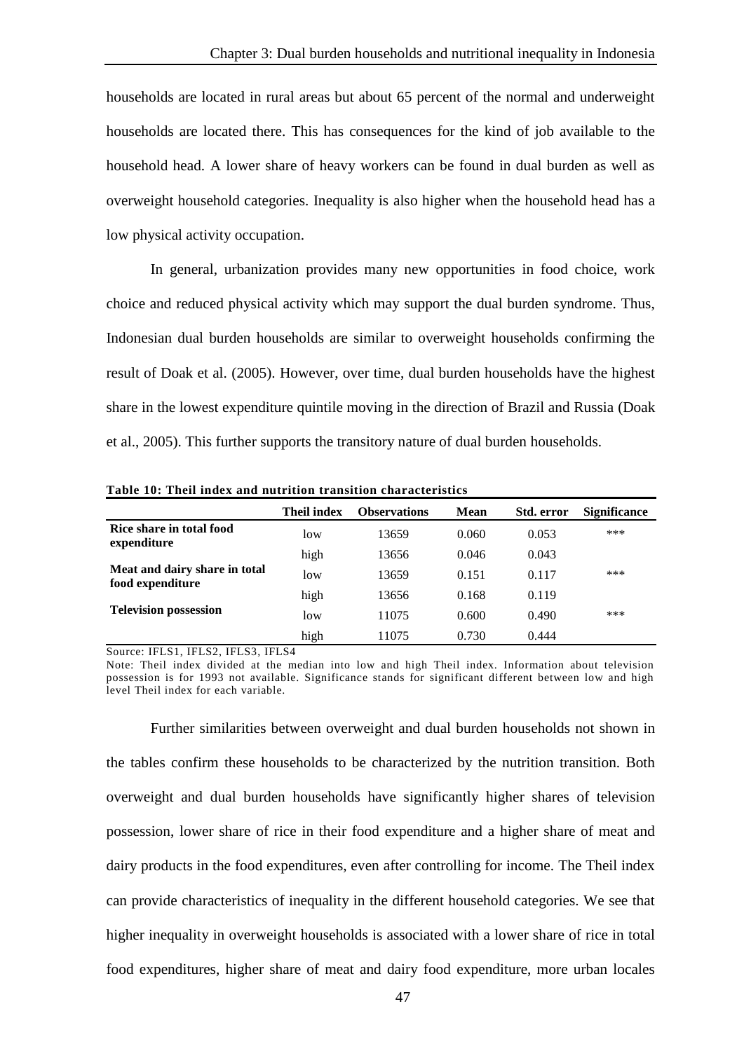households are located in rural areas but about 65 percent of the normal and underweight households are located there. This has consequences for the kind of job available to the household head. A lower share of heavy workers can be found in dual burden as well as overweight household categories. Inequality is also higher when the household head has a low physical activity occupation.

In general, urbanization provides many new opportunities in food choice, work choice and reduced physical activity which may support the dual burden syndrome. Thus, Indonesian dual burden households are similar to overweight households confirming the result of Doak et al. (2005). However, over time, dual burden households have the highest share in the lowest expenditure quintile moving in the direction of Brazil and Russia (Doak et al., 2005). This further supports the transitory nature of dual burden households.

**Table 10: Theil index and nutrition transition characteristics**

| | Theil index | Observations | Mean | Std. error | Significance |
|---|---|---|---|---|---|
| **Rice share in total food expenditure** | low | 13659 | 0.060 | 0.053 | *** |
| | high | 13656 | 0.046 | 0.043 | |
| **Meat and dairy share in total food expenditure** | low | 13659 | 0.151 | 0.117 | *** |
| | high | 13656 | 0.168 | 0.119 | |
| **Television possession** | low | 11075 | 0.600 | 0.490 | *** |
| | high | 11075 | 0.730 | 0.444 | |

Source: IFLS1, IFLS2, IFLS3, IFLS4

Note: Theil index divided at the median into low and high Theil index. Information about television possession is for 1993 not available. Significance stands for significant different between low and high level Theil index for each variable.

Further similarities between overweight and dual burden households not shown in the tables confirm these households to be characterized by the nutrition transition. Both overweight and dual burden households have significantly higher shares of television possession, lower share of rice in their food expenditure and a higher share of meat and dairy products in the food expenditures, even after controlling for income. The Theil index can provide characteristics of inequality in the different household categories. We see that higher inequality in overweight households is associated with a lower share of rice in total food expenditures, higher share of meat and dairy food expenditure, more urban locales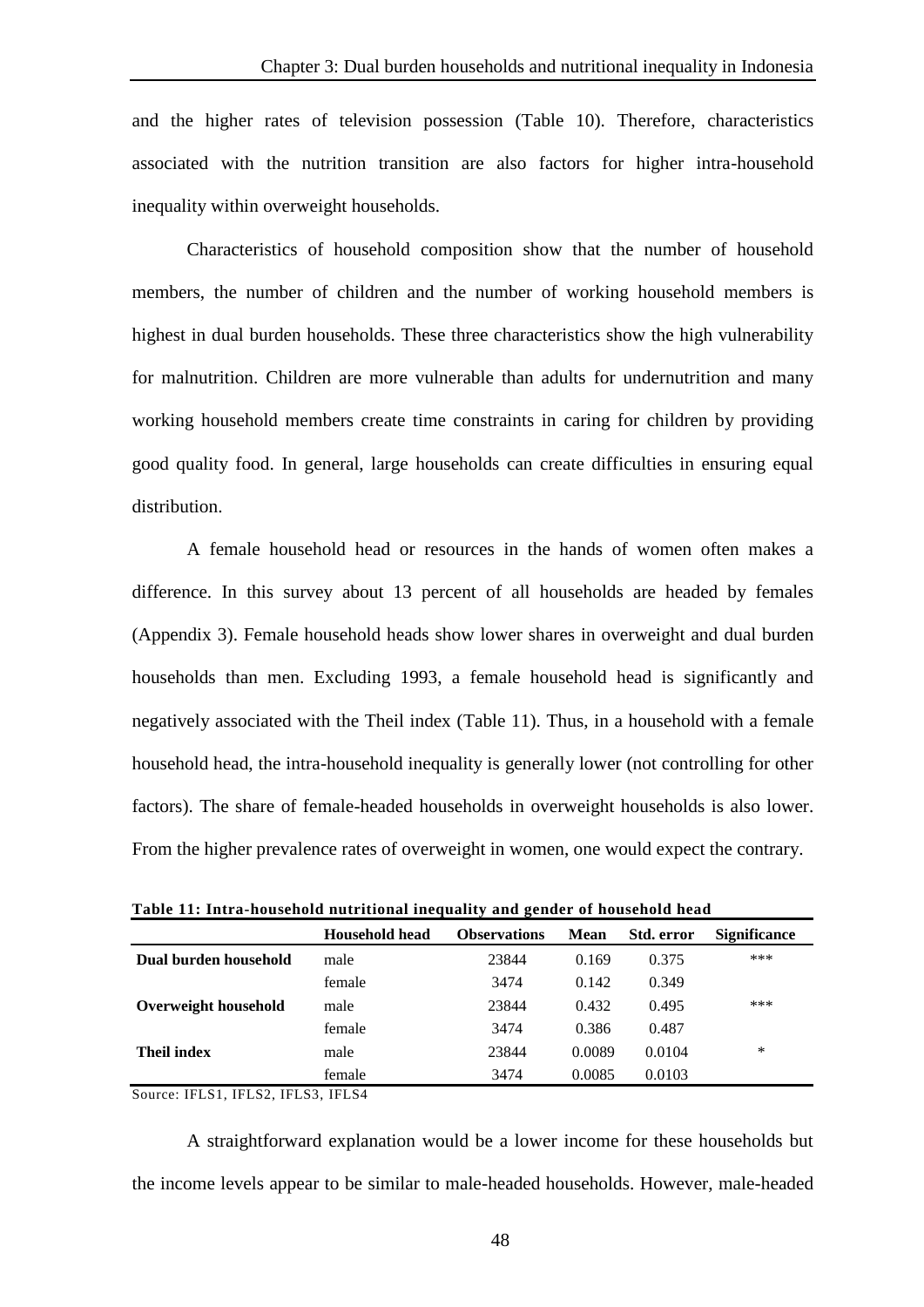and the higher rates of television possession (Table 10). Therefore, characteristics associated with the nutrition transition are also factors for higher intra-household inequality within overweight households.

Characteristics of household composition show that the number of household members, the number of children and the number of working household members is highest in dual burden households. These three characteristics show the high vulnerability for malnutrition. Children are more vulnerable than adults for undernutrition and many working household members create time constraints in caring for children by providing good quality food. In general, large households can create difficulties in ensuring equal distribution.

A female household head or resources in the hands of women often makes a difference. In this survey about 13 percent of all households are headed by females (Appendix 3). Female household heads show lower shares in overweight and dual burden households than men. Excluding 1993, a female household head is significantly and negatively associated with the Theil index (Table 11). Thus, in a household with a female household head, the intra-household inequality is generally lower (not controlling for other factors). The share of female-headed households in overweight households is also lower. From the higher prevalence rates of overweight in women, one would expect the contrary.

**Table 11: Intra-household nutritional inequality and gender of household head**

| | Household head | Observations | Mean | Std. error | Significance |
|---|---|---|---|---|---|
| **Dual burden household** | male | 23844 | 0.169 | 0.375 | *** |
| | female | 3474 | 0.142 | 0.349 | |
| **Overweight household** | male | 23844 | 0.432 | 0.495 | *** |
| | female | 3474 | 0.386 | 0.487 | |
| **Theil index** | male | 23844 | 0.0089 | 0.0104 | * |
| | female | 3474 | 0.0085 | 0.0103 | |

Source: IFLS1, IFLS2, IFLS3, IFLS4

A straightforward explanation would be a lower income for these households but the income levels appear to be similar to male-headed households. However, male-headed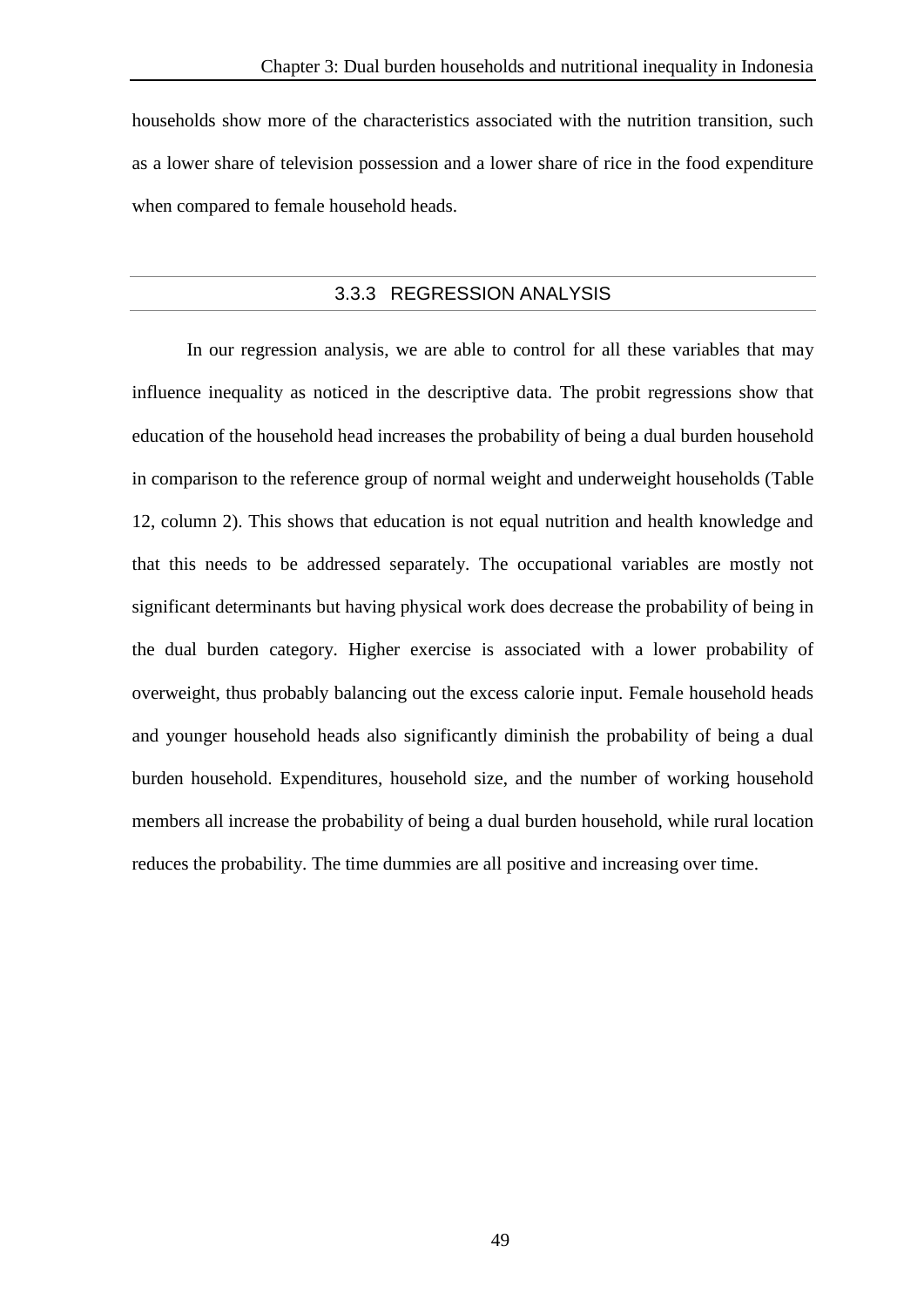households show more of the characteristics associated with the nutrition transition, such as a lower share of television possession and a lower share of rice in the food expenditure when compared to female household heads.

### 3.3.3 REGRESSION ANALYSIS

In our regression analysis, we are able to control for all these variables that may influence inequality as noticed in the descriptive data. The probit regressions show that education of the household head increases the probability of being a dual burden household in comparison to the reference group of normal weight and underweight households (Table 12, column 2). This shows that education is not equal nutrition and health knowledge and that this needs to be addressed separately. The occupational variables are mostly not significant determinants but having physical work does decrease the probability of being in the dual burden category. Higher exercise is associated with a lower probability of overweight, thus probably balancing out the excess calorie input. Female household heads and younger household heads also significantly diminish the probability of being a dual burden household. Expenditures, household size, and the number of working household members all increase the probability of being a dual burden household, while rural location reduces the probability. The time dummies are all positive and increasing over time.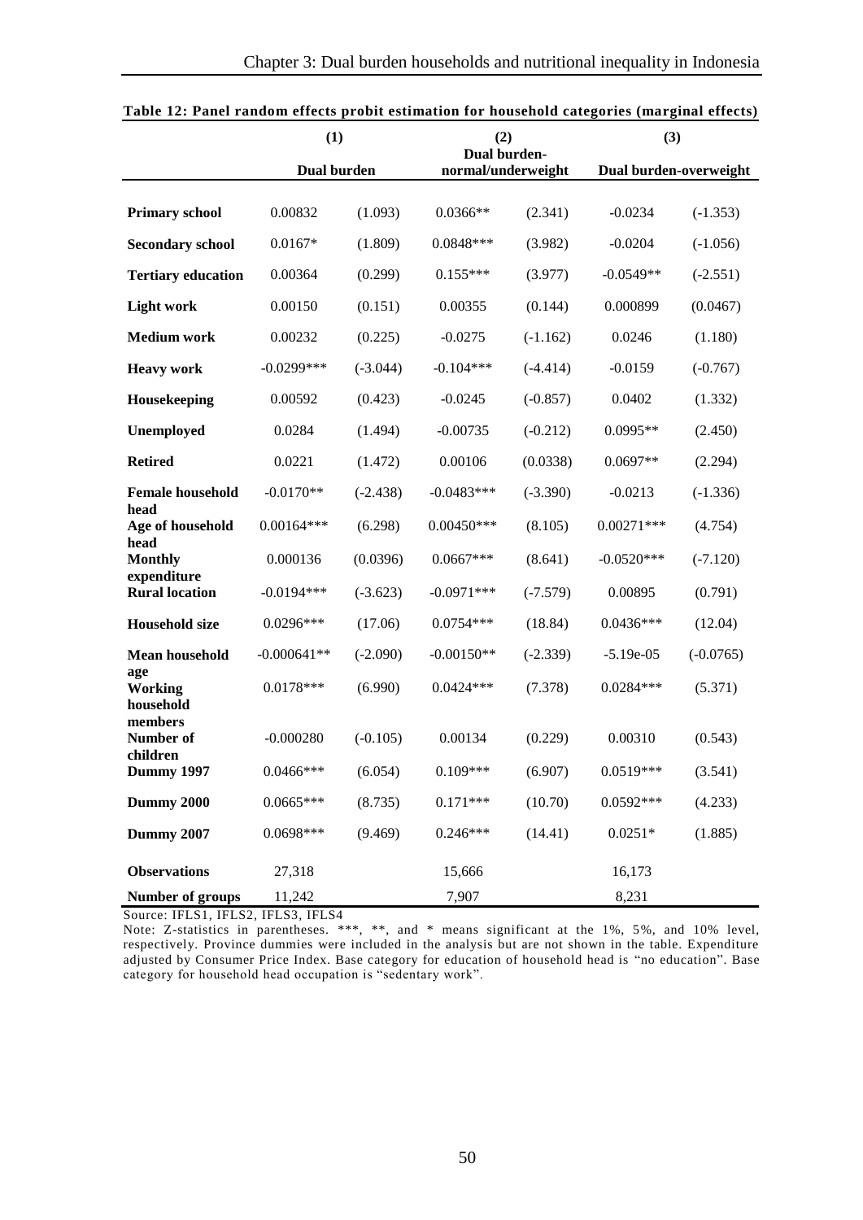**Table 12: Panel random effects probit estimation for household categories (marginal effects)**

| | (1) | | (2) | | (3) | |
|---|---|---|---|---|---|---|
| | Dual burden | | Dual burden-normal/underweight | | Dual burden-overweight | |
| **Primary school** | 0.00832 | (1.093) | 0.0366** | (2.341) | -0.0234 | (-1.353) |
| **Secondary school** | 0.0167* | (1.809) | 0.0848*** | (3.982) | -0.0204 | (-1.056) |
| **Tertiary education** | 0.00364 | (0.299) | 0.155*** | (3.977) | -0.0549** | (-2.551) |
| **Light work** | 0.00150 | (0.151) | 0.00355 | (0.144) | 0.000899 | (0.0467) |
| **Medium work** | 0.00232 | (0.225) | -0.0275 | (-1.162) | 0.0246 | (1.180) |
| **Heavy work** | -0.0299*** | (-3.044) | -0.104*** | (-4.414) | -0.0159 | (-0.767) |
| **Housekeeping** | 0.00592 | (0.423) | -0.0245 | (-0.857) | 0.0402 | (1.332) |
| **Unemployed** | 0.0284 | (1.494) | -0.00735 | (-0.212) | 0.0995** | (2.450) |
| **Retired** | 0.0221 | (1.472) | 0.00106 | (0.0338) | 0.0697** | (2.294) |
| **Female household head** | -0.0170** | (-2.438) | -0.0483*** | (-3.390) | -0.0213 | (-1.336) |
| **Age of household head** | 0.00164*** | (6.298) | 0.00450*** | (8.105) | 0.00271*** | (4.754) |
| **Monthly expenditure** | 0.000136 | (0.0396) | 0.0667*** | (8.641) | -0.0520*** | (-7.120) |
| **Rural location** | -0.0194*** | (-3.623) | -0.0971*** | (-7.579) | 0.00895 | (0.791) |
| **Household size** | 0.0296*** | (17.06) | 0.0754*** | (18.84) | 0.0436*** | (12.04) |
| **Mean household age** | -0.000641** | (-2.090) | -0.00150** | (-2.339) | -5.19e-05 | (-0.0765) |
| **Working household members** | 0.0178*** | (6.990) | 0.0424*** | (7.378) | 0.0284*** | (5.371) |
| **Number of children** | -0.000280 | (-0.105) | 0.00134 | (0.229) | 0.00310 | (0.543) |
| **Dummy 1997** | 0.0466*** | (6.054) | 0.109*** | (6.907) | 0.0519*** | (3.541) |
| **Dummy 2000** | 0.0665*** | (8.735) | 0.171*** | (10.70) | 0.0592*** | (4.233) |
| **Dummy 2007** | 0.0698*** | (9.469) | 0.246*** | (14.41) | 0.0251* | (1.885) |
| **Observations** | 27,318 | | 15,666 | | 16,173 | |
| **Number of groups** | 11,242 | | 7,907 | | 8,231 | |

Source: IFLS1, IFLS2, IFLS3, IFLS4

Note: Z-statistics in parentheses. ***, **, and * means significant at the 1%, 5%, and 10% level, respectively. Province dummies were included in the analysis but are not shown in the table. Expenditure adjusted by Consumer Price Index. Base category for education of household head is "no education". Base category for household head occupation is "sedentary work".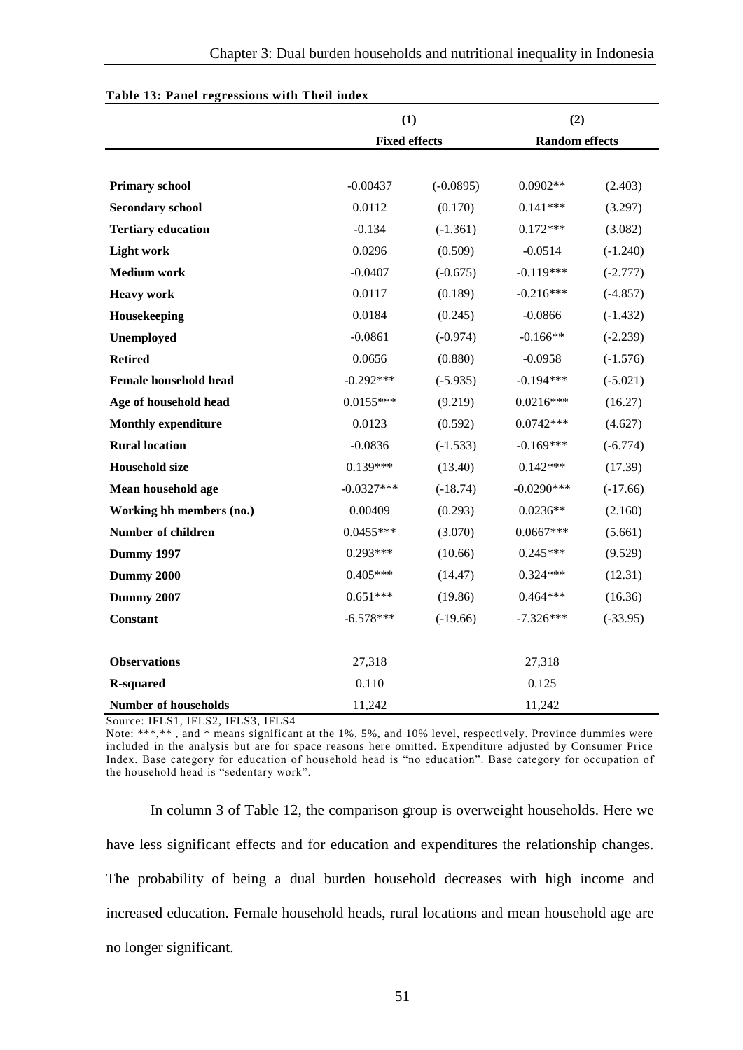**Table 13: Panel regressions with Theil index**

| | (1) | | (2) | |
|---|---|---|---|---|
| | Fixed effects | | Random effects | |
| **Primary school** | -0.00437 | (-0.0895) | 0.0902** | (2.403) |
| **Secondary school** | 0.0112 | (0.170) | 0.141*** | (3.297) |
| **Tertiary education** | -0.134 | (-1.361) | 0.172*** | (3.082) |
| **Light work** | 0.0296 | (0.509) | -0.0514 | (-1.240) |
| **Medium work** | -0.0407 | (-0.675) | -0.119*** | (-2.777) |
| **Heavy work** | 0.0117 | (0.189) | -0.216*** | (-4.857) |
| **Housekeeping** | 0.0184 | (0.245) | -0.0866 | (-1.432) |
| **Unemployed** | -0.0861 | (-0.974) | -0.166** | (-2.239) |
| **Retired** | 0.0656 | (0.880) | -0.0958 | (-1.576) |
| **Female household head** | -0.292*** | (-5.935) | -0.194*** | (-5.021) |
| **Age of household head** | 0.0155*** | (9.219) | 0.0216*** | (16.27) |
| **Monthly expenditure** | 0.0123 | (0.592) | 0.0742*** | (4.627) |
| **Rural location** | -0.0836 | (-1.533) | -0.169*** | (-6.774) |
| **Household size** | 0.139*** | (13.40) | 0.142*** | (17.39) |
| **Mean household age** | -0.0327*** | (-18.74) | -0.0290*** | (-17.66) |
| **Working hh members (no.)** | 0.00409 | (0.293) | 0.0236** | (2.160) |
| **Number of children** | 0.0455*** | (3.070) | 0.0667*** | (5.661) |
| **Dummy 1997** | 0.293*** | (10.66) | 0.245*** | (9.529) |
| **Dummy 2000** | 0.405*** | (14.47) | 0.324*** | (12.31) |
| **Dummy 2007** | 0.651*** | (19.86) | 0.464*** | (16.36) |
| **Constant** | -6.578*** | (-19.66) | -7.326*** | (-33.95) |
| **Observations** | 27,318 | | 27,318 | |
| **R-squared** | 0.110 | | 0.125 | |
| **Number of households** | 11,242 | | 11,242 | |

Source: IFLS1, IFLS2, IFLS3, IFLS4

Note: ***,** , and * means significant at the 1%, 5%, and 10% level, respectively. Province dummies were included in the analysis but are for space reasons here omitted. Expenditure adjusted by Consumer Price Index. Base category for education of household head is "no education". Base category for occupation of the household head is "sedentary work".

In column 3 of Table 12, the comparison group is overweight households. Here we have less significant effects and for education and expenditures the relationship changes. The probability of being a dual burden household decreases with high income and increased education. Female household heads, rural locations and mean household age are no longer significant.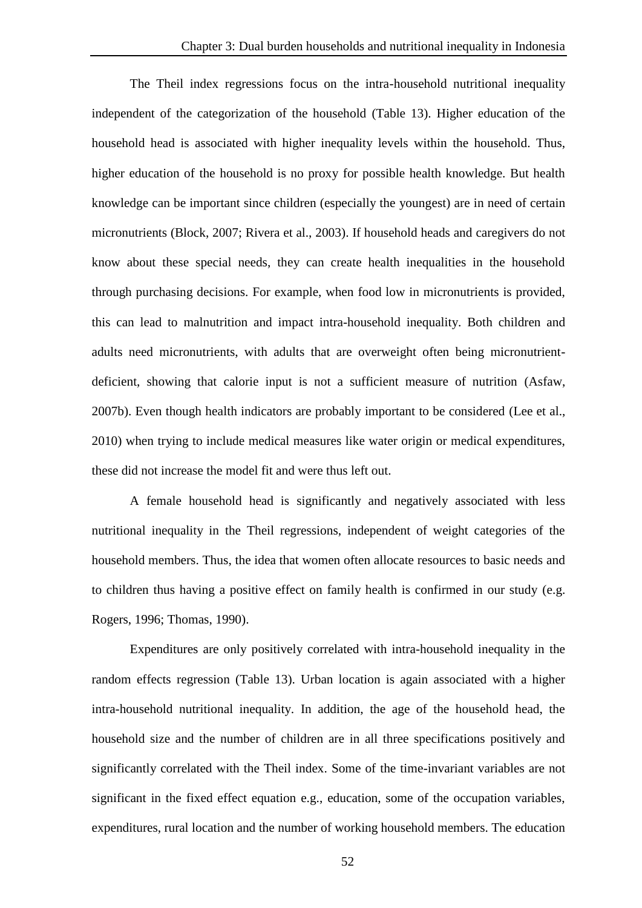The Theil index regressions focus on the intra-household nutritional inequality independent of the categorization of the household (Table 13). Higher education of the household head is associated with higher inequality levels within the household. Thus, higher education of the household is no proxy for possible health knowledge. But health knowledge can be important since children (especially the youngest) are in need of certain micronutrients (Block, 2007; Rivera et al., 2003). If household heads and caregivers do not know about these special needs, they can create health inequalities in the household through purchasing decisions. For example, when food low in micronutrients is provided, this can lead to malnutrition and impact intra-household inequality. Both children and adults need micronutrients, with adults that are overweight often being micronutrient-deficient, showing that calorie input is not a sufficient measure of nutrition (Asfaw, 2007b). Even though health indicators are probably important to be considered (Lee et al., 2010) when trying to include medical measures like water origin or medical expenditures, these did not increase the model fit and were thus left out.

A female household head is significantly and negatively associated with less nutritional inequality in the Theil regressions, independent of weight categories of the household members. Thus, the idea that women often allocate resources to basic needs and to children thus having a positive effect on family health is confirmed in our study (e.g. Rogers, 1996; Thomas, 1990).

Expenditures are only positively correlated with intra-household inequality in the random effects regression (Table 13). Urban location is again associated with a higher intra-household nutritional inequality. In addition, the age of the household head, the household size and the number of children are in all three specifications positively and significantly correlated with the Theil index. Some of the time-invariant variables are not significant in the fixed effect equation e.g., education, some of the occupation variables, expenditures, rural location and the number of working household members. The education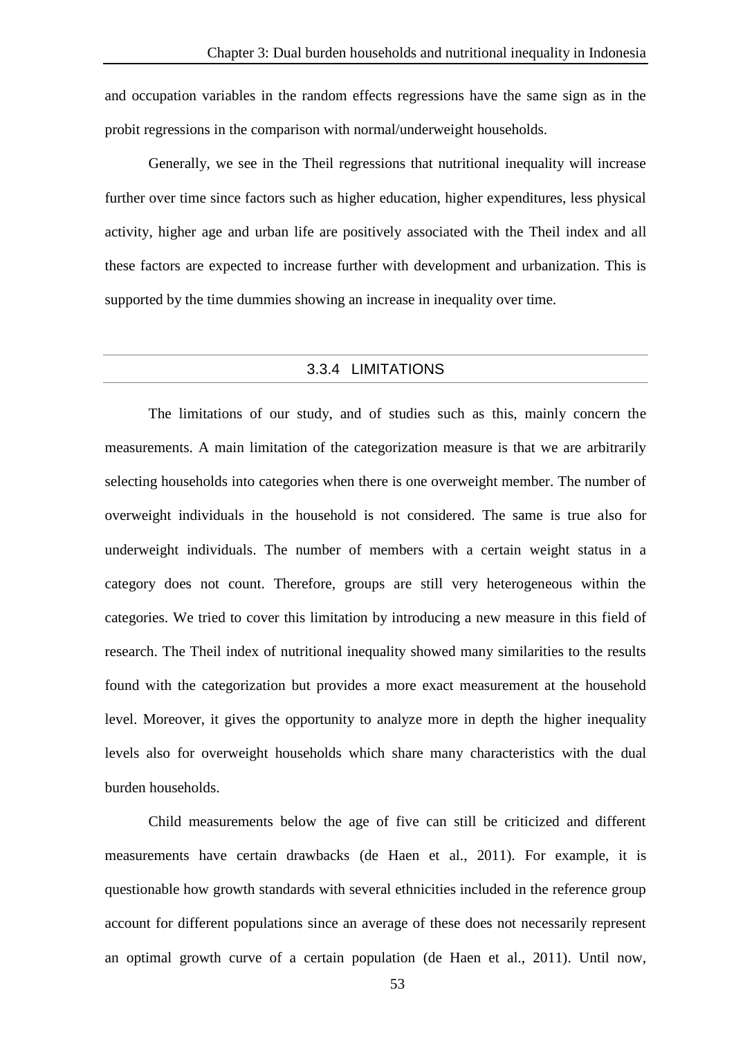and occupation variables in the random effects regressions have the same sign as in the probit regressions in the comparison with normal/underweight households.

Generally, we see in the Theil regressions that nutritional inequality will increase further over time since factors such as higher education, higher expenditures, less physical activity, higher age and urban life are positively associated with the Theil index and all these factors are expected to increase further with development and urbanization. This is supported by the time dummies showing an increase in inequality over time.

### 3.3.4 LIMITATIONS

The limitations of our study, and of studies such as this, mainly concern the measurements. A main limitation of the categorization measure is that we are arbitrarily selecting households into categories when there is one overweight member. The number of overweight individuals in the household is not considered. The same is true also for underweight individuals. The number of members with a certain weight status in a category does not count. Therefore, groups are still very heterogeneous within the categories. We tried to cover this limitation by introducing a new measure in this field of research. The Theil index of nutritional inequality showed many similarities to the results found with the categorization but provides a more exact measurement at the household level. Moreover, it gives the opportunity to analyze more in depth the higher inequality levels also for overweight households which share many characteristics with the dual burden households.

Child measurements below the age of five can still be criticized and different measurements have certain drawbacks (de Haen et al., 2011). For example, it is questionable how growth standards with several ethnicities included in the reference group account for different populations since an average of these does not necessarily represent an optimal growth curve of a certain population (de Haen et al., 2011). Until now,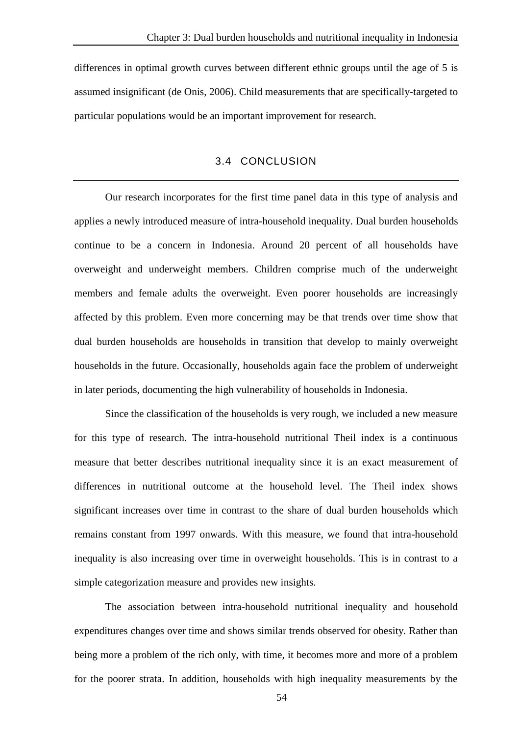differences in optimal growth curves between different ethnic groups until the age of 5 is assumed insignificant (de Onis, 2006). Child measurements that are specifically-targeted to particular populations would be an important improvement for research.

## 3.4 CONCLUSION

Our research incorporates for the first time panel data in this type of analysis and applies a newly introduced measure of intra-household inequality. Dual burden households continue to be a concern in Indonesia. Around 20 percent of all households have overweight and underweight members. Children comprise much of the underweight members and female adults the overweight. Even poorer households are increasingly affected by this problem. Even more concerning may be that trends over time show that dual burden households are households in transition that develop to mainly overweight households in the future. Occasionally, households again face the problem of underweight in later periods, documenting the high vulnerability of households in Indonesia.

Since the classification of the households is very rough, we included a new measure for this type of research. The intra-household nutritional Theil index is a continuous measure that better describes nutritional inequality since it is an exact measurement of differences in nutritional outcome at the household level. The Theil index shows significant increases over time in contrast to the share of dual burden households which remains constant from 1997 onwards. With this measure, we found that intra-household inequality is also increasing over time in overweight households. This is in contrast to a simple categorization measure and provides new insights.

The association between intra-household nutritional inequality and household expenditures changes over time and shows similar trends observed for obesity. Rather than being more a problem of the rich only, with time, it becomes more and more of a problem for the poorer strata. In addition, households with high inequality measurements by the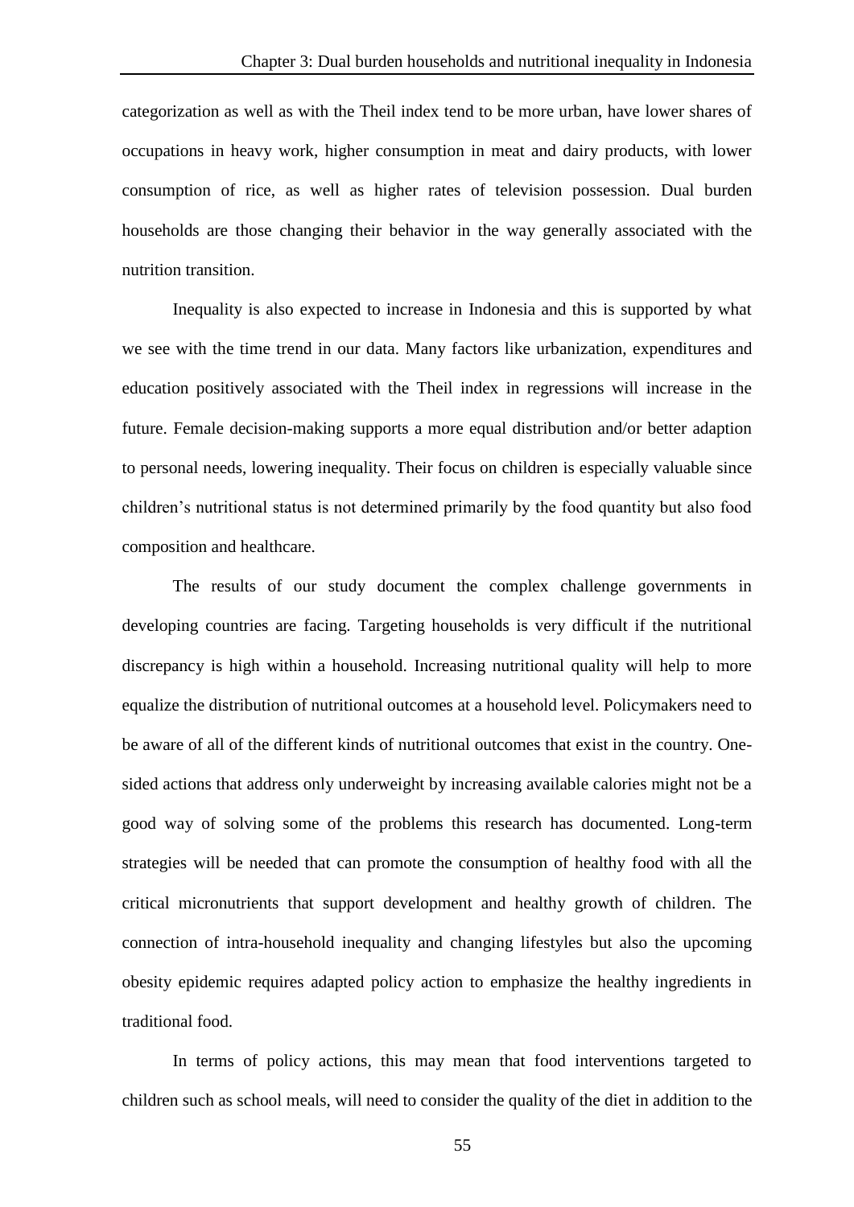categorization as well as with the Theil index tend to be more urban, have lower shares of occupations in heavy work, higher consumption in meat and dairy products, with lower consumption of rice, as well as higher rates of television possession. Dual burden households are those changing their behavior in the way generally associated with the nutrition transition.

Inequality is also expected to increase in Indonesia and this is supported by what we see with the time trend in our data. Many factors like urbanization, expenditures and education positively associated with the Theil index in regressions will increase in the future. Female decision-making supports a more equal distribution and/or better adaption to personal needs, lowering inequality. Their focus on children is especially valuable since children's nutritional status is not determined primarily by the food quantity but also food composition and healthcare.

The results of our study document the complex challenge governments in developing countries are facing. Targeting households is very difficult if the nutritional discrepancy is high within a household. Increasing nutritional quality will help to more equalize the distribution of nutritional outcomes at a household level. Policymakers need to be aware of all of the different kinds of nutritional outcomes that exist in the country. One-sided actions that address only underweight by increasing available calories might not be a good way of solving some of the problems this research has documented. Long-term strategies will be needed that can promote the consumption of healthy food with all the critical micronutrients that support development and healthy growth of children. The connection of intra-household inequality and changing lifestyles but also the upcoming obesity epidemic requires adapted policy action to emphasize the healthy ingredients in traditional food.

In terms of policy actions, this may mean that food interventions targeted to children such as school meals, will need to consider the quality of the diet in addition to the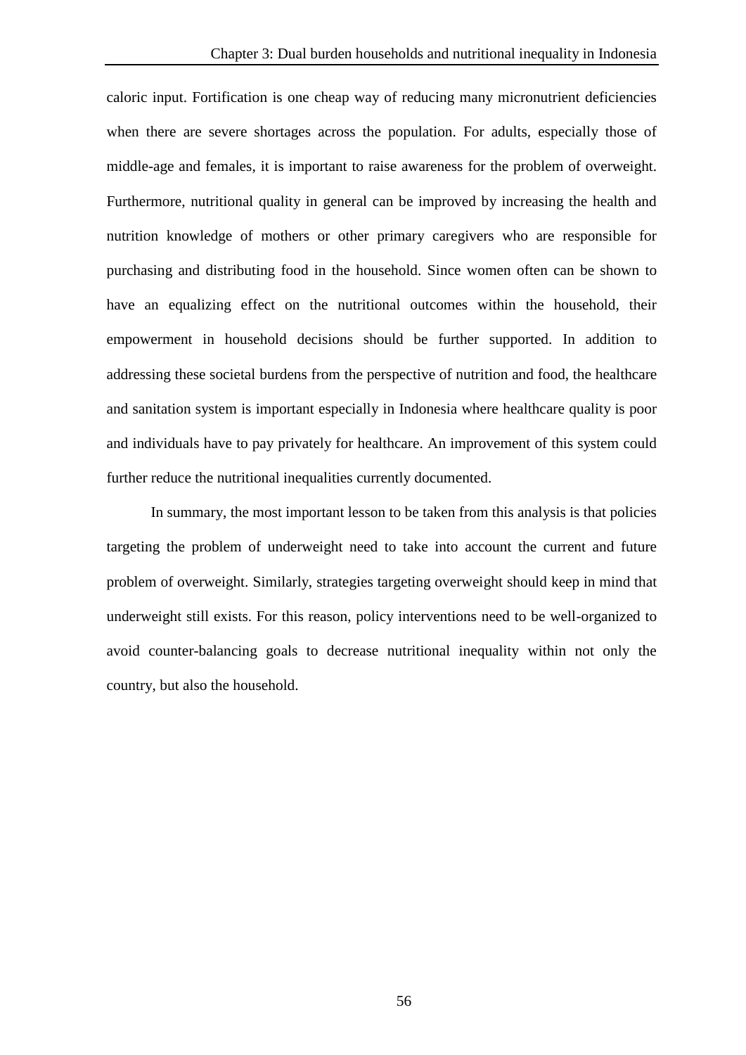caloric input. Fortification is one cheap way of reducing many micronutrient deficiencies when there are severe shortages across the population. For adults, especially those of middle-age and females, it is important to raise awareness for the problem of overweight. Furthermore, nutritional quality in general can be improved by increasing the health and nutrition knowledge of mothers or other primary caregivers who are responsible for purchasing and distributing food in the household. Since women often can be shown to have an equalizing effect on the nutritional outcomes within the household, their empowerment in household decisions should be further supported. In addition to addressing these societal burdens from the perspective of nutrition and food, the healthcare and sanitation system is important especially in Indonesia where healthcare quality is poor and individuals have to pay privately for healthcare. An improvement of this system could further reduce the nutritional inequalities currently documented.

In summary, the most important lesson to be taken from this analysis is that policies targeting the problem of underweight need to take into account the current and future problem of overweight. Similarly, strategies targeting overweight should keep in mind that underweight still exists. For this reason, policy interventions need to be well-organized to avoid counter-balancing goals to decrease nutritional inequality within not only the country, but also the household.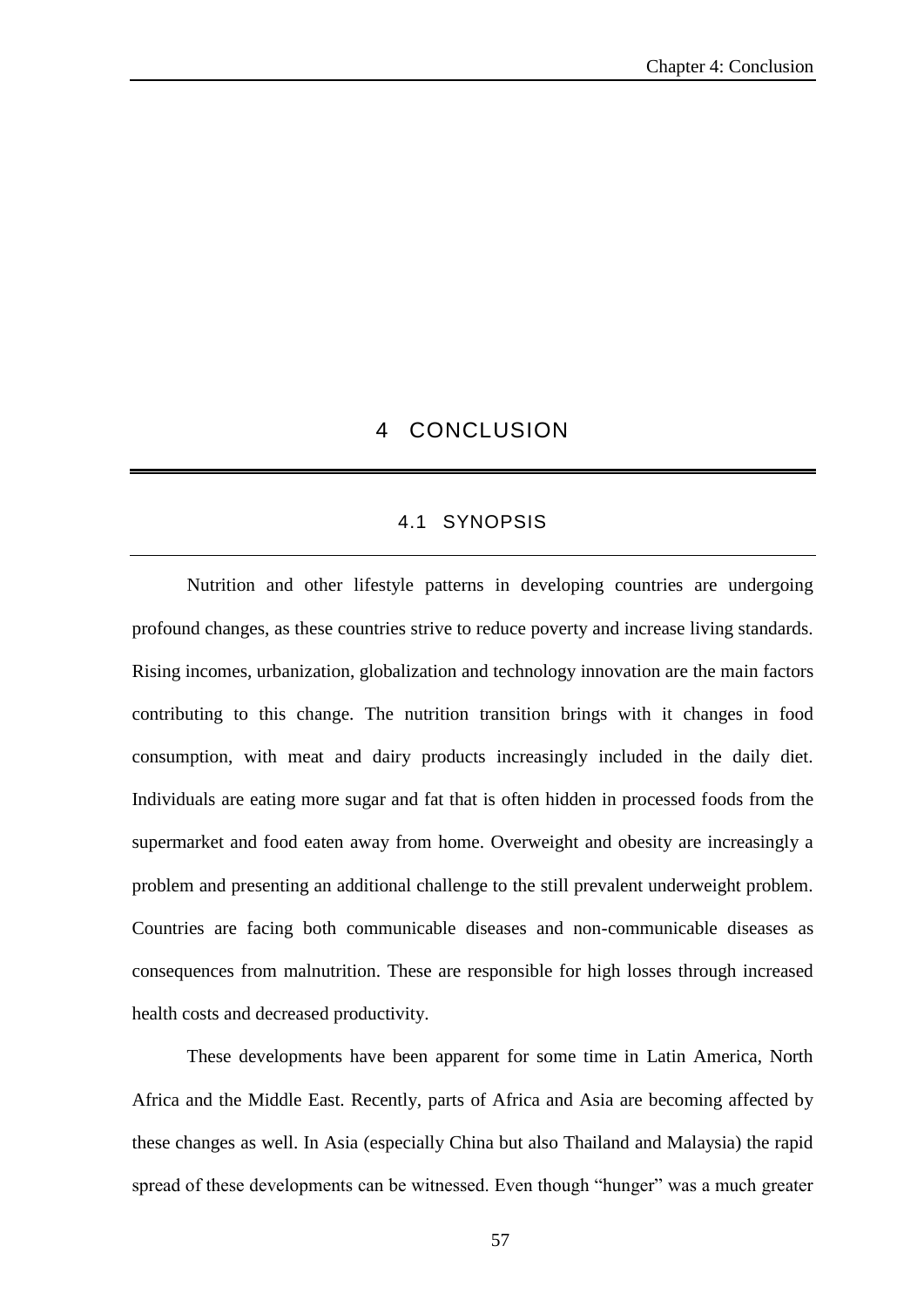# 4 CONCLUSION

## 4.1 SYNOPSIS

Nutrition and other lifestyle patterns in developing countries are undergoing profound changes, as these countries strive to reduce poverty and increase living standards. Rising incomes, urbanization, globalization and technology innovation are the main factors contributing to this change. The nutrition transition brings with it changes in food consumption, with meat and dairy products increasingly included in the daily diet. Individuals are eating more sugar and fat that is often hidden in processed foods from the supermarket and food eaten away from home. Overweight and obesity are increasingly a problem and presenting an additional challenge to the still prevalent underweight problem. Countries are facing both communicable diseases and non-communicable diseases as consequences from malnutrition. These are responsible for high losses through increased health costs and decreased productivity.

These developments have been apparent for some time in Latin America, North Africa and the Middle East. Recently, parts of Africa and Asia are becoming affected by these changes as well. In Asia (especially China but also Thailand and Malaysia) the rapid spread of these developments can be witnessed. Even though "hunger" was a much greater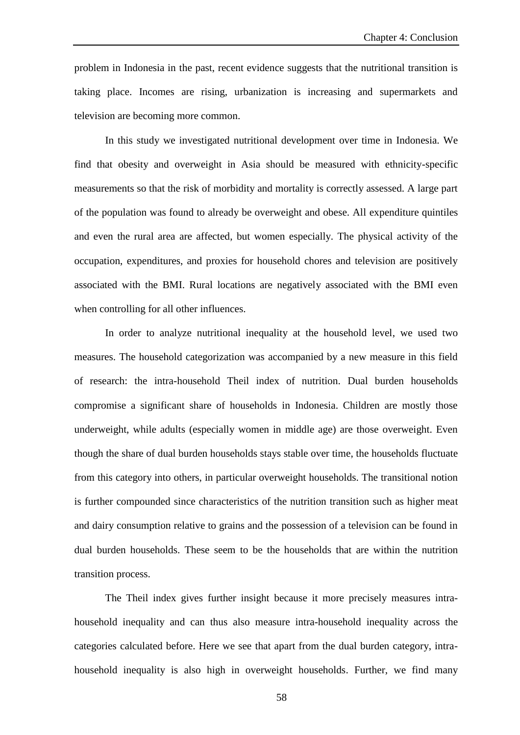problem in Indonesia in the past, recent evidence suggests that the nutritional transition is taking place. Incomes are rising, urbanization is increasing and supermarkets and television are becoming more common.

In this study we investigated nutritional development over time in Indonesia. We find that obesity and overweight in Asia should be measured with ethnicity-specific measurements so that the risk of morbidity and mortality is correctly assessed. A large part of the population was found to already be overweight and obese. All expenditure quintiles and even the rural area are affected, but women especially. The physical activity of the occupation, expenditures, and proxies for household chores and television are positively associated with the BMI. Rural locations are negatively associated with the BMI even when controlling for all other influences.

In order to analyze nutritional inequality at the household level, we used two measures. The household categorization was accompanied by a new measure in this field of research: the intra-household Theil index of nutrition. Dual burden households compromise a significant share of households in Indonesia. Children are mostly those underweight, while adults (especially women in middle age) are those overweight. Even though the share of dual burden households stays stable over time, the households fluctuate from this category into others, in particular overweight households. The transitional notion is further compounded since characteristics of the nutrition transition such as higher meat and dairy consumption relative to grains and the possession of a television can be found in dual burden households. These seem to be the households that are within the nutrition transition process.

The Theil index gives further insight because it more precisely measures intra-household inequality and can thus also measure intra-household inequality across the categories calculated before. Here we see that apart from the dual burden category, intra-household inequality is also high in overweight households. Further, we find many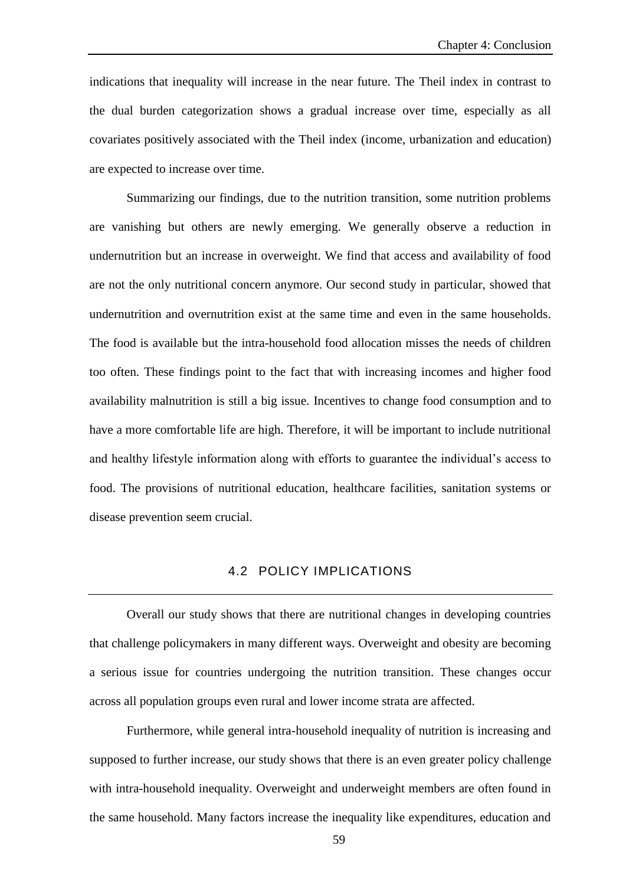indications that inequality will increase in the near future. The Theil index in contrast to the dual burden categorization shows a gradual increase over time, especially as all covariates positively associated with the Theil index (income, urbanization and education) are expected to increase over time.

Summarizing our findings, due to the nutrition transition, some nutrition problems are vanishing but others are newly emerging. We generally observe a reduction in undernutrition but an increase in overweight. We find that access and availability of food are not the only nutritional concern anymore. Our second study in particular, showed that undernutrition and overnutrition exist at the same time and even in the same households. The food is available but the intra-household food allocation misses the needs of children too often. These findings point to the fact that with increasing incomes and higher food availability malnutrition is still a big issue. Incentives to change food consumption and to have a more comfortable life are high. Therefore, it will be important to include nutritional and healthy lifestyle information along with efforts to guarantee the individual's access to food. The provisions of nutritional education, healthcare facilities, sanitation systems or disease prevention seem crucial.

## 4.2 POLICY IMPLICATIONS

Overall our study shows that there are nutritional changes in developing countries that challenge policymakers in many different ways. Overweight and obesity are becoming a serious issue for countries undergoing the nutrition transition. These changes occur across all population groups even rural and lower income strata are affected.

Furthermore, while general intra-household inequality of nutrition is increasing and supposed to further increase, our study shows that there is an even greater policy challenge with intra-household inequality. Overweight and underweight members are often found in the same household. Many factors increase the inequality like expenditures, education and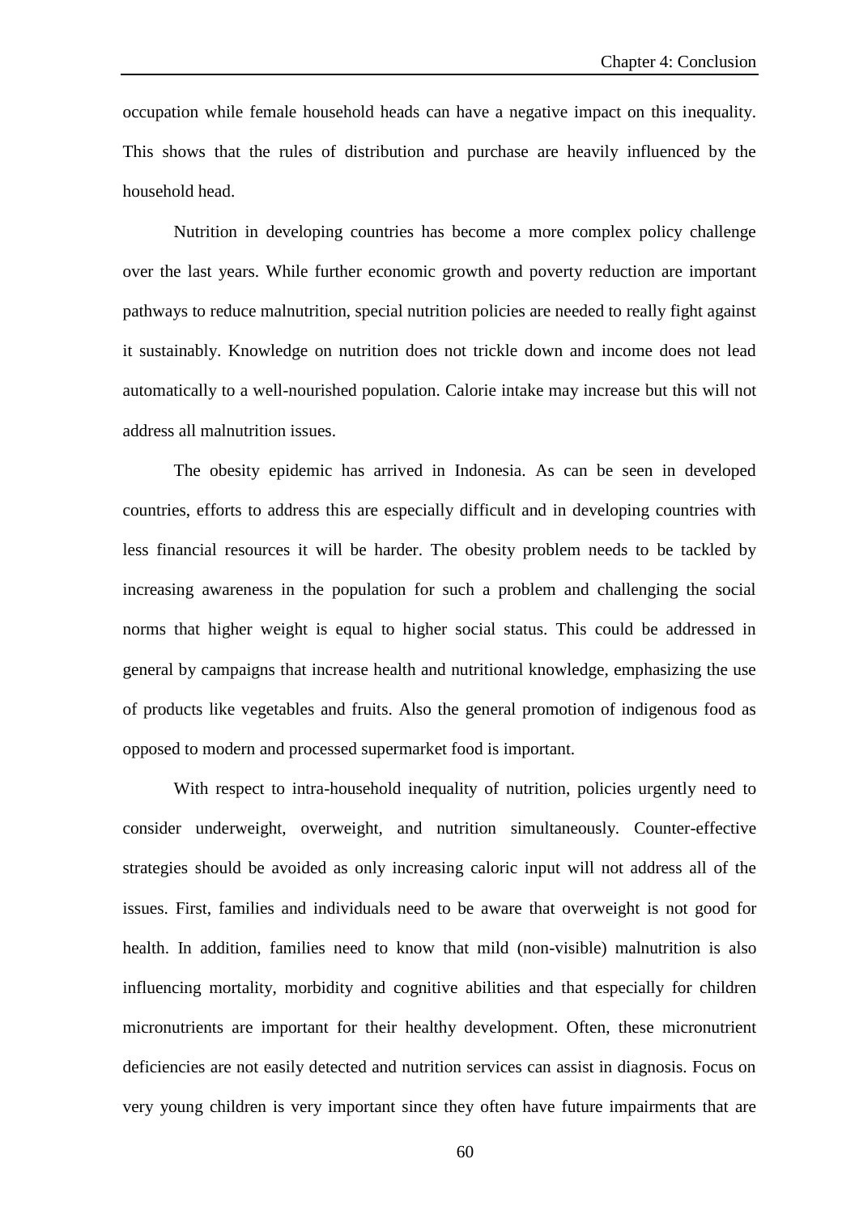occupation while female household heads can have a negative impact on this inequality. This shows that the rules of distribution and purchase are heavily influenced by the household head.

Nutrition in developing countries has become a more complex policy challenge over the last years. While further economic growth and poverty reduction are important pathways to reduce malnutrition, special nutrition policies are needed to really fight against it sustainably. Knowledge on nutrition does not trickle down and income does not lead automatically to a well-nourished population. Calorie intake may increase but this will not address all malnutrition issues.

The obesity epidemic has arrived in Indonesia. As can be seen in developed countries, efforts to address this are especially difficult and in developing countries with less financial resources it will be harder. The obesity problem needs to be tackled by increasing awareness in the population for such a problem and challenging the social norms that higher weight is equal to higher social status. This could be addressed in general by campaigns that increase health and nutritional knowledge, emphasizing the use of products like vegetables and fruits. Also the general promotion of indigenous food as opposed to modern and processed supermarket food is important.

With respect to intra-household inequality of nutrition, policies urgently need to consider underweight, overweight, and nutrition simultaneously. Counter-effective strategies should be avoided as only increasing caloric input will not address all of the issues. First, families and individuals need to be aware that overweight is not good for health. In addition, families need to know that mild (non-visible) malnutrition is also influencing mortality, morbidity and cognitive abilities and that especially for children micronutrients are important for their healthy development. Often, these micronutrient deficiencies are not easily detected and nutrition services can assist in diagnosis. Focus on very young children is very important since they often have future impairments that are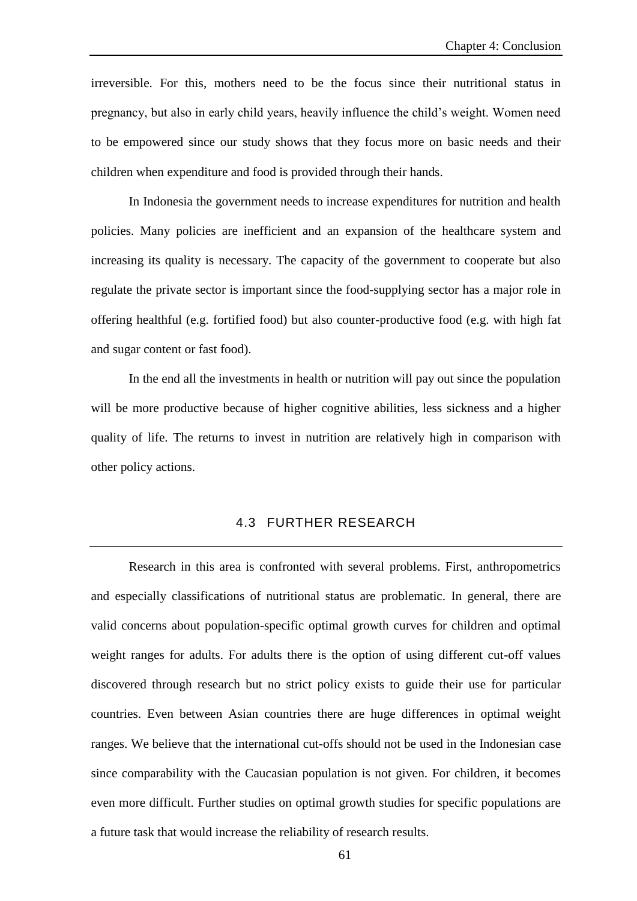irreversible. For this, mothers need to be the focus since their nutritional status in pregnancy, but also in early child years, heavily influence the child's weight. Women need to be empowered since our study shows that they focus more on basic needs and their children when expenditure and food is provided through their hands.

In Indonesia the government needs to increase expenditures for nutrition and health policies. Many policies are inefficient and an expansion of the healthcare system and increasing its quality is necessary. The capacity of the government to cooperate but also regulate the private sector is important since the food-supplying sector has a major role in offering healthful (e.g. fortified food) but also counter-productive food (e.g. with high fat and sugar content or fast food).

In the end all the investments in health or nutrition will pay out since the population will be more productive because of higher cognitive abilities, less sickness and a higher quality of life. The returns to invest in nutrition are relatively high in comparison with other policy actions.

## 4.3 FURTHER RESEARCH

Research in this area is confronted with several problems. First, anthropometrics and especially classifications of nutritional status are problematic. In general, there are valid concerns about population-specific optimal growth curves for children and optimal weight ranges for adults. For adults there is the option of using different cut-off values discovered through research but no strict policy exists to guide their use for particular countries. Even between Asian countries there are huge differences in optimal weight ranges. We believe that the international cut-offs should not be used in the Indonesian case since comparability with the Caucasian population is not given. For children, it becomes even more difficult. Further studies on optimal growth studies for specific populations are a future task that would increase the reliability of research results.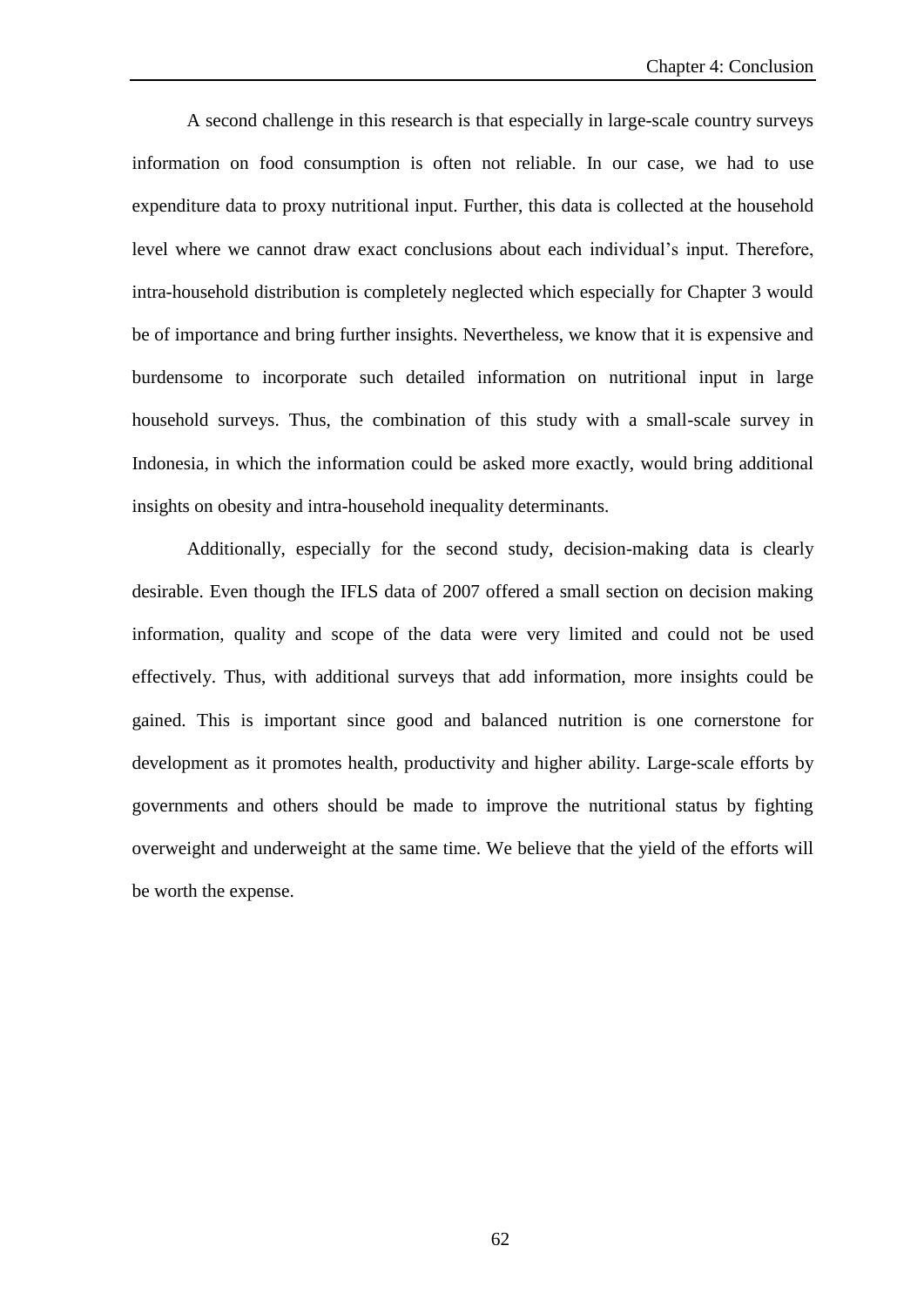A second challenge in this research is that especially in large-scale country surveys information on food consumption is often not reliable. In our case, we had to use expenditure data to proxy nutritional input. Further, this data is collected at the household level where we cannot draw exact conclusions about each individual's input. Therefore, intra-household distribution is completely neglected which especially for Chapter 3 would be of importance and bring further insights. Nevertheless, we know that it is expensive and burdensome to incorporate such detailed information on nutritional input in large household surveys. Thus, the combination of this study with a small-scale survey in Indonesia, in which the information could be asked more exactly, would bring additional insights on obesity and intra-household inequality determinants.

Additionally, especially for the second study, decision-making data is clearly desirable. Even though the IFLS data of 2007 offered a small section on decision making information, quality and scope of the data were very limited and could not be used effectively. Thus, with additional surveys that add information, more insights could be gained. This is important since good and balanced nutrition is one cornerstone for development as it promotes health, productivity and higher ability. Large-scale efforts by governments and others should be made to improve the nutritional status by fighting overweight and underweight at the same time. We believe that the yield of the efforts will be worth the expense.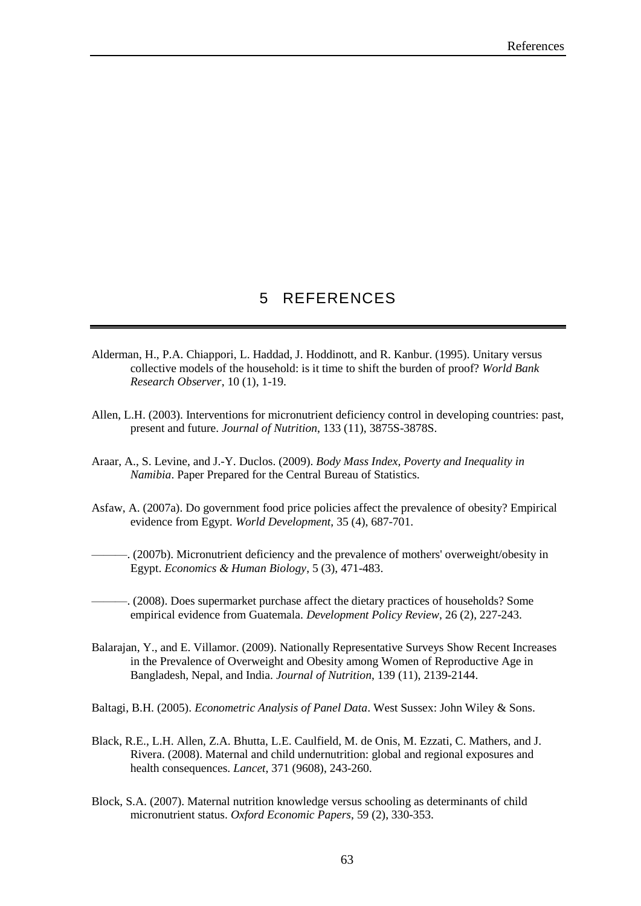# 5 REFERENCES

Alderman, H., P.A. Chiappori, L. Haddad, J. Hoddinott, and R. Kanbur. (1995). Unitary versus collective models of the household: is it time to shift the burden of proof? *World Bank Research Observer*, 10 (1), 1-19.

Allen, L.H. (2003). Interventions for micronutrient deficiency control in developing countries: past, present and future. *Journal of Nutrition*, 133 (11), 3875S-3878S.

Araar, A., S. Levine, and J.-Y. Duclos. (2009). *Body Mass Index, Poverty and Inequality in Namibia*. Paper Prepared for the Central Bureau of Statistics.

Asfaw, A. (2007a). Do government food price policies affect the prevalence of obesity? Empirical evidence from Egypt. *World Development*, 35 (4), 687-701.

———. (2007b). Micronutrient deficiency and the prevalence of mothers' overweight/obesity in Egypt. *Economics & Human Biology*, 5 (3), 471-483.

———. (2008). Does supermarket purchase affect the dietary practices of households? Some empirical evidence from Guatemala. *Development Policy Review*, 26 (2), 227-243.

Balarajan, Y., and E. Villamor. (2009). Nationally Representative Surveys Show Recent Increases in the Prevalence of Overweight and Obesity among Women of Reproductive Age in Bangladesh, Nepal, and India. *Journal of Nutrition*, 139 (11), 2139-2144.

Baltagi, B.H. (2005). *Econometric Analysis of Panel Data*. West Sussex: John Wiley & Sons.

Black, R.E., L.H. Allen, Z.A. Bhutta, L.E. Caulfield, M. de Onis, M. Ezzati, C. Mathers, and J. Rivera. (2008). Maternal and child undernutrition: global and regional exposures and health consequences. *Lancet*, 371 (9608), 243-260.

Block, S.A. (2007). Maternal nutrition knowledge versus schooling as determinants of child micronutrient status. *Oxford Economic Papers*, 59 (2), 330-353.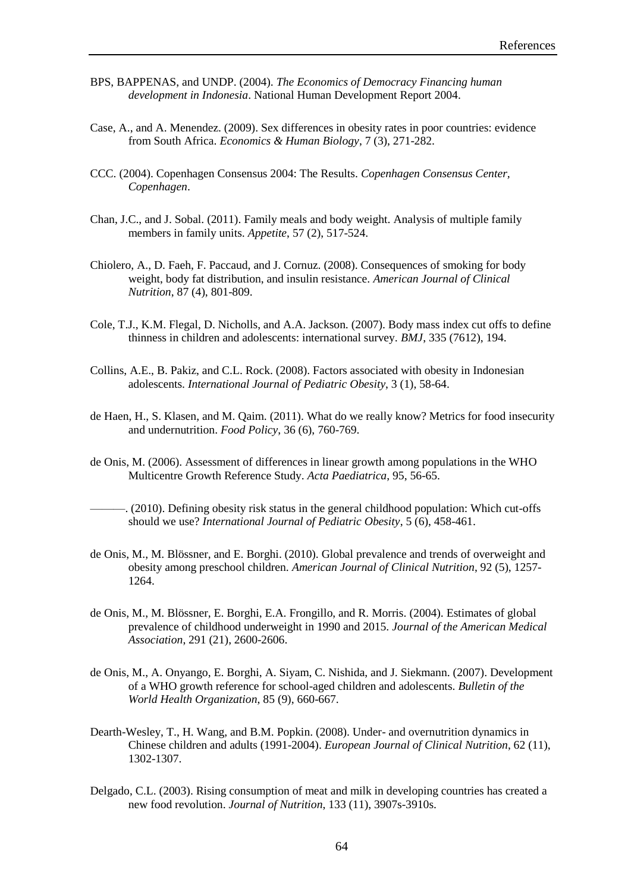BPS, BAPPENAS, and UNDP. (2004). *The Economics of Democracy Financing human development in Indonesia*. National Human Development Report 2004.

Case, A., and A. Menendez. (2009). Sex differences in obesity rates in poor countries: evidence from South Africa. *Economics & Human Biology*, 7 (3), 271-282.

CCC. (2004). Copenhagen Consensus 2004: The Results. *Copenhagen Consensus Center, Copenhagen*.

Chan, J.C., and J. Sobal. (2011). Family meals and body weight. Analysis of multiple family members in family units. *Appetite*, 57 (2), 517-524.

Chiolero, A., D. Faeh, F. Paccaud, and J. Cornuz. (2008). Consequences of smoking for body weight, body fat distribution, and insulin resistance. *American Journal of Clinical Nutrition*, 87 (4), 801-809.

Cole, T.J., K.M. Flegal, D. Nicholls, and A.A. Jackson. (2007). Body mass index cut offs to define thinness in children and adolescents: international survey. *BMJ*, 335 (7612), 194.

Collins, A.E., B. Pakiz, and C.L. Rock. (2008). Factors associated with obesity in Indonesian adolescents. *International Journal of Pediatric Obesity*, 3 (1), 58-64.

de Haen, H., S. Klasen, and M. Qaim. (2011). What do we really know? Metrics for food insecurity and undernutrition. *Food Policy*, 36 (6), 760-769.

de Onis, M. (2006). Assessment of differences in linear growth among populations in the WHO Multicentre Growth Reference Study. *Acta Paediatrica*, 95, 56-65.

———. (2010). Defining obesity risk status in the general childhood population: Which cut-offs should we use? *International Journal of Pediatric Obesity*, 5 (6), 458-461.

de Onis, M., M. Blössner, and E. Borghi. (2010). Global prevalence and trends of overweight and obesity among preschool children. *American Journal of Clinical Nutrition*, 92 (5), 1257-1264.

de Onis, M., M. Blössner, E. Borghi, E.A. Frongillo, and R. Morris. (2004). Estimates of global prevalence of childhood underweight in 1990 and 2015. *Journal of the American Medical Association*, 291 (21), 2600-2606.

de Onis, M., A. Onyango, E. Borghi, A. Siyam, C. Nishida, and J. Siekmann. (2007). Development of a WHO growth reference for school-aged children and adolescents. *Bulletin of the World Health Organization*, 85 (9), 660-667.

Dearth-Wesley, T., H. Wang, and B.M. Popkin. (2008). Under- and overnutrition dynamics in Chinese children and adults (1991-2004). *European Journal of Clinical Nutrition*, 62 (11), 1302-1307.

Delgado, C.L. (2003). Rising consumption of meat and milk in developing countries has created a new food revolution. *Journal of Nutrition*, 133 (11), 3907s-3910s.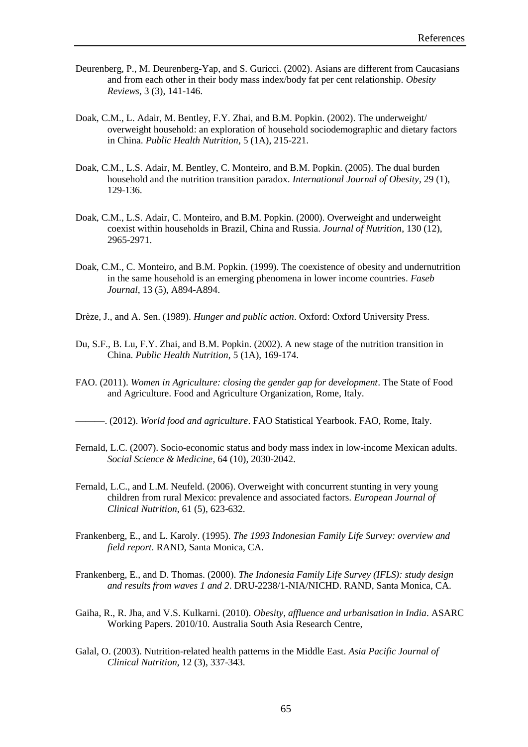Deurenberg, P., M. Deurenberg-Yap, and S. Guricci. (2002). Asians are different from Caucasians and from each other in their body mass index/body fat per cent relationship. *Obesity Reviews*, 3 (3), 141-146.

Doak, C.M., L. Adair, M. Bentley, F.Y. Zhai, and B.M. Popkin. (2002). The underweight/ overweight household: an exploration of household sociodemographic and dietary factors in China. *Public Health Nutrition*, 5 (1A), 215-221.

Doak, C.M., L.S. Adair, M. Bentley, C. Monteiro, and B.M. Popkin. (2005). The dual burden household and the nutrition transition paradox. *International Journal of Obesity*, 29 (1), 129-136.

Doak, C.M., L.S. Adair, C. Monteiro, and B.M. Popkin. (2000). Overweight and underweight coexist within households in Brazil, China and Russia. *Journal of Nutrition*, 130 (12), 2965-2971.

Doak, C.M., C. Monteiro, and B.M. Popkin. (1999). The coexistence of obesity and undernutrition in the same household is an emerging phenomena in lower income countries. *Faseb Journal*, 13 (5), A894-A894.

Drèze, J., and A. Sen. (1989). *Hunger and public action*. Oxford: Oxford University Press.

Du, S.F., B. Lu, F.Y. Zhai, and B.M. Popkin. (2002). A new stage of the nutrition transition in China. *Public Health Nutrition*, 5 (1A), 169-174.

FAO. (2011). *Women in Agriculture: closing the gender gap for development*. The State of Food and Agriculture. Food and Agriculture Organization, Rome, Italy.

———. (2012). *World food and agriculture*. FAO Statistical Yearbook. FAO, Rome, Italy.

Fernald, L.C. (2007). Socio-economic status and body mass index in low-income Mexican adults. *Social Science & Medicine*, 64 (10), 2030-2042.

Fernald, L.C., and L.M. Neufeld. (2006). Overweight with concurrent stunting in very young children from rural Mexico: prevalence and associated factors. *European Journal of Clinical Nutrition*, 61 (5), 623-632.

Frankenberg, E., and L. Karoly. (1995). *The 1993 Indonesian Family Life Survey: overview and field report*. RAND, Santa Monica, CA.

Frankenberg, E., and D. Thomas. (2000). *The Indonesia Family Life Survey (IFLS): study design and results from waves 1 and 2*. DRU-2238/1-NIA/NICHD. RAND, Santa Monica, CA.

Gaiha, R., R. Jha, and V.S. Kulkarni. (2010). *Obesity, affluence and urbanisation in India*. ASARC Working Papers. 2010/10. Australia South Asia Research Centre,

Galal, O. (2003). Nutrition-related health patterns in the Middle East. *Asia Pacific Journal of Clinical Nutrition*, 12 (3), 337-343.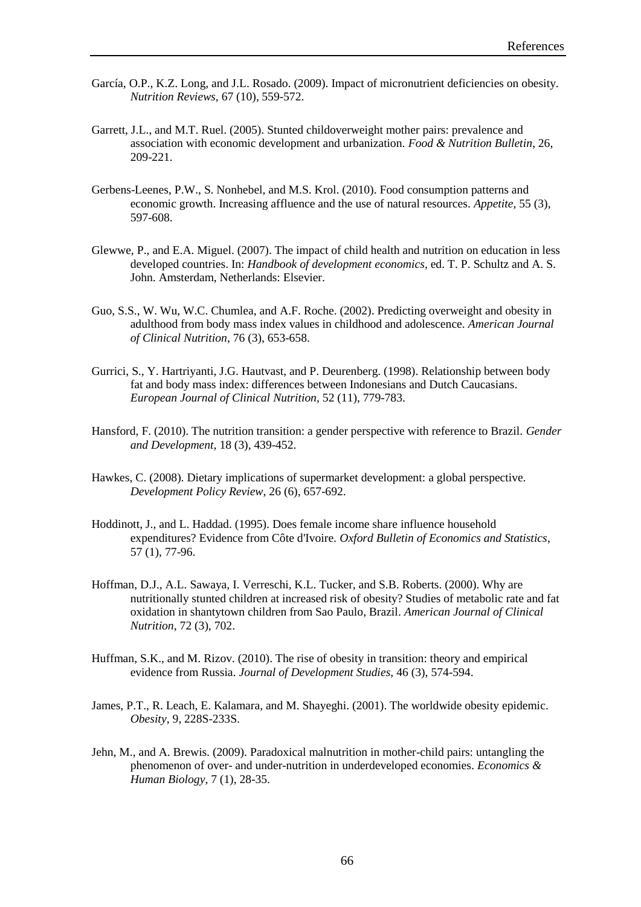García, O.P., K.Z. Long, and J.L. Rosado. (2009). Impact of micronutrient deficiencies on obesity. *Nutrition Reviews*, 67 (10), 559-572.

Garrett, J.L., and M.T. Ruel. (2005). Stunted childoverweight mother pairs: prevalence and association with economic development and urbanization. *Food & Nutrition Bulletin*, 26, 209-221.

Gerbens-Leenes, P.W., S. Nonhebel, and M.S. Krol. (2010). Food consumption patterns and economic growth. Increasing affluence and the use of natural resources. *Appetite*, 55 (3), 597-608.

Glewwe, P., and E.A. Miguel. (2007). The impact of child health and nutrition on education in less developed countries. In: *Handbook of development economics*, ed. T. P. Schultz and A. S. John. Amsterdam, Netherlands: Elsevier.

Guo, S.S., W. Wu, W.C. Chumlea, and A.F. Roche. (2002). Predicting overweight and obesity in adulthood from body mass index values in childhood and adolescence. *American Journal of Clinical Nutrition*, 76 (3), 653-658.

Gurrici, S., Y. Hartriyanti, J.G. Hautvast, and P. Deurenberg. (1998). Relationship between body fat and body mass index: differences between Indonesians and Dutch Caucasians. *European Journal of Clinical Nutrition*, 52 (11), 779-783.

Hansford, F. (2010). The nutrition transition: a gender perspective with reference to Brazil. *Gender and Development*, 18 (3), 439-452.

Hawkes, C. (2008). Dietary implications of supermarket development: a global perspective. *Development Policy Review*, 26 (6), 657-692.

Hoddinott, J., and L. Haddad. (1995). Does female income share influence household expenditures? Evidence from Côte d'Ivoire. *Oxford Bulletin of Economics and Statistics*, 57 (1), 77-96.

Hoffman, D.J., A.L. Sawaya, I. Verreschi, K.L. Tucker, and S.B. Roberts. (2000). Why are nutritionally stunted children at increased risk of obesity? Studies of metabolic rate and fat oxidation in shantytown children from Sao Paulo, Brazil. *American Journal of Clinical Nutrition*, 72 (3), 702.

Huffman, S.K., and M. Rizov. (2010). The rise of obesity in transition: theory and empirical evidence from Russia. *Journal of Development Studies*, 46 (3), 574-594.

James, P.T., R. Leach, E. Kalamara, and M. Shayeghi. (2001). The worldwide obesity epidemic. *Obesity*, 9, 228S-233S.

Jehn, M., and A. Brewis. (2009). Paradoxical malnutrition in mother-child pairs: untangling the phenomenon of over- and under-nutrition in underdeveloped economies. *Economics & Human Biology*, 7 (1), 28-35.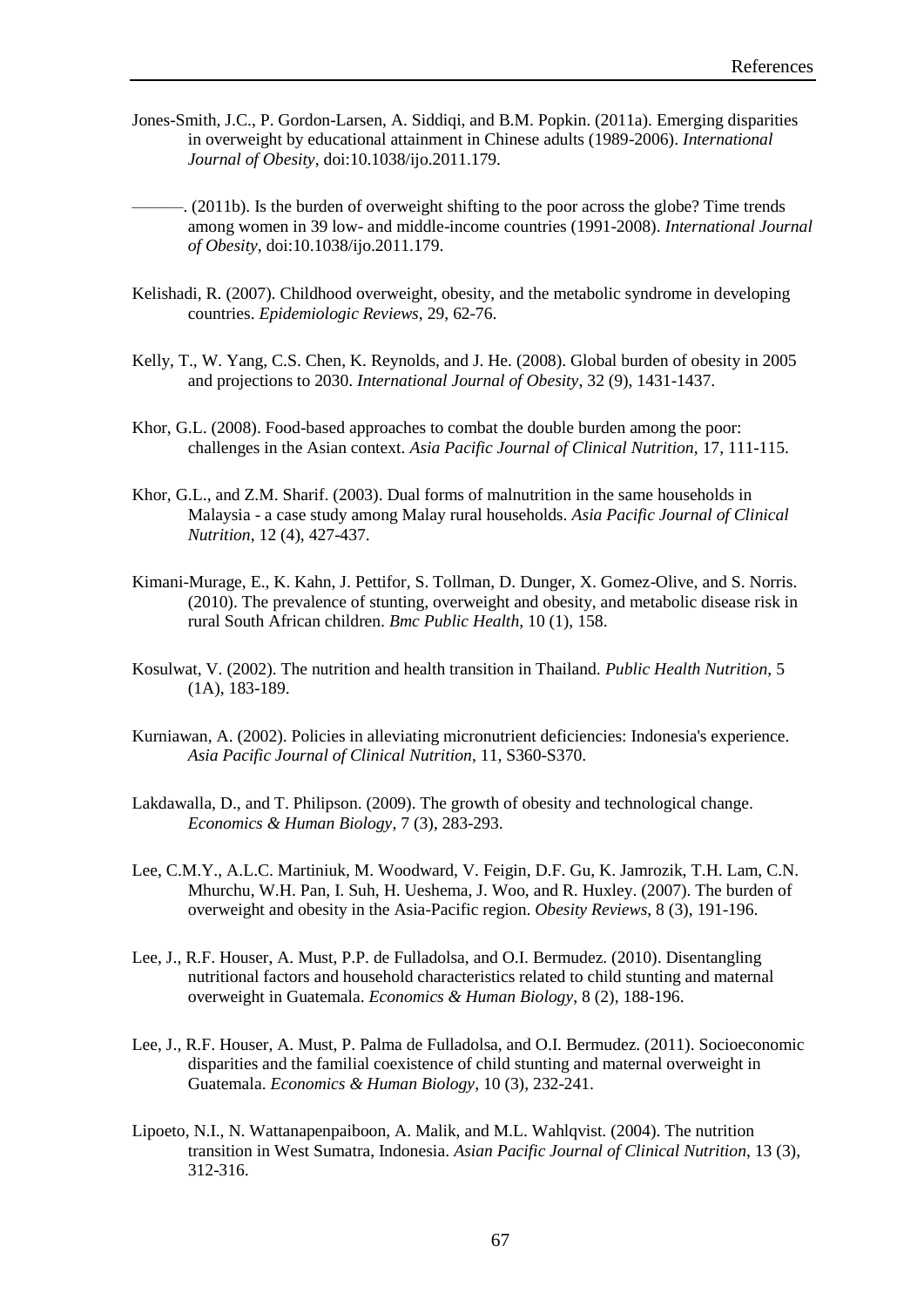Jones-Smith, J.C., P. Gordon-Larsen, A. Siddiqi, and B.M. Popkin. (2011a). Emerging disparities in overweight by educational attainment in Chinese adults (1989-2006). *International Journal of Obesity*, doi:10.1038/ijo.2011.179.

———. (2011b). Is the burden of overweight shifting to the poor across the globe? Time trends among women in 39 low- and middle-income countries (1991-2008). *International Journal of Obesity*, doi:10.1038/ijo.2011.179.

Kelishadi, R. (2007). Childhood overweight, obesity, and the metabolic syndrome in developing countries. *Epidemiologic Reviews*, 29, 62-76.

Kelly, T., W. Yang, C.S. Chen, K. Reynolds, and J. He. (2008). Global burden of obesity in 2005 and projections to 2030. *International Journal of Obesity*, 32 (9), 1431-1437.

Khor, G.L. (2008). Food-based approaches to combat the double burden among the poor: challenges in the Asian context. *Asia Pacific Journal of Clinical Nutrition*, 17, 111-115.

Khor, G.L., and Z.M. Sharif. (2003). Dual forms of malnutrition in the same households in Malaysia - a case study among Malay rural households. *Asia Pacific Journal of Clinical Nutrition*, 12 (4), 427-437.

Kimani-Murage, E., K. Kahn, J. Pettifor, S. Tollman, D. Dunger, X. Gomez-Olive, and S. Norris. (2010). The prevalence of stunting, overweight and obesity, and metabolic disease risk in rural South African children. *Bmc Public Health*, 10 (1), 158.

Kosulwat, V. (2002). The nutrition and health transition in Thailand. *Public Health Nutrition*, 5 (1A), 183-189.

Kurniawan, A. (2002). Policies in alleviating micronutrient deficiencies: Indonesia's experience. *Asia Pacific Journal of Clinical Nutrition*, 11, S360-S370.

Lakdawalla, D., and T. Philipson. (2009). The growth of obesity and technological change. *Economics & Human Biology*, 7 (3), 283-293.

Lee, C.M.Y., A.L.C. Martiniuk, M. Woodward, V. Feigin, D.F. Gu, K. Jamrozik, T.H. Lam, C.N. Mhurchu, W.H. Pan, I. Suh, H. Ueshema, J. Woo, and R. Huxley. (2007). The burden of overweight and obesity in the Asia-Pacific region. *Obesity Reviews*, 8 (3), 191-196.

Lee, J., R.F. Houser, A. Must, P.P. de Fulladolsa, and O.I. Bermudez. (2010). Disentangling nutritional factors and household characteristics related to child stunting and maternal overweight in Guatemala. *Economics & Human Biology*, 8 (2), 188-196.

Lee, J., R.F. Houser, A. Must, P. Palma de Fulladolsa, and O.I. Bermudez. (2011). Socioeconomic disparities and the familial coexistence of child stunting and maternal overweight in Guatemala. *Economics & Human Biology*, 10 (3), 232-241.

Lipoeto, N.I., N. Wattanapenpaiboon, A. Malik, and M.L. Wahlqvist. (2004). The nutrition transition in West Sumatra, Indonesia. *Asian Pacific Journal of Clinical Nutrition*, 13 (3), 312-316.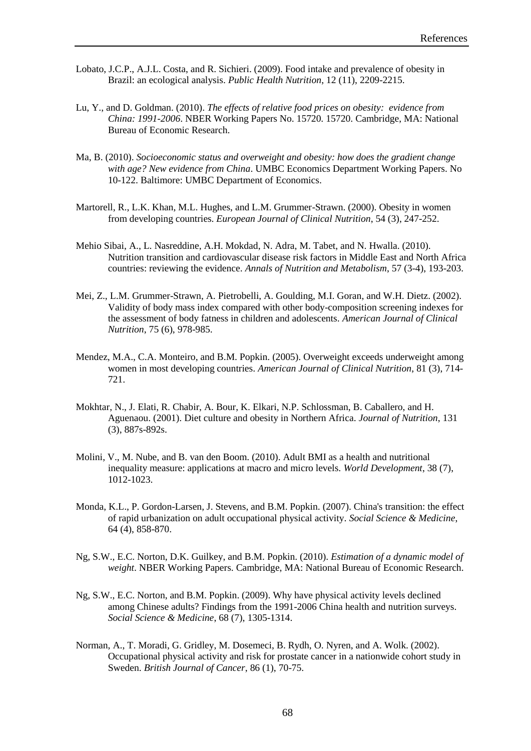Lobato, J.C.P., A.J.L. Costa, and R. Sichieri. (2009). Food intake and prevalence of obesity in Brazil: an ecological analysis. *Public Health Nutrition*, 12 (11), 2209-2215.

Lu, Y., and D. Goldman. (2010). *The effects of relative food prices on obesity: evidence from China: 1991-2006*. NBER Working Papers No. 15720. 15720. Cambridge, MA: National Bureau of Economic Research.

Ma, B. (2010). *Socioeconomic status and overweight and obesity: how does the gradient change with age? New evidence from China*. UMBC Economics Department Working Papers. No 10-122. Baltimore: UMBC Department of Economics.

Martorell, R., L.K. Khan, M.L. Hughes, and L.M. Grummer-Strawn. (2000). Obesity in women from developing countries. *European Journal of Clinical Nutrition*, 54 (3), 247-252.

Mehio Sibai, A., L. Nasreddine, A.H. Mokdad, N. Adra, M. Tabet, and N. Hwalla. (2010). Nutrition transition and cardiovascular disease risk factors in Middle East and North Africa countries: reviewing the evidence. *Annals of Nutrition and Metabolism*, 57 (3-4), 193-203.

Mei, Z., L.M. Grummer-Strawn, A. Pietrobelli, A. Goulding, M.I. Goran, and W.H. Dietz. (2002). Validity of body mass index compared with other body-composition screening indexes for the assessment of body fatness in children and adolescents. *American Journal of Clinical Nutrition*, 75 (6), 978-985.

Mendez, M.A., C.A. Monteiro, and B.M. Popkin. (2005). Overweight exceeds underweight among women in most developing countries. *American Journal of Clinical Nutrition*, 81 (3), 714-721.

Mokhtar, N., J. Elati, R. Chabir, A. Bour, K. Elkari, N.P. Schlossman, B. Caballero, and H. Aguenaou. (2001). Diet culture and obesity in Northern Africa. *Journal of Nutrition*, 131 (3), 887s-892s.

Molini, V., M. Nube, and B. van den Boom. (2010). Adult BMI as a health and nutritional inequality measure: applications at macro and micro levels. *World Development*, 38 (7), 1012-1023.

Monda, K.L., P. Gordon-Larsen, J. Stevens, and B.M. Popkin. (2007). China's transition: the effect of rapid urbanization on adult occupational physical activity. *Social Science & Medicine*, 64 (4), 858-870.

Ng, S.W., E.C. Norton, D.K. Guilkey, and B.M. Popkin. (2010). *Estimation of a dynamic model of weight*. NBER Working Papers. Cambridge, MA: National Bureau of Economic Research.

Ng, S.W., E.C. Norton, and B.M. Popkin. (2009). Why have physical activity levels declined among Chinese adults? Findings from the 1991-2006 China health and nutrition surveys. *Social Science & Medicine*, 68 (7), 1305-1314.

Norman, A., T. Moradi, G. Gridley, M. Dosemeci, B. Rydh, O. Nyren, and A. Wolk. (2002). Occupational physical activity and risk for prostate cancer in a nationwide cohort study in Sweden. *British Journal of Cancer*, 86 (1), 70-75.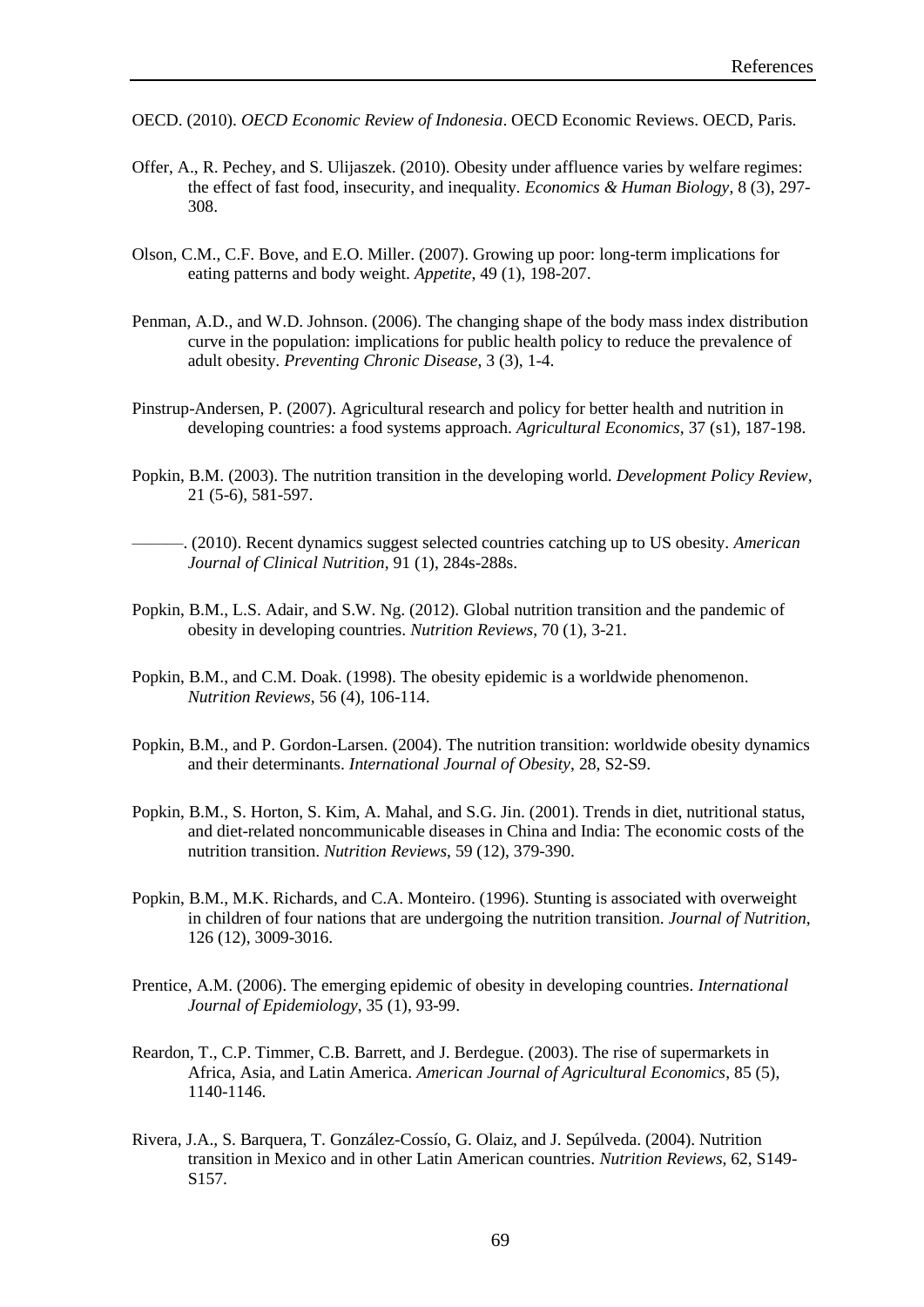OECD. (2010). *OECD Economic Review of Indonesia*. OECD Economic Reviews. OECD, Paris.

Offer, A., R. Pechey, and S. Ulijaszek. (2010). Obesity under affluence varies by welfare regimes: the effect of fast food, insecurity, and inequality. *Economics & Human Biology*, 8 (3), 297-308.

Olson, C.M., C.F. Bove, and E.O. Miller. (2007). Growing up poor: long-term implications for eating patterns and body weight. *Appetite*, 49 (1), 198-207.

Penman, A.D., and W.D. Johnson. (2006). The changing shape of the body mass index distribution curve in the population: implications for public health policy to reduce the prevalence of adult obesity. *Preventing Chronic Disease*, 3 (3), 1-4.

Pinstrup-Andersen, P. (2007). Agricultural research and policy for better health and nutrition in developing countries: a food systems approach. *Agricultural Economics*, 37 (s1), 187-198.

Popkin, B.M. (2003). The nutrition transition in the developing world. *Development Policy Review*, 21 (5-6), 581-597.

———. (2010). Recent dynamics suggest selected countries catching up to US obesity. *American Journal of Clinical Nutrition*, 91 (1), 284s-288s.

Popkin, B.M., L.S. Adair, and S.W. Ng. (2012). Global nutrition transition and the pandemic of obesity in developing countries. *Nutrition Reviews*, 70 (1), 3-21.

Popkin, B.M., and C.M. Doak. (1998). The obesity epidemic is a worldwide phenomenon. *Nutrition Reviews*, 56 (4), 106-114.

Popkin, B.M., and P. Gordon-Larsen. (2004). The nutrition transition: worldwide obesity dynamics and their determinants. *International Journal of Obesity*, 28, S2-S9.

Popkin, B.M., S. Horton, S. Kim, A. Mahal, and S.G. Jin. (2001). Trends in diet, nutritional status, and diet-related noncommunicable diseases in China and India: The economic costs of the nutrition transition. *Nutrition Reviews*, 59 (12), 379-390.

Popkin, B.M., M.K. Richards, and C.A. Monteiro. (1996). Stunting is associated with overweight in children of four nations that are undergoing the nutrition transition. *Journal of Nutrition*, 126 (12), 3009-3016.

Prentice, A.M. (2006). The emerging epidemic of obesity in developing countries. *International Journal of Epidemiology*, 35 (1), 93-99.

Reardon, T., C.P. Timmer, C.B. Barrett, and J. Berdegue. (2003). The rise of supermarkets in Africa, Asia, and Latin America. *American Journal of Agricultural Economics*, 85 (5), 1140-1146.

Rivera, J.A., S. Barquera, T. González-Cossío, G. Olaiz, and J. Sepúlveda. (2004). Nutrition transition in Mexico and in other Latin American countries. *Nutrition Reviews*, 62, S149-S157.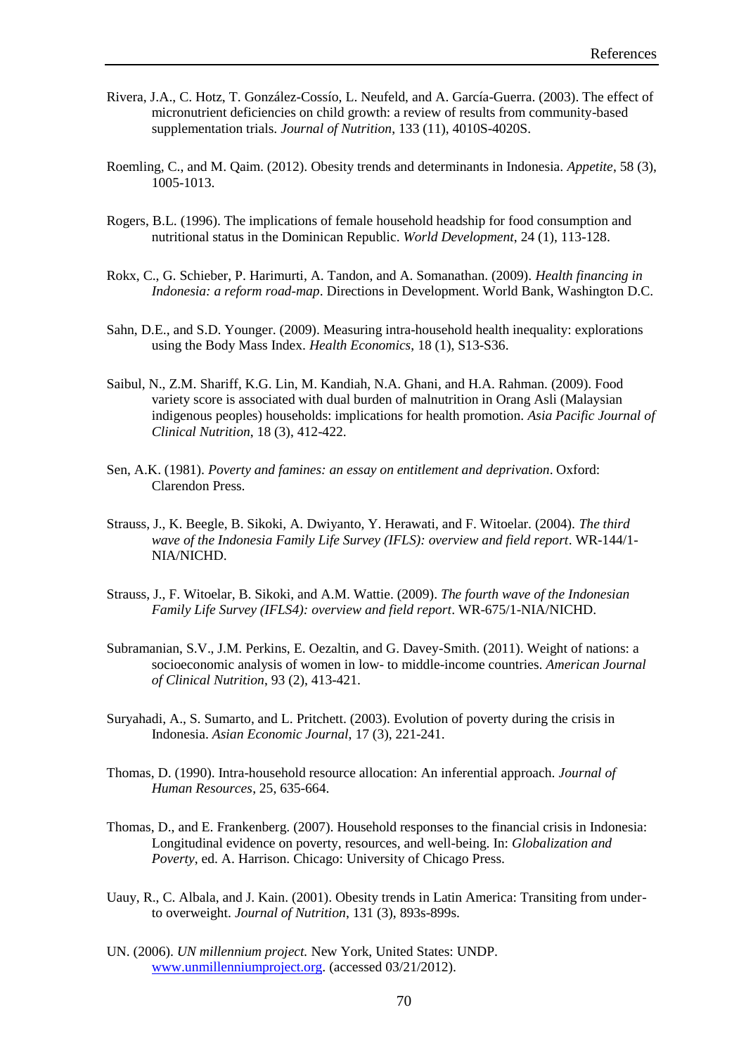Rivera, J.A., C. Hotz, T. González-Cossío, L. Neufeld, and A. García-Guerra. (2003). The effect of micronutrient deficiencies on child growth: a review of results from community-based supplementation trials. *Journal of Nutrition*, 133 (11), 4010S-4020S.

Roemling, C., and M. Qaim. (2012). Obesity trends and determinants in Indonesia. *Appetite*, 58 (3), 1005-1013.

Rogers, B.L. (1996). The implications of female household headship for food consumption and nutritional status in the Dominican Republic. *World Development*, 24 (1), 113-128.

Rokx, C., G. Schieber, P. Harimurti, A. Tandon, and A. Somanathan. (2009). *Health financing in Indonesia: a reform road-map*. Directions in Development. World Bank, Washington D.C.

Sahn, D.E., and S.D. Younger. (2009). Measuring intra-household health inequality: explorations using the Body Mass Index. *Health Economics*, 18 (1), S13-S36.

Saibul, N., Z.M. Shariff, K.G. Lin, M. Kandiah, N.A. Ghani, and H.A. Rahman. (2009). Food variety score is associated with dual burden of malnutrition in Orang Asli (Malaysian indigenous peoples) households: implications for health promotion. *Asia Pacific Journal of Clinical Nutrition*, 18 (3), 412-422.

Sen, A.K. (1981). *Poverty and famines: an essay on entitlement and deprivation*. Oxford: Clarendon Press.

Strauss, J., K. Beegle, B. Sikoki, A. Dwiyanto, Y. Herawati, and F. Witoelar. (2004). *The third wave of the Indonesia Family Life Survey (IFLS): overview and field report*. WR-144/1-NIA/NICHD.

Strauss, J., F. Witoelar, B. Sikoki, and A.M. Wattie. (2009). *The fourth wave of the Indonesian Family Life Survey (IFLS4): overview and field report*. WR-675/1-NIA/NICHD.

Subramanian, S.V., J.M. Perkins, E. Oezaltin, and G. Davey-Smith. (2011). Weight of nations: a socioeconomic analysis of women in low- to middle-income countries. *American Journal of Clinical Nutrition*, 93 (2), 413-421.

Suryahadi, A., S. Sumarto, and L. Pritchett. (2003). Evolution of poverty during the crisis in Indonesia. *Asian Economic Journal*, 17 (3), 221-241.

Thomas, D. (1990). Intra-household resource allocation: An inferential approach. *Journal of Human Resources*, 25, 635-664.

Thomas, D., and E. Frankenberg. (2007). Household responses to the financial crisis in Indonesia: Longitudinal evidence on poverty, resources, and well-being. In: *Globalization and Poverty*, ed. A. Harrison. Chicago: University of Chicago Press.

Uauy, R., C. Albala, and J. Kain. (2001). Obesity trends in Latin America: Transiting from under- to overweight. *Journal of Nutrition*, 131 (3), 893s-899s.

UN. (2006). *UN millennium project.* New York, United States: UNDP. www.unmillenniumproject.org. (accessed 03/21/2012).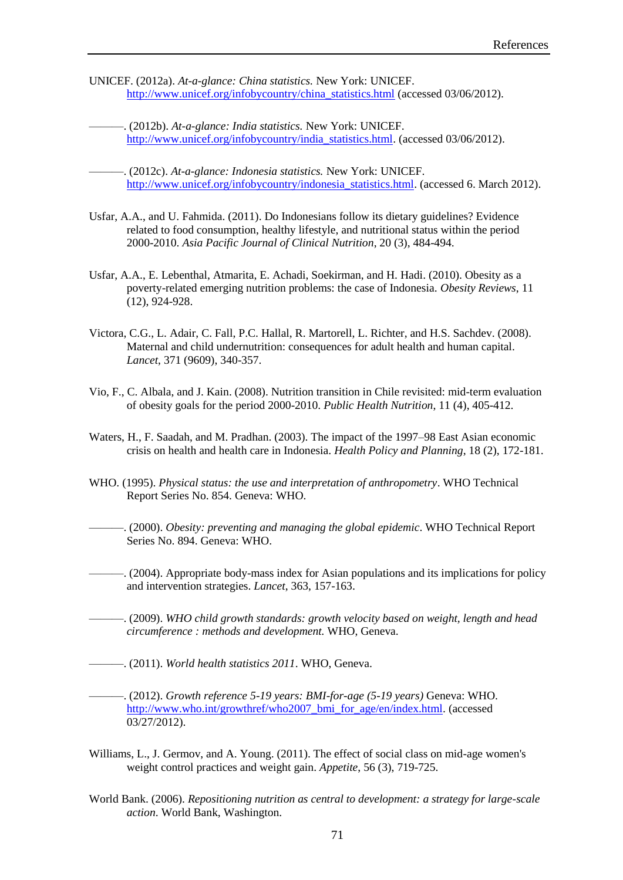UNICEF. (2012a). *At-a-glance: China statistics.* New York: UNICEF. http://www.unicef.org/infobycountry/china_statistics.html (accessed 03/06/2012).

———. (2012b). *At-a-glance: India statistics.* New York: UNICEF. http://www.unicef.org/infobycountry/india_statistics.html. (accessed 03/06/2012).

———. (2012c). *At-a-glance: Indonesia statistics.* New York: UNICEF. http://www.unicef.org/infobycountry/indonesia_statistics.html. (accessed 6. March 2012).

Usfar, A.A., and U. Fahmida. (2011). Do Indonesians follow its dietary guidelines? Evidence related to food consumption, healthy lifestyle, and nutritional status within the period 2000-2010. *Asia Pacific Journal of Clinical Nutrition*, 20 (3), 484-494.

Usfar, A.A., E. Lebenthal, Atmarita, E. Achadi, Soekirman, and H. Hadi. (2010). Obesity as a poverty-related emerging nutrition problems: the case of Indonesia. *Obesity Reviews*, 11 (12), 924-928.

Victora, C.G., L. Adair, C. Fall, P.C. Hallal, R. Martorell, L. Richter, and H.S. Sachdev. (2008). Maternal and child undernutrition: consequences for adult health and human capital. *Lancet*, 371 (9609), 340-357.

Vio, F., C. Albala, and J. Kain. (2008). Nutrition transition in Chile revisited: mid-term evaluation of obesity goals for the period 2000-2010. *Public Health Nutrition*, 11 (4), 405-412.

Waters, H., F. Saadah, and M. Pradhan. (2003). The impact of the 1997–98 East Asian economic crisis on health and health care in Indonesia. *Health Policy and Planning*, 18 (2), 172-181.

WHO. (1995). *Physical status: the use and interpretation of anthropometry*. WHO Technical Report Series No. 854. Geneva: WHO.

———. (2000). *Obesity: preventing and managing the global epidemic*. WHO Technical Report Series No. 894. Geneva: WHO.

———. (2004). Appropriate body-mass index for Asian populations and its implications for policy and intervention strategies. *Lancet*, 363, 157-163.

———. (2009). *WHO child growth standards: growth velocity based on weight, length and head circumference : methods and development.* WHO, Geneva.

———. (2011). *World health statistics 2011*. WHO, Geneva.

———. (2012). *Growth reference 5-19 years: BMI-for-age (5-19 years)* Geneva: WHO. http://www.who.int/growthref/who2007_bmi_for_age/en/index.html. (accessed 03/27/2012).

Williams, L., J. Germov, and A. Young. (2011). The effect of social class on mid-age women's weight control practices and weight gain. *Appetite*, 56 (3), 719-725.

World Bank. (2006). *Repositioning nutrition as central to development: a strategy for large-scale action*. World Bank, Washington.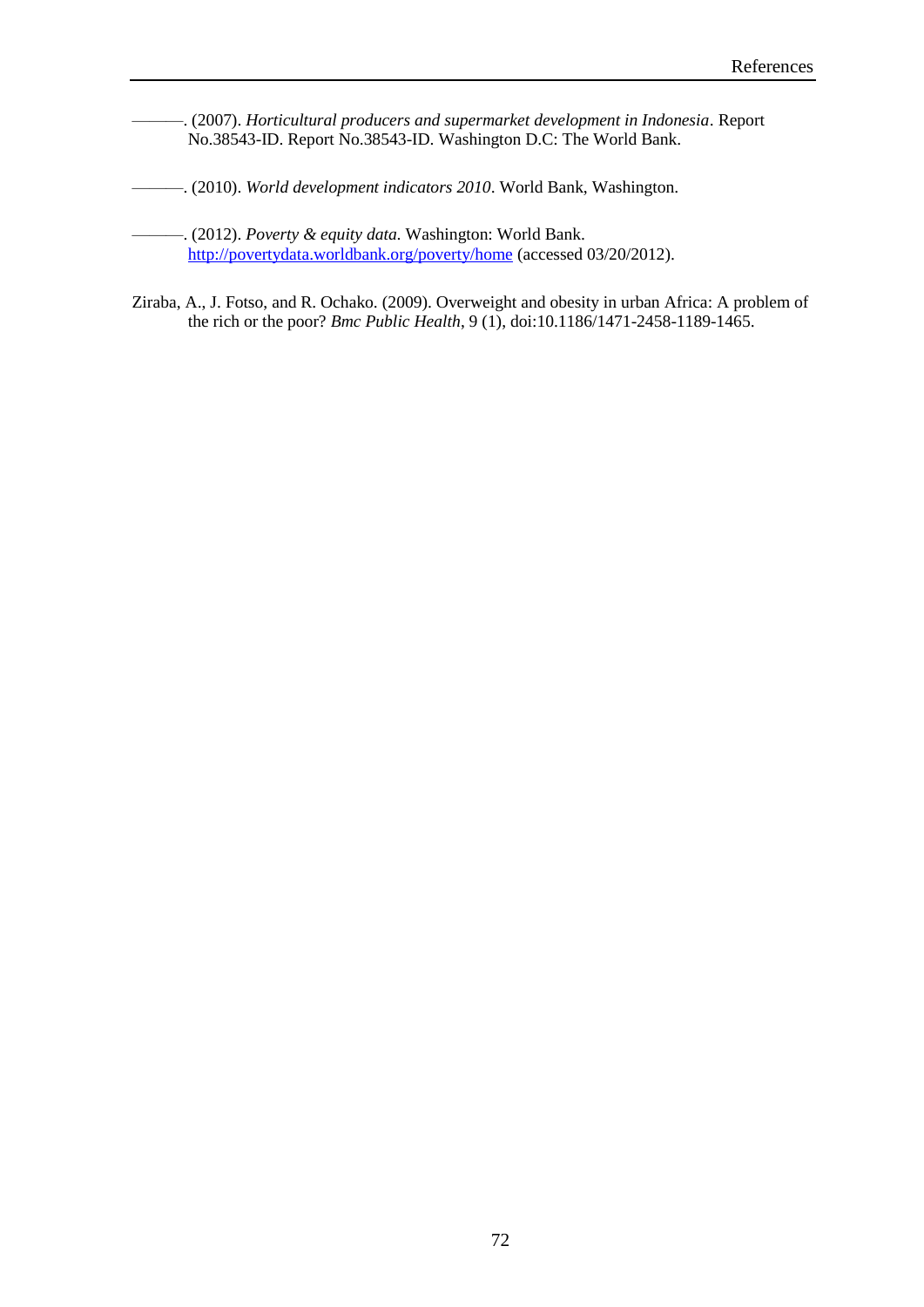———. (2007). *Horticultural producers and supermarket development in Indonesia*. Report No.38543-ID. Report No.38543-ID. Washington D.C: The World Bank.

———. (2010). *World development indicators 2010*. World Bank, Washington.

———. (2012). *Poverty & equity data*. Washington: World Bank. http://povertydata.worldbank.org/poverty/home (accessed 03/20/2012).

Ziraba, A., J. Fotso, and R. Ochako. (2009). Overweight and obesity in urban Africa: A problem of the rich or the poor? *Bmc Public Health*, 9 (1), doi:10.1186/1471-2458-1189-1465.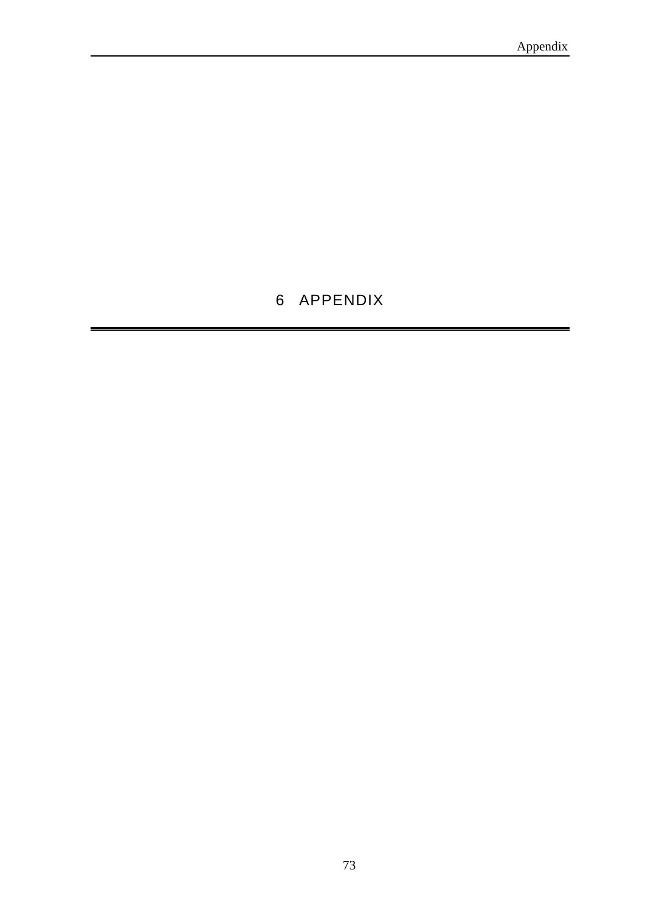# 6 APPENDIX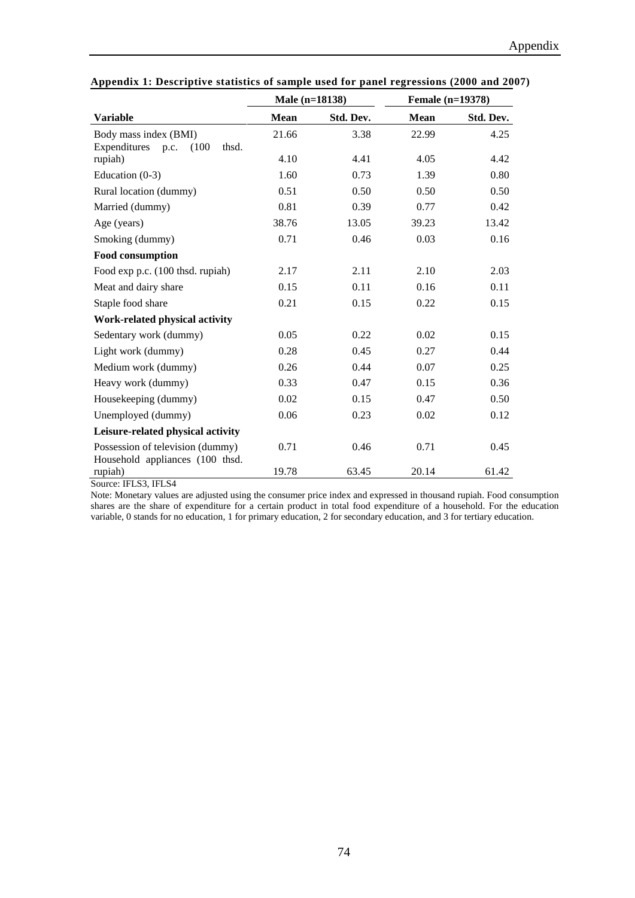**Appendix 1: Descriptive statistics of sample used for panel regressions (2000 and 2007)**

| | Male (n=18138) | | Female (n=19378) | |
|---|---|---|---|---|
| **Variable** | **Mean** | **Std. Dev.** | **Mean** | **Std. Dev.** |
| Body mass index (BMI) | 21.66 | 3.38 | 22.99 | 4.25 |
| Expenditures p.c. (100 thsd. rupiah) | 4.10 | 4.41 | 4.05 | 4.42 |
| Education (0-3) | 1.60 | 0.73 | 1.39 | 0.80 |
| Rural location (dummy) | 0.51 | 0.50 | 0.50 | 0.50 |
| Married (dummy) | 0.81 | 0.39 | 0.77 | 0.42 |
| Age (years) | 38.76 | 13.05 | 39.23 | 13.42 |
| Smoking (dummy) | 0.71 | 0.46 | 0.03 | 0.16 |
| **Food consumption** | | | | |
| Food exp p.c. (100 thsd. rupiah) | 2.17 | 2.11 | 2.10 | 2.03 |
| Meat and dairy share | 0.15 | 0.11 | 0.16 | 0.11 |
| Staple food share | 0.21 | 0.15 | 0.22 | 0.15 |
| **Work-related physical activity** | | | | |
| Sedentary work (dummy) | 0.05 | 0.22 | 0.02 | 0.15 |
| Light work (dummy) | 0.28 | 0.45 | 0.27 | 0.44 |
| Medium work (dummy) | 0.26 | 0.44 | 0.07 | 0.25 |
| Heavy work (dummy) | 0.33 | 0.47 | 0.15 | 0.36 |
| Housekeeping (dummy) | 0.02 | 0.15 | 0.47 | 0.50 |
| Unemployed (dummy) | 0.06 | 0.23 | 0.02 | 0.12 |
| **Leisure-related physical activity** | | | | |
| Possession of television (dummy) | 0.71 | 0.46 | 0.71 | 0.45 |
| Household appliances (100 thsd. rupiah) | 19.78 | 63.45 | 20.14 | 61.42 |

Source: IFLS3, IFLS4

Note: Monetary values are adjusted using the consumer price index and expressed in thousand rupiah. Food consumption shares are the share of expenditure for a certain product in total food expenditure of a household. For the education variable, 0 stands for no education, 1 for primary education, 2 for secondary education, and 3 for tertiary education.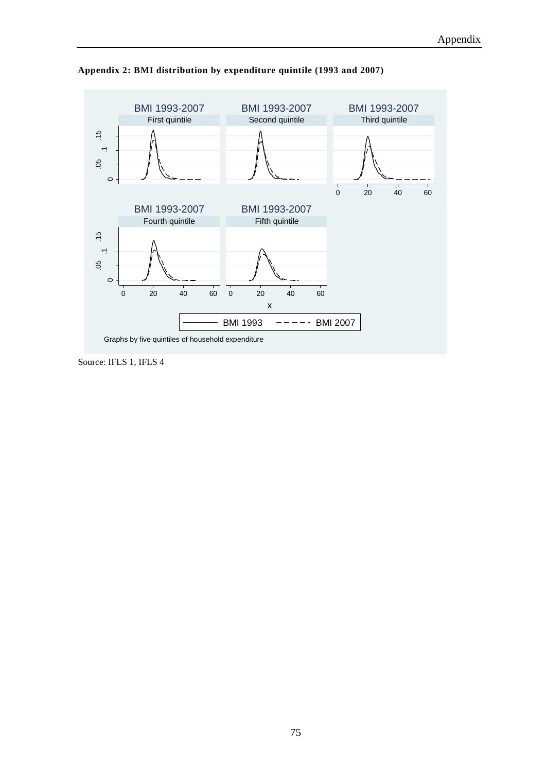**Appendix 2: BMI distribution by expenditure quintile (1993 and 2007)**

Source: IFLS 1, IFLS 4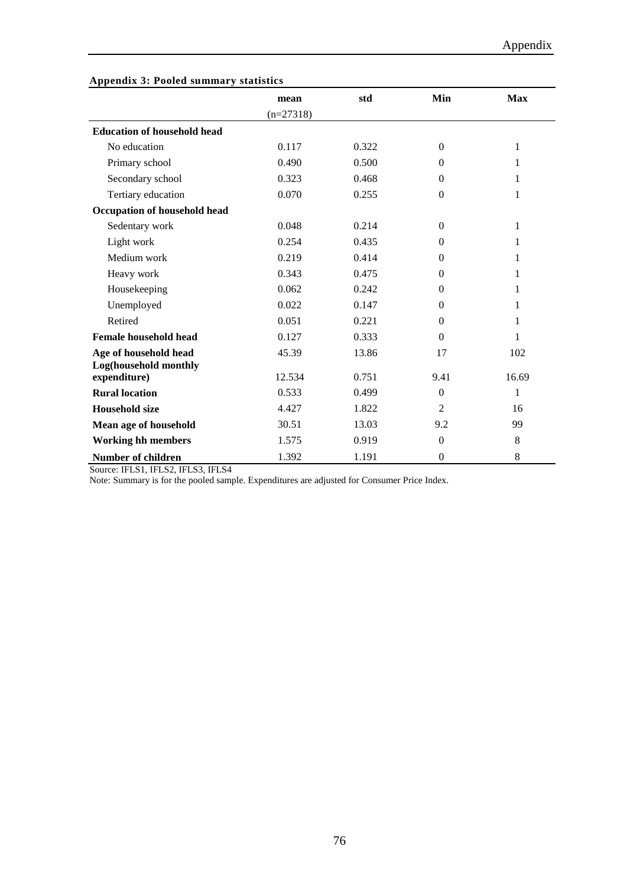**Appendix 3: Pooled summary statistics**

| | mean (n=27318) | std | Min | Max |
|---|---|---|---|---|
| **Education of household head** | | | | |
| No education | 0.117 | 0.322 | 0 | 1 |
| Primary school | 0.490 | 0.500 | 0 | 1 |
| Secondary school | 0.323 | 0.468 | 0 | 1 |
| Tertiary education | 0.070 | 0.255 | 0 | 1 |
| **Occupation of household head** | | | | |
| Sedentary work | 0.048 | 0.214 | 0 | 1 |
| Light work | 0.254 | 0.435 | 0 | 1 |
| Medium work | 0.219 | 0.414 | 0 | 1 |
| Heavy work | 0.343 | 0.475 | 0 | 1 |
| Housekeeping | 0.062 | 0.242 | 0 | 1 |
| Unemployed | 0.022 | 0.147 | 0 | 1 |
| Retired | 0.051 | 0.221 | 0 | 1 |
| **Female household head** | 0.127 | 0.333 | 0 | 1 |
| **Age of household head** | 45.39 | 13.86 | 17 | 102 |
| **Log(household monthly expenditure)** | 12.534 | 0.751 | 9.41 | 16.69 |
| **Rural location** | 0.533 | 0.499 | 0 | 1 |
| **Household size** | 4.427 | 1.822 | 2 | 16 |
| **Mean age of household** | 30.51 | 13.03 | 9.2 | 99 |
| **Working hh members** | 1.575 | 0.919 | 0 | 8 |
| **Number of children** | 1.392 | 1.191 | 0 | 8 |

Source: IFLS1, IFLS2, IFLS3, IFLS4

Note: Summary is for the pooled sample. Expenditures are adjusted for Consumer Price Index.